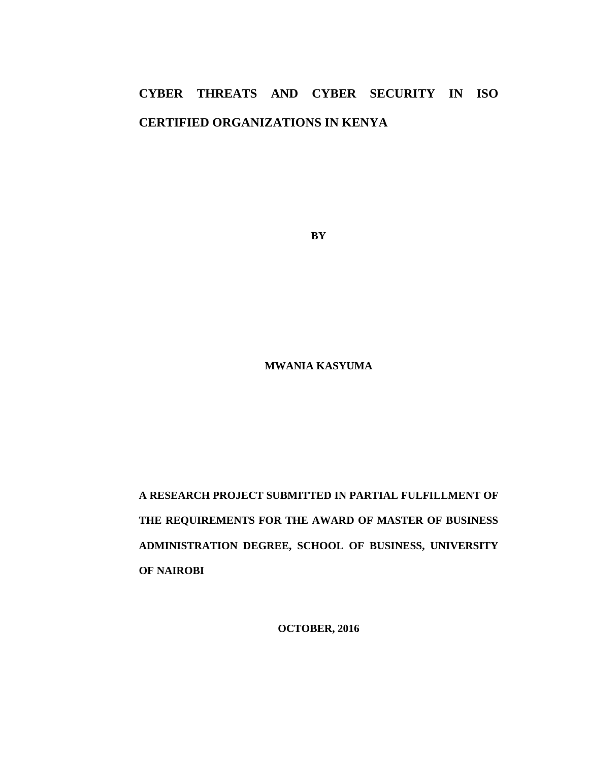# CYBER THREATS AND CYBER SECURITY IN ISO CERTIFIED ORGANIZATIONS IN KENYA

**BY**

**MWANIA KASYUMA**

**A RESEARCH PROJECT SUBMITTED IN PARTIAL FULFILLMENT OF THE REQUIREMENTS FOR THE AWARD OF MASTER OF BUSINESS ADMINISTRATION DEGREE, SCHOOL OF BUSINESS, UNIVERSITY OF NAIROBI**

**OCTOBER, 2016**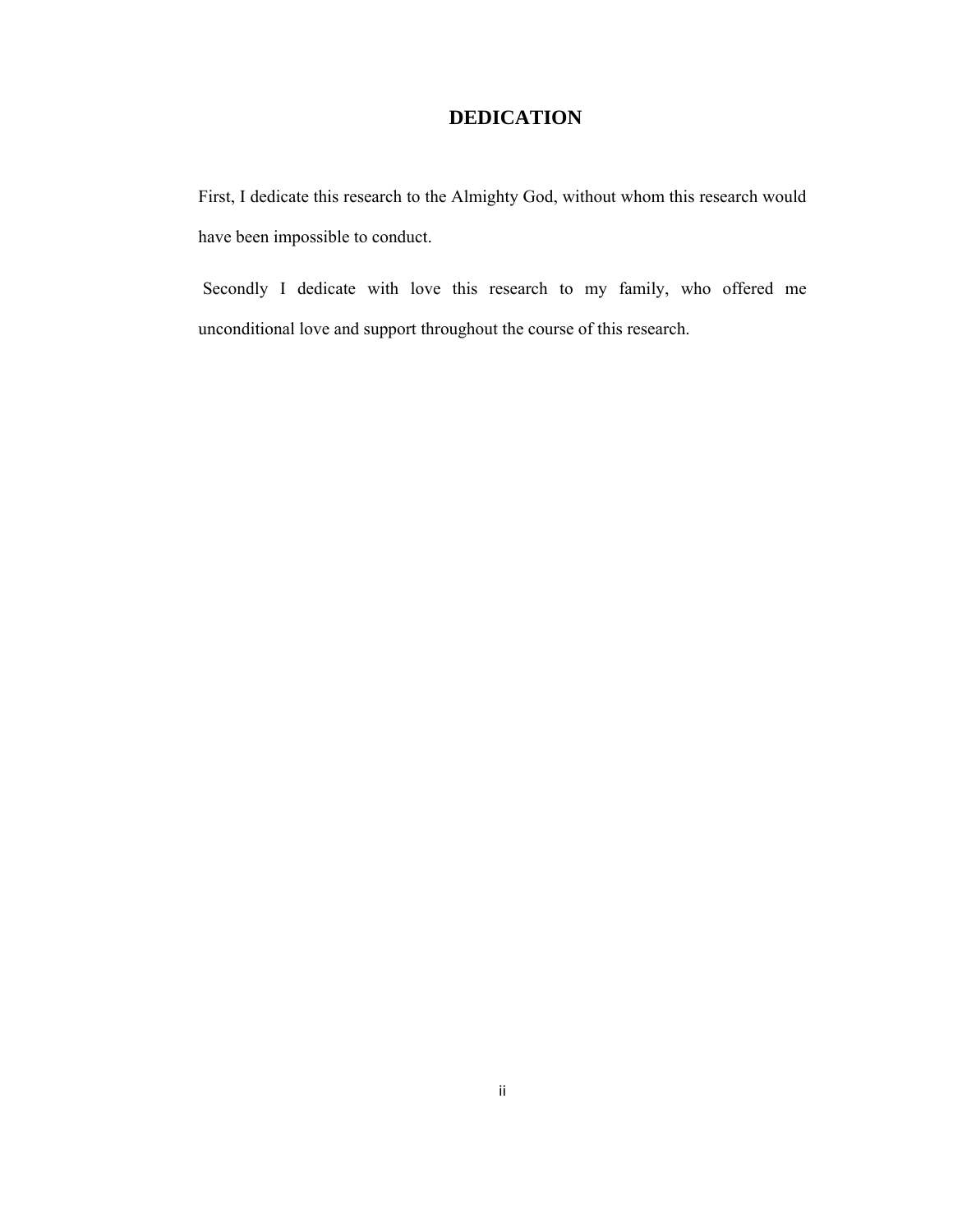# DEDICATION

First, I dedicate this research to the Almighty God, without whom this research would have been impossible to conduct.

Secondly I dedicate with love this research to my family, who offered me unconditional love and support throughout the course of this research.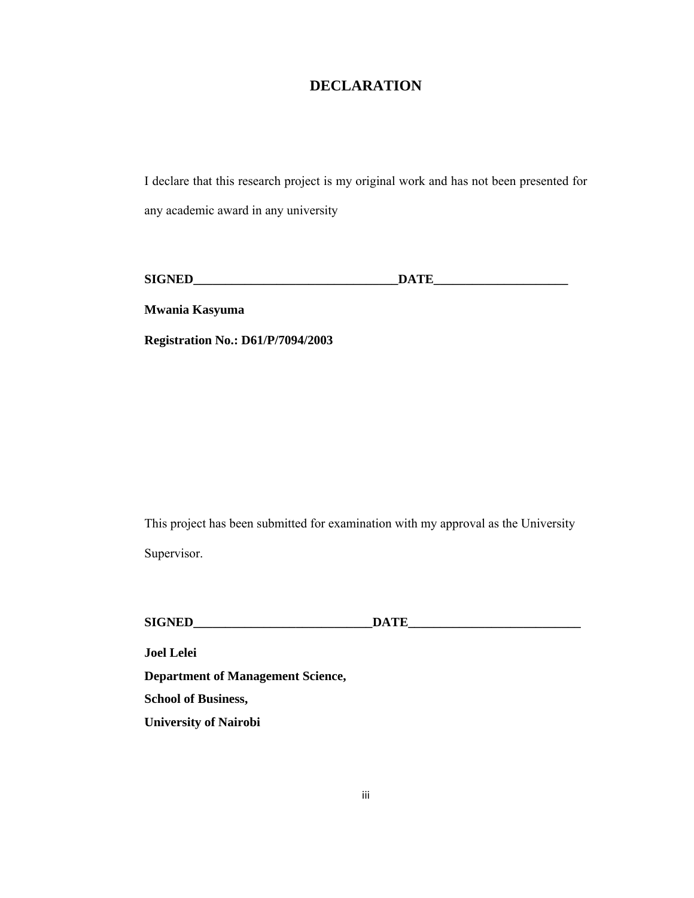# DECLARATION

I declare that this research project is my original work and has not been presented for any academic award in any university

**SIGNED__________________________________DATE______________________**

**Mwania Kasyuma**

**Registration No.: D61/P/7094/2003**

This project has been submitted for examination with my approval as the University Supervisor.

**SIGNED______________________________DATE____________________________**

**Joel Lelei**

**Department of Management Science,**

**School of Business,**

**University of Nairobi**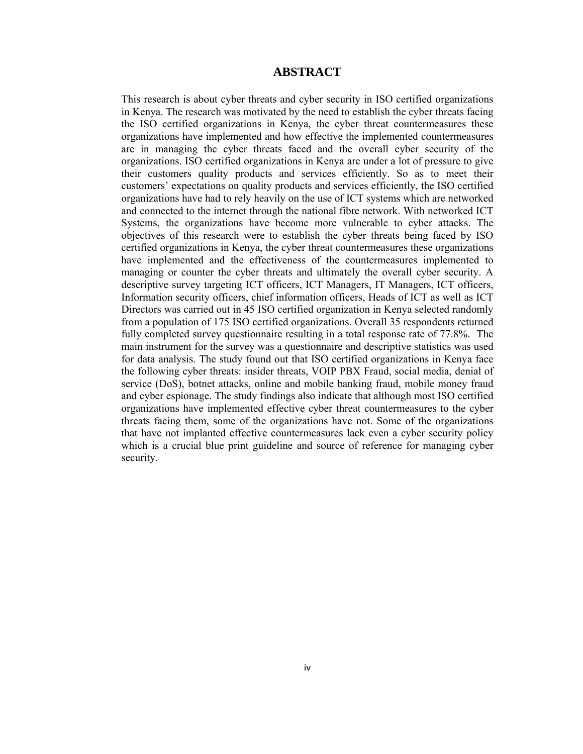# ABSTRACT

This research is about cyber threats and cyber security in ISO certified organizations in Kenya. The research was motivated by the need to establish the cyber threats facing the ISO certified organizations in Kenya, the cyber threat countermeasures these organizations have implemented and how effective the implemented countermeasures are in managing the cyber threats faced and the overall cyber security of the organizations. ISO certified organizations in Kenya are under a lot of pressure to give their customers quality products and services efficiently. So as to meet their customers' expectations on quality products and services efficiently, the ISO certified organizations have had to rely heavily on the use of ICT systems which are networked and connected to the internet through the national fibre network. With networked ICT Systems, the organizations have become more vulnerable to cyber attacks. The objectives of this research were to establish the cyber threats being faced by ISO certified organizations in Kenya, the cyber threat countermeasures these organizations have implemented and the effectiveness of the countermeasures implemented to managing or counter the cyber threats and ultimately the overall cyber security. A descriptive survey targeting ICT officers, ICT Managers, IT Managers, ICT officers, Information security officers, chief information officers, Heads of ICT as well as ICT Directors was carried out in 45 ISO certified organization in Kenya selected randomly from a population of 175 ISO certified organizations. Overall 35 respondents returned fully completed survey questionnaire resulting in a total response rate of 77.8%. The main instrument for the survey was a questionnaire and descriptive statistics was used for data analysis. The study found out that ISO certified organizations in Kenya face the following cyber threats: insider threats, VOIP PBX Fraud, social media, denial of service (DoS), botnet attacks, online and mobile banking fraud, mobile money fraud and cyber espionage. The study findings also indicate that although most ISO certified organizations have implemented effective cyber threat countermeasures to the cyber threats facing them, some of the organizations have not. Some of the organizations that have not implanted effective countermeasures lack even a cyber security policy which is a crucial blue print guideline and source of reference for managing cyber security.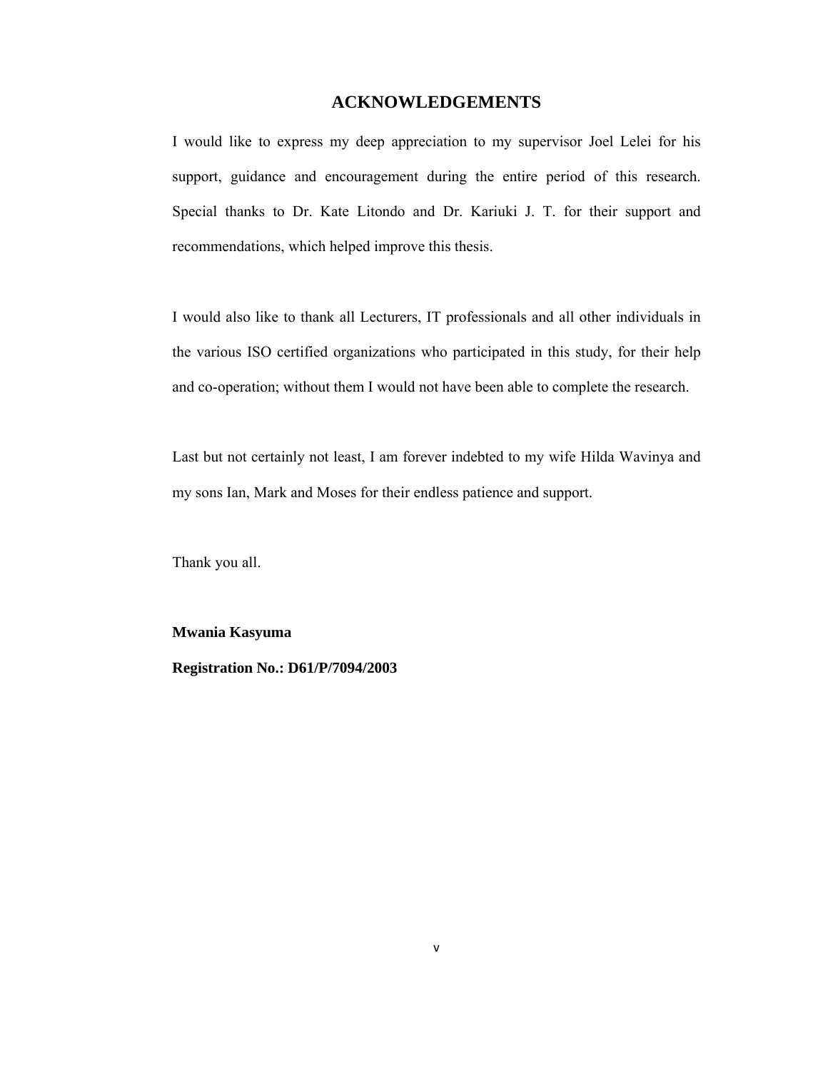## ACKNOWLEDGEMENTS

I would like to express my deep appreciation to my supervisor Joel Lelei for his support, guidance and encouragement during the entire period of this research. Special thanks to Dr. Kate Litondo and Dr. Kariuki J. T. for their support and recommendations, which helped improve this thesis.

I would also like to thank all Lecturers, IT professionals and all other individuals in the various ISO certified organizations who participated in this study, for their help and co-operation; without them I would not have been able to complete the research.

Last but not certainly not least, I am forever indebted to my wife Hilda Wavinya and my sons Ian, Mark and Moses for their endless patience and support.

Thank you all.

**Mwania Kasyuma**

**Registration No.: D61/P/7094/2003**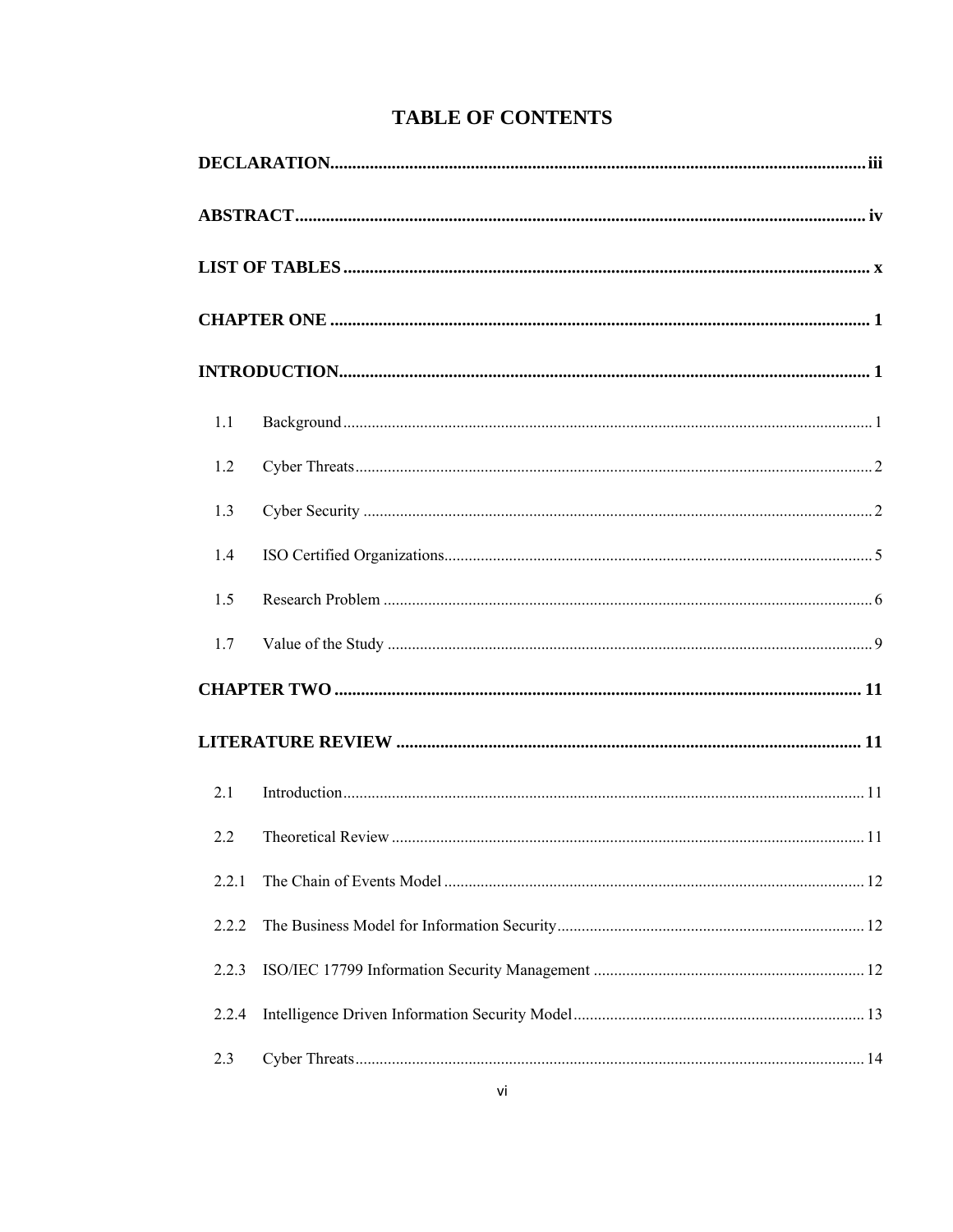# TABLE OF CONTENTS

**DECLARATION** ........ iii

**ABSTRACT** ........ iv

**LIST OF TABLES** ........ x

**CHAPTER ONE** ........ 1

**INTRODUCTION** ........ 1

1.1 Background ........ 1

1.2 Cyber Threats ........ 2

1.3 Cyber Security ........ 2

1.4 ISO Certified Organizations ........ 5

1.5 Research Problem ........ 6

1.7 Value of the Study ........ 9

**CHAPTER TWO** ........ 11

**LITERATURE REVIEW** ........ 11

2.1 Introduction ........ 11

2.2 Theoretical Review ........ 11

2.2.1 The Chain of Events Model ........ 12

2.2.2 The Business Model for Information Security ........ 12

2.2.3 ISO/IEC 17799 Information Security Management ........ 12

2.2.4 Intelligence Driven Information Security Model ........ 13

2.3 Cyber Threats ........ 14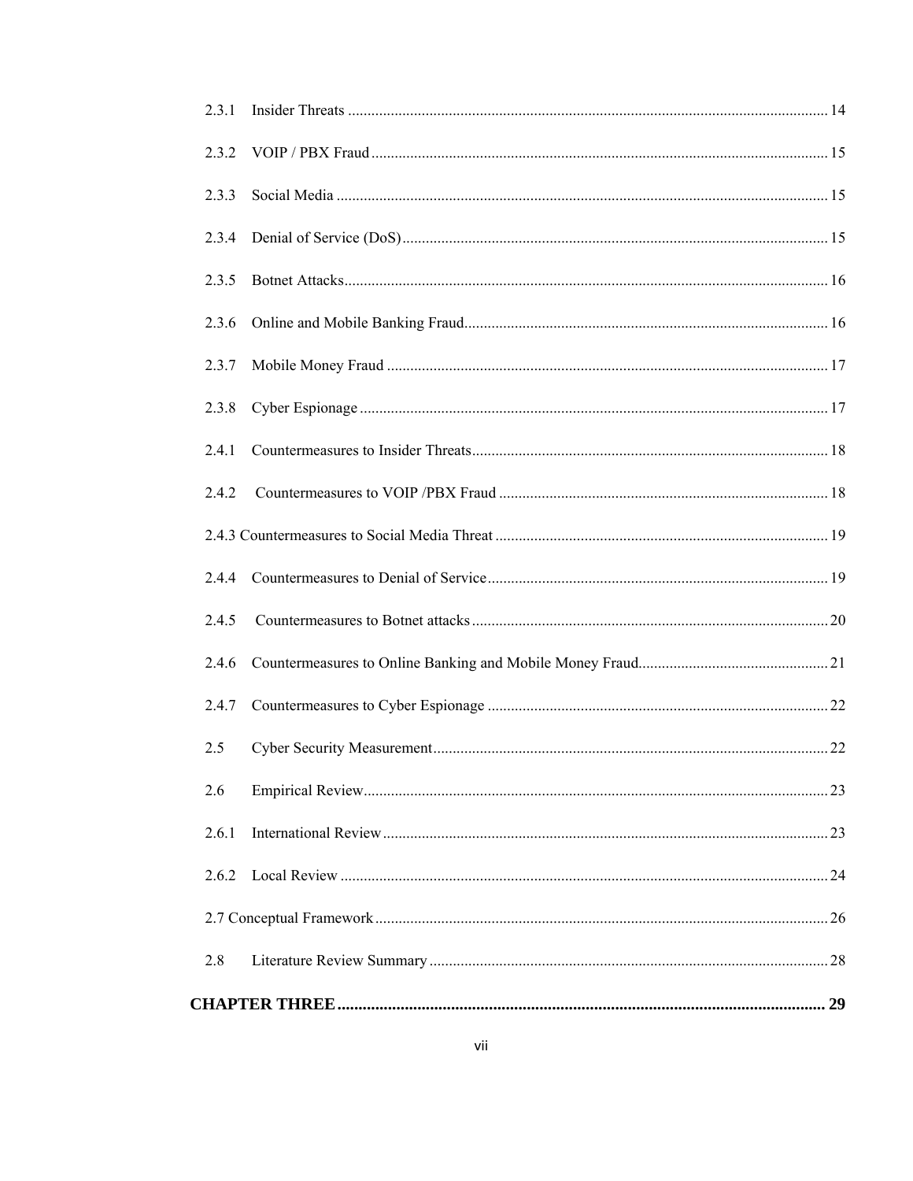2.3.1 Insider Threats ........................................................................................................... 14

2.3.2 VOIP / PBX Fraud ..................................................................................................... 15

2.3.3 Social Media .............................................................................................................. 15

2.3.4 Denial of Service (DoS) ............................................................................................. 15

2.3.5 Botnet Attacks............................................................................................................ 16

2.3.6 Online and Mobile Banking Fraud............................................................................. 16

2.3.7 Mobile Money Fraud ................................................................................................. 17

2.3.8 Cyber Espionage ........................................................................................................ 17

2.4.1 Countermeasures to Insider Threats........................................................................... 18

2.4.2 Countermeasures to VOIP /PBX Fraud ..................................................................... 18

2.4.3 Countermeasures to Social Media Threat ...................................................................... 19

2.4.4 Countermeasures to Denial of Service........................................................................ 19

2.4.5 Countermeasures to Botnet attacks ............................................................................ 20

2.4.6 Countermeasures to Online Banking and Mobile Money Fraud................................. 21

2.4.7 Countermeasures to Cyber Espionage ........................................................................ 22

2.5 Cyber Security Measurement..................................................................................... 22

2.6 Empirical Review........................................................................................................ 23

2.6.1 International Review ................................................................................................... 23

2.6.2 Local Review ............................................................................................................. 24

2.7 Conceptual Framework ..................................................................................................... 26

2.8 Literature Review Summary ....................................................................................... 28

**CHAPTER THREE .................................................................................................................. 29**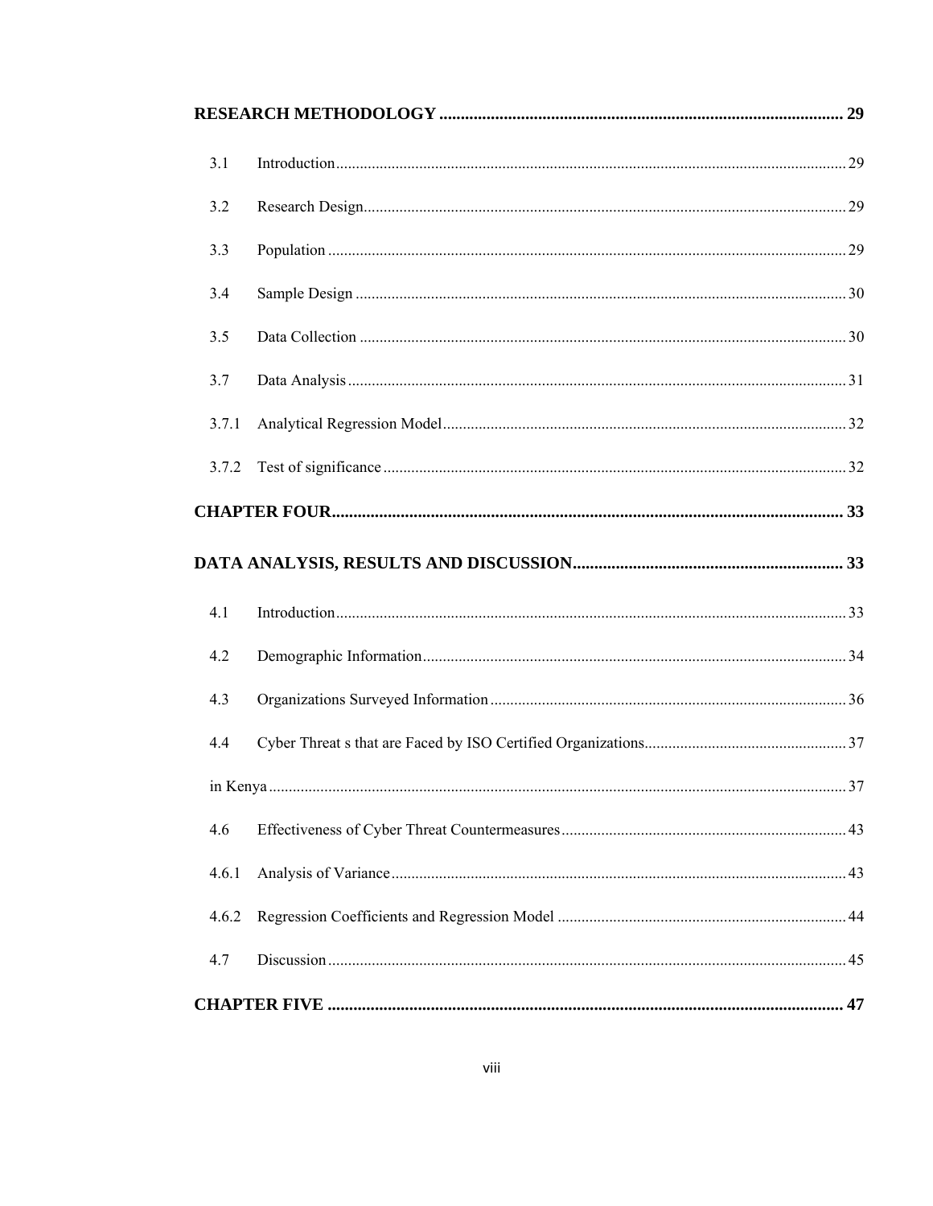**RESEARCH METHODOLOGY ............................................................................................. 29**

3.1 Introduction ................................................................................................................ 29

3.2 Research Design ......................................................................................................... 29

3.3 Population .................................................................................................................. 29

3.4 Sample Design ........................................................................................................... 30

3.5 Data Collection .......................................................................................................... 30

3.7 Data Analysis ............................................................................................................. 31

3.7.1 Analytical Regression Model ..................................................................................... 32

3.7.2 Test of significance .................................................................................................... 32

**CHAPTER FOUR ....................................................................................................... 33**

**DATA ANALYSIS, RESULTS AND DISCUSSION .............................................................. 33**

4.1 Introduction ................................................................................................................ 33

4.2 Demographic Information .......................................................................................... 34

4.3 Organizations Surveyed Information ......................................................................... 36

4.4 Cyber Threat s that are Faced by ISO Certified Organizations .................................. 37

in Kenya ................................................................................................................................ 37

4.6 Effectiveness of Cyber Threat Countermeasures ....................................................... 43

4.6.1 Analysis of Variance .................................................................................................. 43

4.6.2 Regression Coefficients and Regression Model ......................................................... 44

4.7 Discussion .................................................................................................................. 45

**CHAPTER FIVE ........................................................................................................ 47**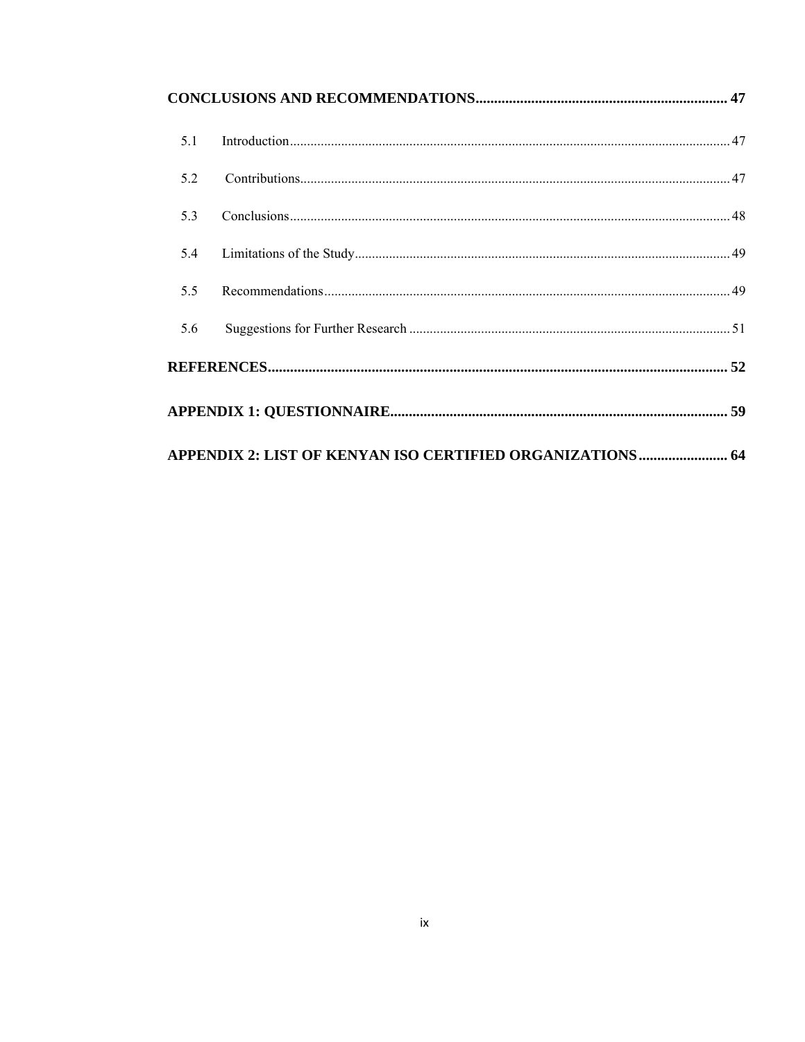**CONCLUSIONS AND RECOMMENDATIONS** .......... 47

5.1 Introduction .......... 47

5.2 Contributions .......... 47

5.3 Conclusions .......... 48

5.4 Limitations of the Study .......... 49

5.5 Recommendations .......... 49

5.6 Suggestions for Further Research .......... 51

**REFERENCES** .......... 52

**APPENDIX 1: QUESTIONNAIRE** .......... 59

**APPENDIX 2: LIST OF KENYAN ISO CERTIFIED ORGANIZATIONS** .......... 64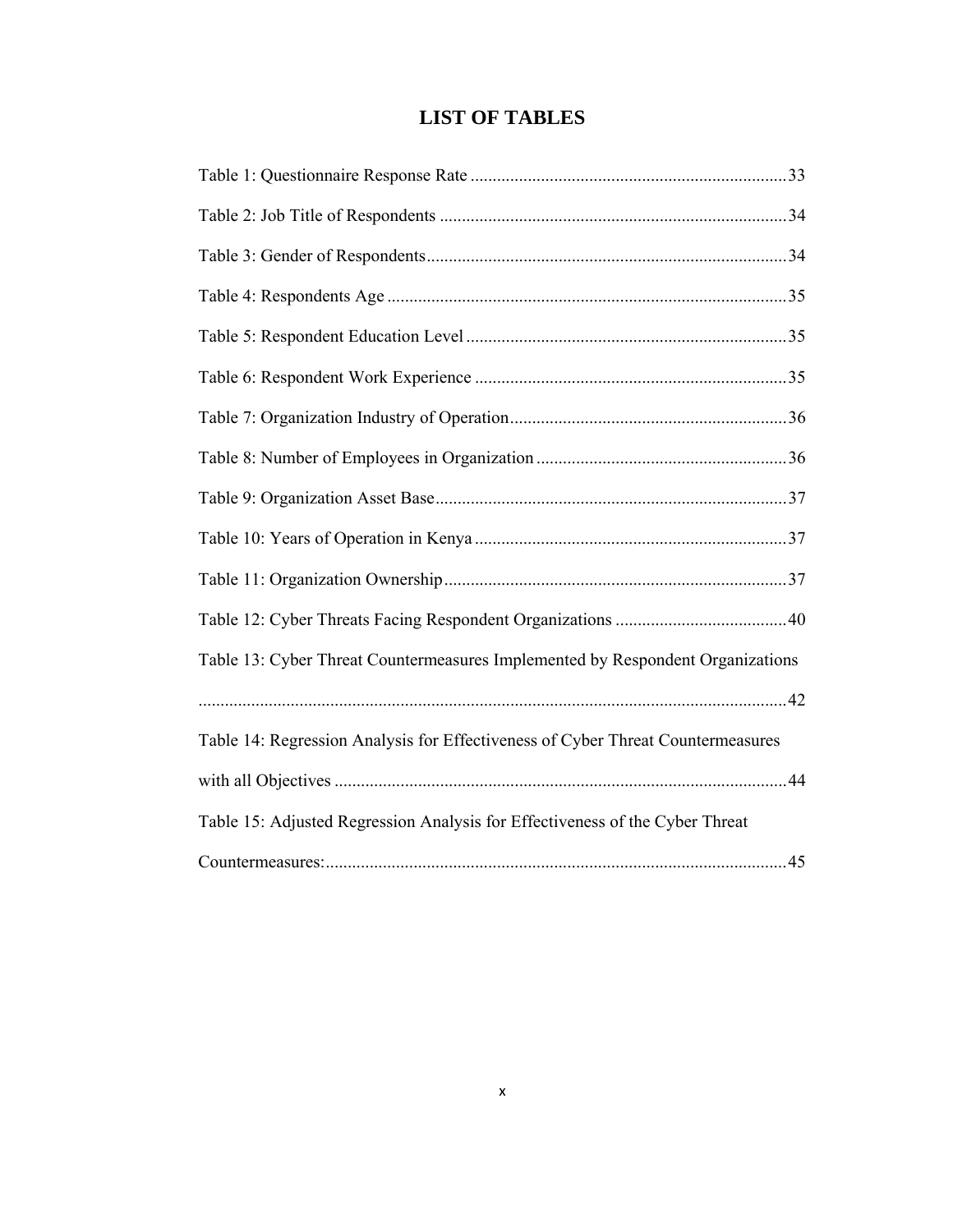# LIST OF TABLES

Table 1: Questionnaire Response Rate ........................................................................33

Table 2: Job Title of Respondents ..............................................................................34

Table 3: Gender of Respondents..................................................................................34

Table 4: Respondents Age ...........................................................................................35

Table 5: Respondent Education Level .........................................................................35

Table 6: Respondent Work Experience .......................................................................35

Table 7: Organization Industry of Operation...............................................................36

Table 8: Number of Employees in Organization .........................................................36

Table 9: Organization Asset Base................................................................................37

Table 10: Years of Operation in Kenya .......................................................................37

Table 11: Organization Ownership..............................................................................37

Table 12: Cyber Threats Facing Respondent Organizations .......................................40

Table 13: Cyber Threat Countermeasures Implemented by Respondent Organizations .....................................................................................................................................42

Table 14: Regression Analysis for Effectiveness of Cyber Threat Countermeasures with all Objectives .......................................................................................................44

Table 15: Adjusted Regression Analysis for Effectiveness of the Cyber Threat Countermeasures:.........................................................................................................45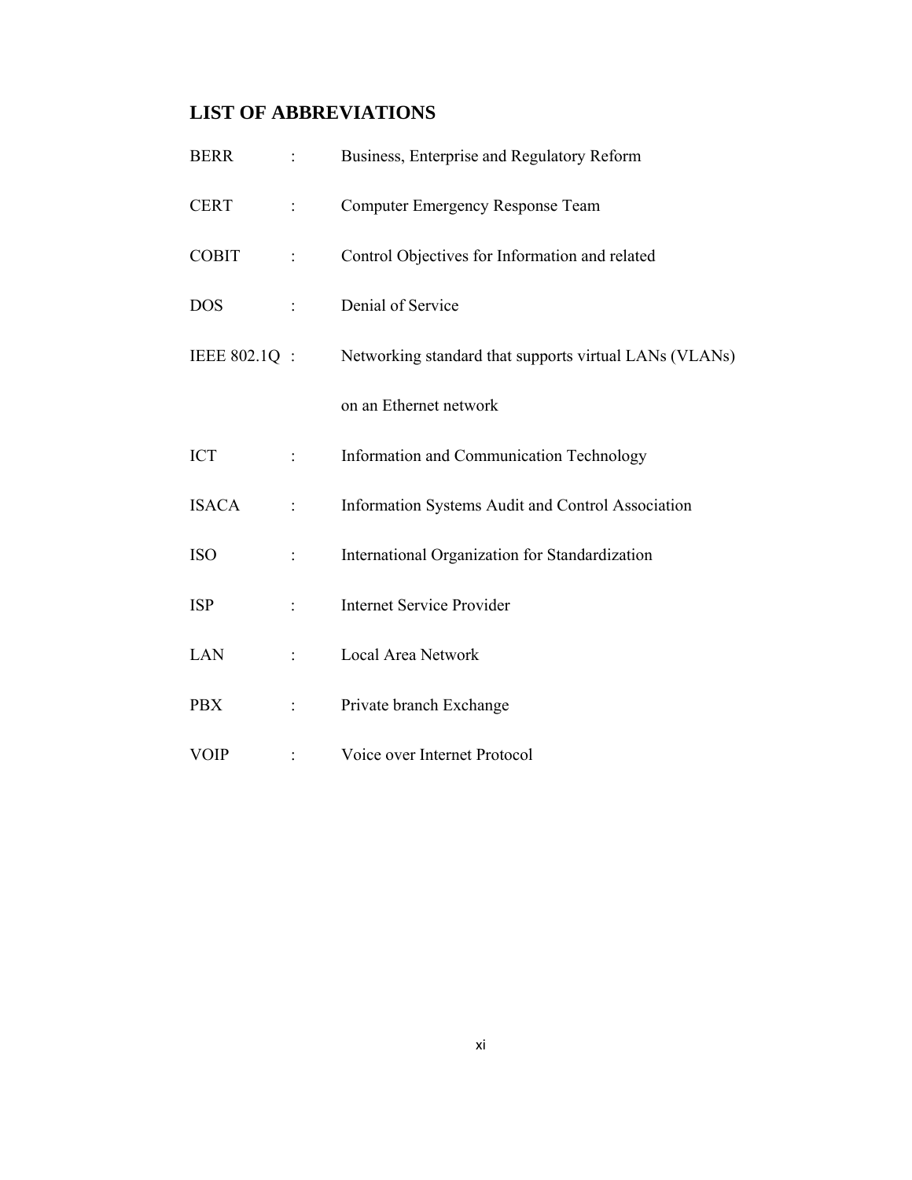## LIST OF ABBREVIATIONS

| | | |
|---|---|---|
| BERR | : | Business, Enterprise and Regulatory Reform |
| CERT | : | Computer Emergency Response Team |
| COBIT | : | Control Objectives for Information and related |
| DOS | : | Denial of Service |
| IEEE 802.1Q | : | Networking standard that supports virtual LANs (VLANs) on an Ethernet network |
| ICT | : | Information and Communication Technology |
| ISACA | : | Information Systems Audit and Control Association |
| ISO | : | International Organization for Standardization |
| ISP | : | Internet Service Provider |
| LAN | : | Local Area Network |
| PBX | : | Private branch Exchange |
| VOIP | : | Voice over Internet Protocol |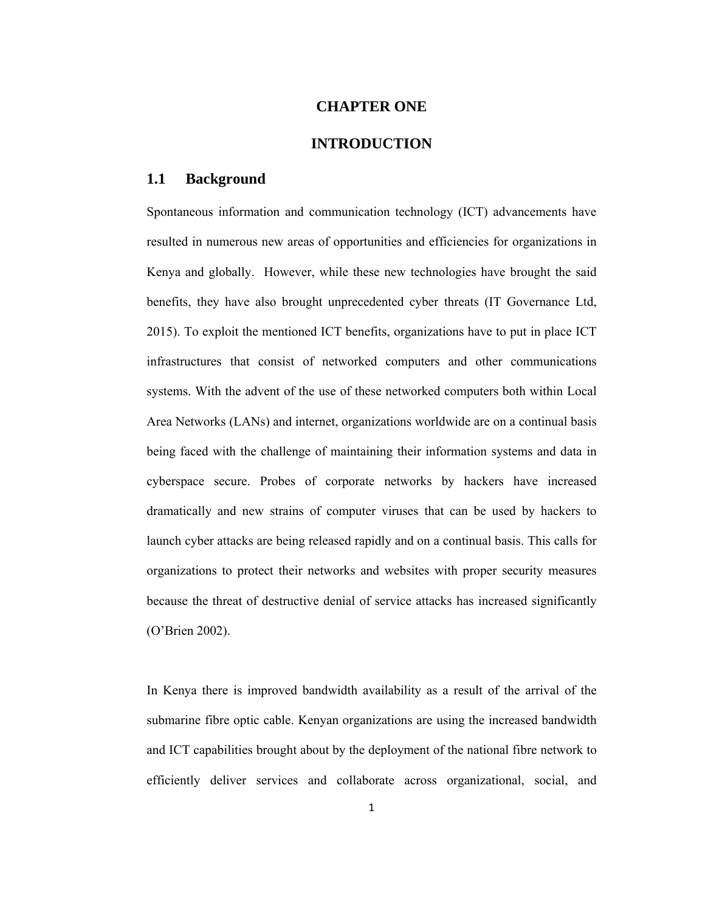# CHAPTER ONE

# INTRODUCTION

## 1.1 Background

Spontaneous information and communication technology (ICT) advancements have resulted in numerous new areas of opportunities and efficiencies for organizations in Kenya and globally. However, while these new technologies have brought the said benefits, they have also brought unprecedented cyber threats (IT Governance Ltd, 2015). To exploit the mentioned ICT benefits, organizations have to put in place ICT infrastructures that consist of networked computers and other communications systems. With the advent of the use of these networked computers both within Local Area Networks (LANs) and internet, organizations worldwide are on a continual basis being faced with the challenge of maintaining their information systems and data in cyberspace secure. Probes of corporate networks by hackers have increased dramatically and new strains of computer viruses that can be used by hackers to launch cyber attacks are being released rapidly and on a continual basis. This calls for organizations to protect their networks and websites with proper security measures because the threat of destructive denial of service attacks has increased significantly (O'Brien 2002).

In Kenya there is improved bandwidth availability as a result of the arrival of the submarine fibre optic cable. Kenyan organizations are using the increased bandwidth and ICT capabilities brought about by the deployment of the national fibre network to efficiently deliver services and collaborate across organizational, social, and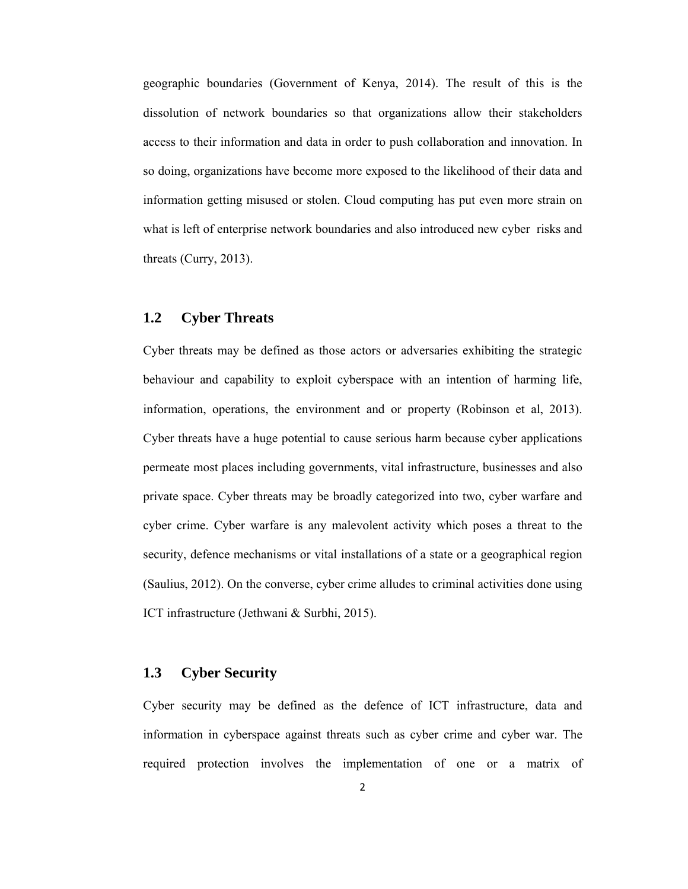geographic boundaries (Government of Kenya, 2014). The result of this is the dissolution of network boundaries so that organizations allow their stakeholders access to their information and data in order to push collaboration and innovation. In so doing, organizations have become more exposed to the likelihood of their data and information getting misused or stolen. Cloud computing has put even more strain on what is left of enterprise network boundaries and also introduced new cyber risks and threats (Curry, 2013).

## 1.2 Cyber Threats

Cyber threats may be defined as those actors or adversaries exhibiting the strategic behaviour and capability to exploit cyberspace with an intention of harming life, information, operations, the environment and or property (Robinson et al, 2013). Cyber threats have a huge potential to cause serious harm because cyber applications permeate most places including governments, vital infrastructure, businesses and also private space. Cyber threats may be broadly categorized into two, cyber warfare and cyber crime. Cyber warfare is any malevolent activity which poses a threat to the security, defence mechanisms or vital installations of a state or a geographical region (Saulius, 2012). On the converse, cyber crime alludes to criminal activities done using ICT infrastructure (Jethwani & Surbhi, 2015).

## 1.3 Cyber Security

Cyber security may be defined as the defence of ICT infrastructure, data and information in cyberspace against threats such as cyber crime and cyber war. The required protection involves the implementation of one or a matrix of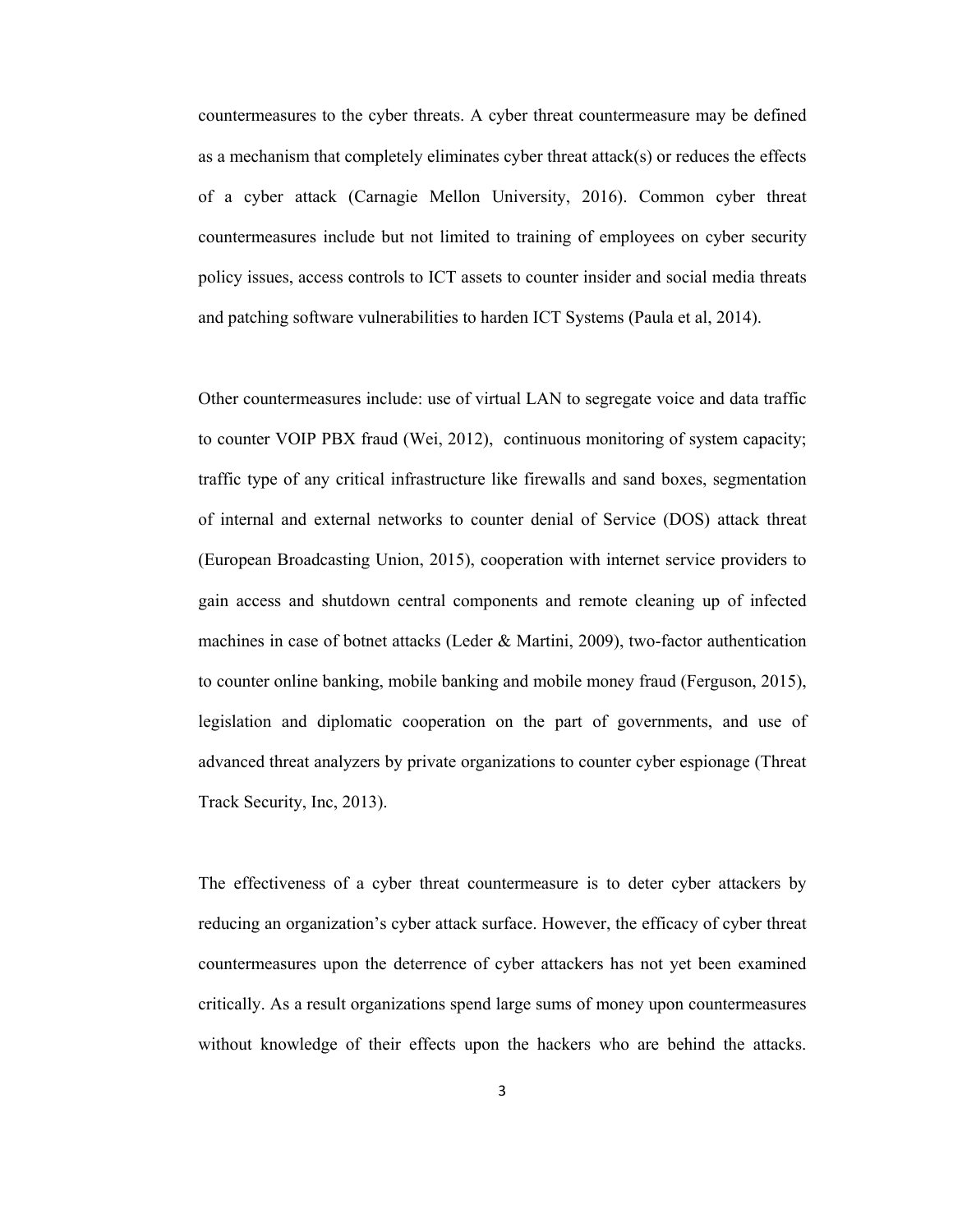countermeasures to the cyber threats. A cyber threat countermeasure may be defined as a mechanism that completely eliminates cyber threat attack(s) or reduces the effects of a cyber attack (Carnagie Mellon University, 2016). Common cyber threat countermeasures include but not limited to training of employees on cyber security policy issues, access controls to ICT assets to counter insider and social media threats and patching software vulnerabilities to harden ICT Systems (Paula et al, 2014).

Other countermeasures include: use of virtual LAN to segregate voice and data traffic to counter VOIP PBX fraud (Wei, 2012), continuous monitoring of system capacity; traffic type of any critical infrastructure like firewalls and sand boxes, segmentation of internal and external networks to counter denial of Service (DOS) attack threat (European Broadcasting Union, 2015), cooperation with internet service providers to gain access and shutdown central components and remote cleaning up of infected machines in case of botnet attacks (Leder & Martini, 2009), two-factor authentication to counter online banking, mobile banking and mobile money fraud (Ferguson, 2015), legislation and diplomatic cooperation on the part of governments, and use of advanced threat analyzers by private organizations to counter cyber espionage (Threat Track Security, Inc, 2013).

The effectiveness of a cyber threat countermeasure is to deter cyber attackers by reducing an organization's cyber attack surface. However, the efficacy of cyber threat countermeasures upon the deterrence of cyber attackers has not yet been examined critically. As a result organizations spend large sums of money upon countermeasures without knowledge of their effects upon the hackers who are behind the attacks.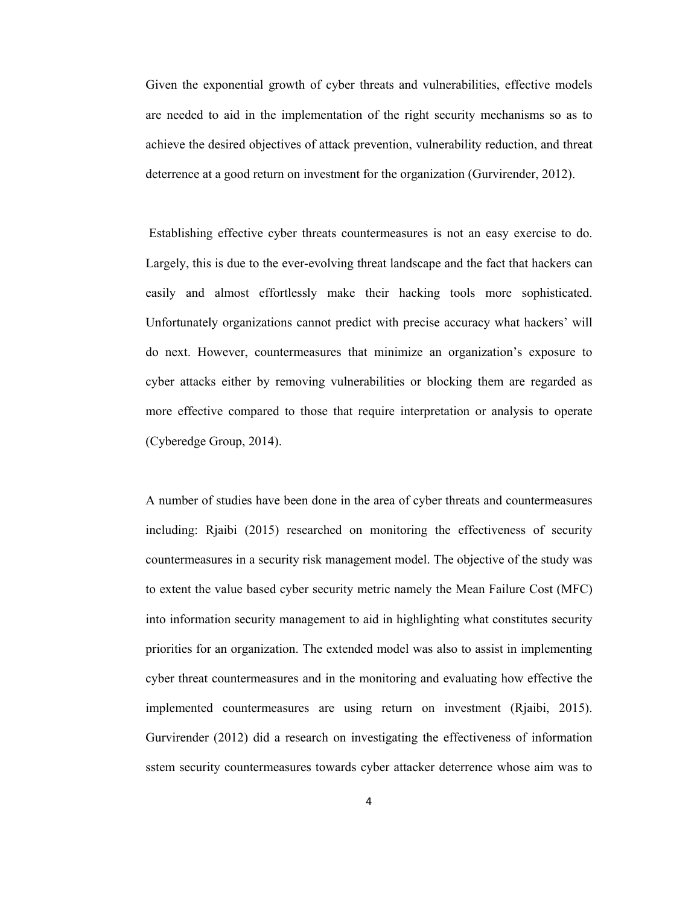Given the exponential growth of cyber threats and vulnerabilities, effective models are needed to aid in the implementation of the right security mechanisms so as to achieve the desired objectives of attack prevention, vulnerability reduction, and threat deterrence at a good return on investment for the organization (Gurvirender, 2012).

Establishing effective cyber threats countermeasures is not an easy exercise to do. Largely, this is due to the ever-evolving threat landscape and the fact that hackers can easily and almost effortlessly make their hacking tools more sophisticated. Unfortunately organizations cannot predict with precise accuracy what hackers' will do next. However, countermeasures that minimize an organization's exposure to cyber attacks either by removing vulnerabilities or blocking them are regarded as more effective compared to those that require interpretation or analysis to operate (Cyberedge Group, 2014).

A number of studies have been done in the area of cyber threats and countermeasures including: Rjaibi (2015) researched on monitoring the effectiveness of security countermeasures in a security risk management model. The objective of the study was to extent the value based cyber security metric namely the Mean Failure Cost (MFC) into information security management to aid in highlighting what constitutes security priorities for an organization. The extended model was also to assist in implementing cyber threat countermeasures and in the monitoring and evaluating how effective the implemented countermeasures are using return on investment (Rjaibi, 2015). Gurvirender (2012) did a research on investigating the effectiveness of information sstem security countermeasures towards cyber attacker deterrence whose aim was to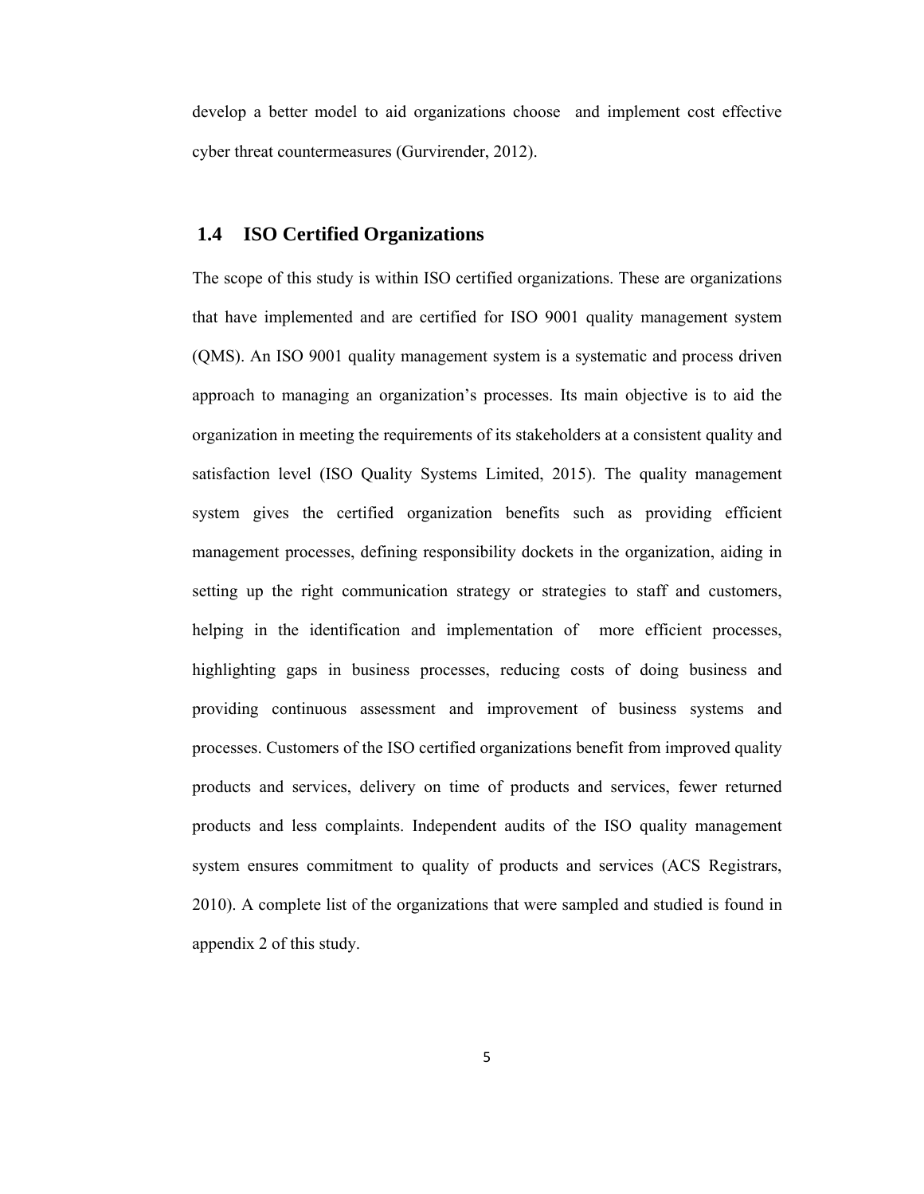develop a better model to aid organizations choose and implement cost effective cyber threat countermeasures (Gurvirender, 2012).

## 1.4 ISO Certified Organizations

The scope of this study is within ISO certified organizations. These are organizations that have implemented and are certified for ISO 9001 quality management system (QMS). An ISO 9001 quality management system is a systematic and process driven approach to managing an organization's processes. Its main objective is to aid the organization in meeting the requirements of its stakeholders at a consistent quality and satisfaction level (ISO Quality Systems Limited, 2015). The quality management system gives the certified organization benefits such as providing efficient management processes, defining responsibility dockets in the organization, aiding in setting up the right communication strategy or strategies to staff and customers, helping in the identification and implementation of more efficient processes, highlighting gaps in business processes, reducing costs of doing business and providing continuous assessment and improvement of business systems and processes. Customers of the ISO certified organizations benefit from improved quality products and services, delivery on time of products and services, fewer returned products and less complaints. Independent audits of the ISO quality management system ensures commitment to quality of products and services (ACS Registrars, 2010). A complete list of the organizations that were sampled and studied is found in appendix 2 of this study.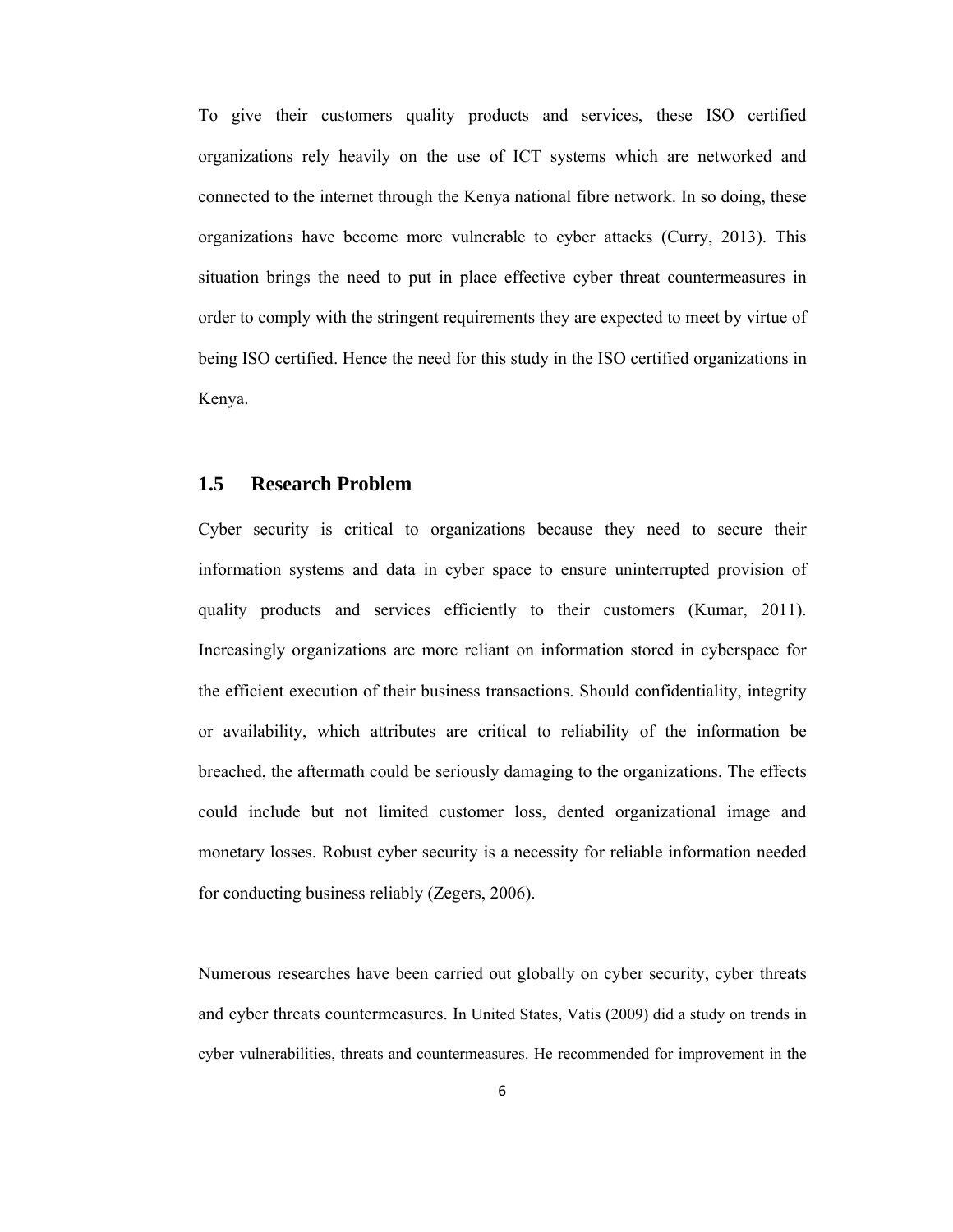To give their customers quality products and services, these ISO certified organizations rely heavily on the use of ICT systems which are networked and connected to the internet through the Kenya national fibre network. In so doing, these organizations have become more vulnerable to cyber attacks (Curry, 2013). This situation brings the need to put in place effective cyber threat countermeasures in order to comply with the stringent requirements they are expected to meet by virtue of being ISO certified. Hence the need for this study in the ISO certified organizations in Kenya.

## 1.5 Research Problem

Cyber security is critical to organizations because they need to secure their information systems and data in cyber space to ensure uninterrupted provision of quality products and services efficiently to their customers (Kumar, 2011). Increasingly organizations are more reliant on information stored in cyberspace for the efficient execution of their business transactions. Should confidentiality, integrity or availability, which attributes are critical to reliability of the information be breached, the aftermath could be seriously damaging to the organizations. The effects could include but not limited customer loss, dented organizational image and monetary losses. Robust cyber security is a necessity for reliable information needed for conducting business reliably (Zegers, 2006).

Numerous researches have been carried out globally on cyber security, cyber threats and cyber threats countermeasures. In United States, Vatis (2009) did a study on trends in cyber vulnerabilities, threats and countermeasures. He recommended for improvement in the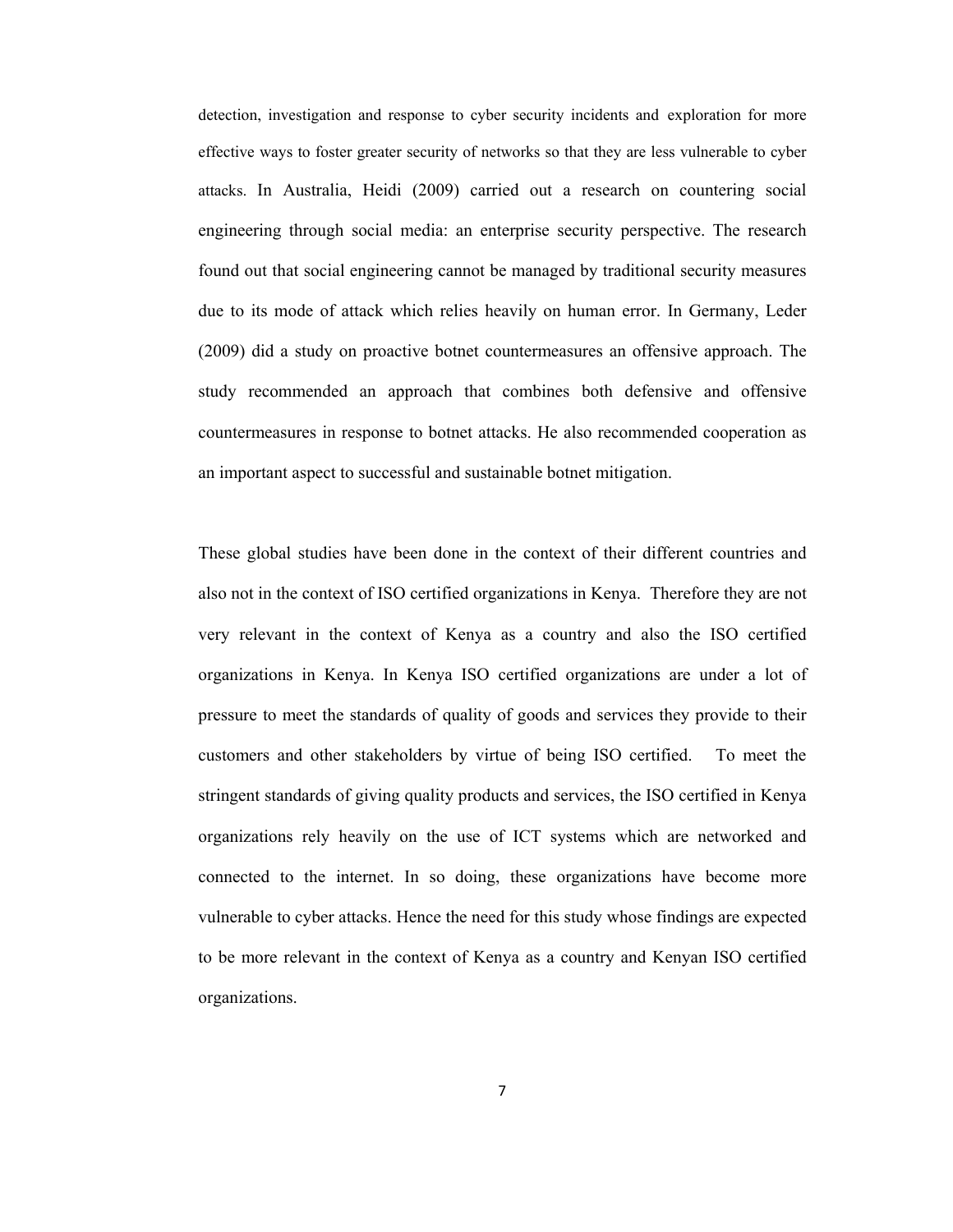detection, investigation and response to cyber security incidents and exploration for more effective ways to foster greater security of networks so that they are less vulnerable to cyber attacks. In Australia, Heidi (2009) carried out a research on countering social engineering through social media: an enterprise security perspective. The research found out that social engineering cannot be managed by traditional security measures due to its mode of attack which relies heavily on human error. In Germany, Leder (2009) did a study on proactive botnet countermeasures an offensive approach. The study recommended an approach that combines both defensive and offensive countermeasures in response to botnet attacks. He also recommended cooperation as an important aspect to successful and sustainable botnet mitigation.

These global studies have been done in the context of their different countries and also not in the context of ISO certified organizations in Kenya. Therefore they are not very relevant in the context of Kenya as a country and also the ISO certified organizations in Kenya. In Kenya ISO certified organizations are under a lot of pressure to meet the standards of quality of goods and services they provide to their customers and other stakeholders by virtue of being ISO certified. To meet the stringent standards of giving quality products and services, the ISO certified in Kenya organizations rely heavily on the use of ICT systems which are networked and connected to the internet. In so doing, these organizations have become more vulnerable to cyber attacks. Hence the need for this study whose findings are expected to be more relevant in the context of Kenya as a country and Kenyan ISO certified organizations.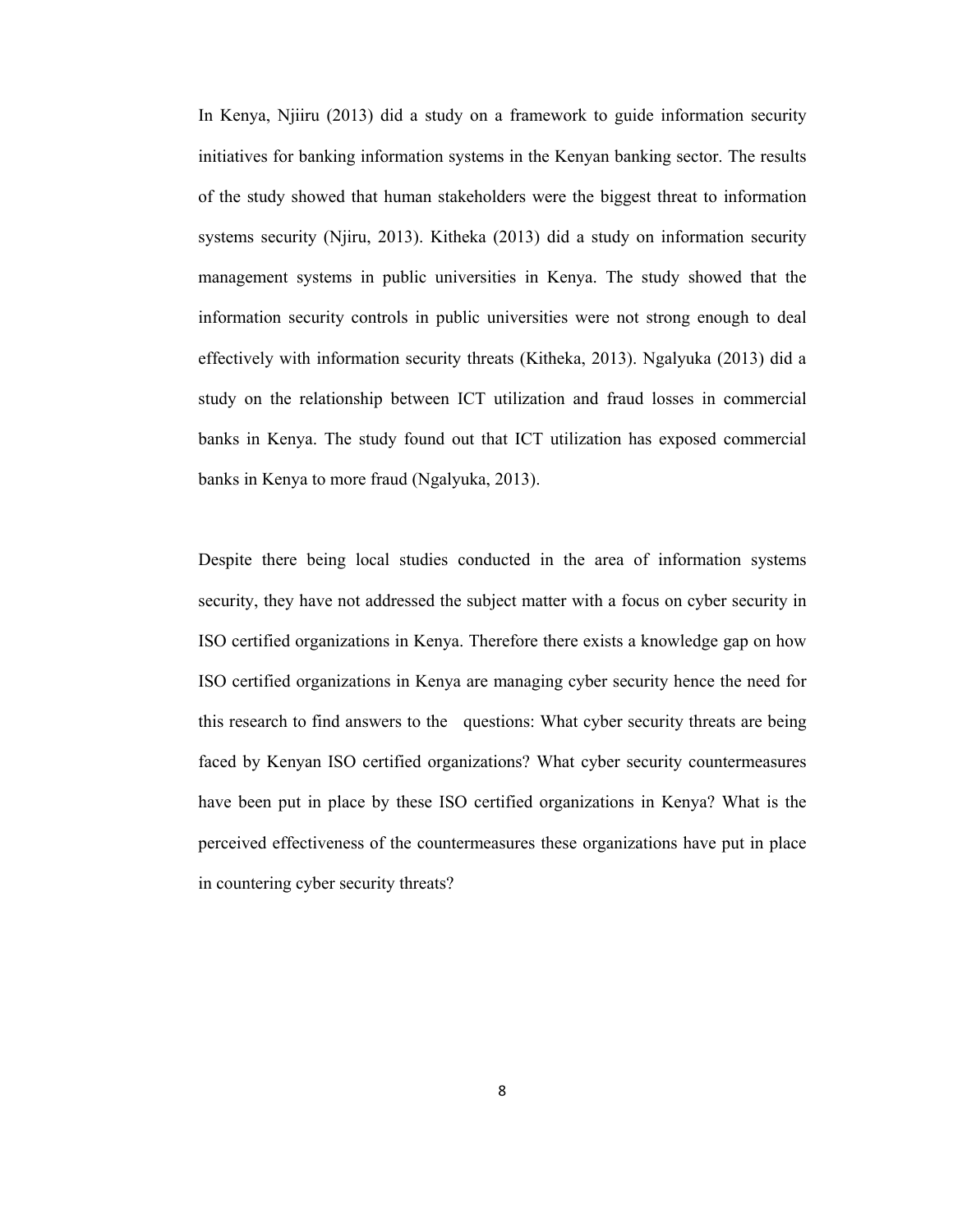In Kenya, Njiiru (2013) did a study on a framework to guide information security initiatives for banking information systems in the Kenyan banking sector. The results of the study showed that human stakeholders were the biggest threat to information systems security (Njiru, 2013). Kitheka (2013) did a study on information security management systems in public universities in Kenya. The study showed that the information security controls in public universities were not strong enough to deal effectively with information security threats (Kitheka, 2013). Ngalyuka (2013) did a study on the relationship between ICT utilization and fraud losses in commercial banks in Kenya. The study found out that ICT utilization has exposed commercial banks in Kenya to more fraud (Ngalyuka, 2013).

Despite there being local studies conducted in the area of information systems security, they have not addressed the subject matter with a focus on cyber security in ISO certified organizations in Kenya. Therefore there exists a knowledge gap on how ISO certified organizations in Kenya are managing cyber security hence the need for this research to find answers to the questions: What cyber security threats are being faced by Kenyan ISO certified organizations? What cyber security countermeasures have been put in place by these ISO certified organizations in Kenya? What is the perceived effectiveness of the countermeasures these organizations have put in place in countering cyber security threats?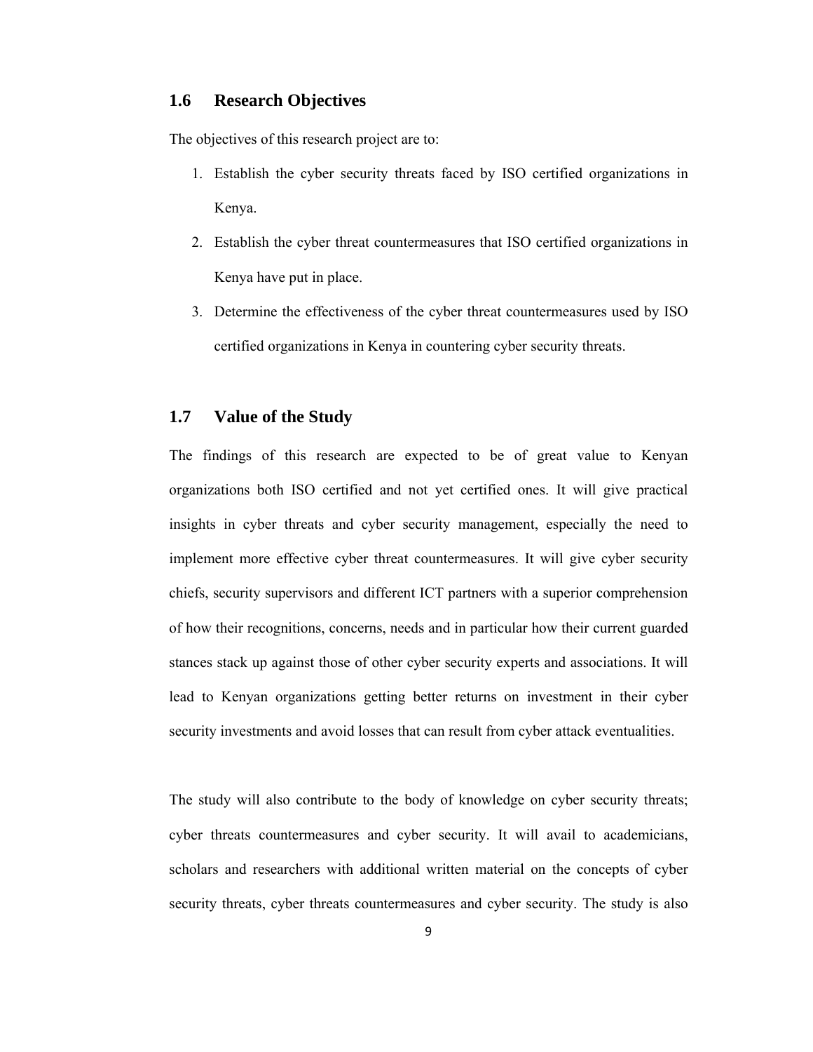## 1.6 Research Objectives

The objectives of this research project are to:

1. Establish the cyber security threats faced by ISO certified organizations in Kenya.
2. Establish the cyber threat countermeasures that ISO certified organizations in Kenya have put in place.
3. Determine the effectiveness of the cyber threat countermeasures used by ISO certified organizations in Kenya in countering cyber security threats.

## 1.7 Value of the Study

The findings of this research are expected to be of great value to Kenyan organizations both ISO certified and not yet certified ones. It will give practical insights in cyber threats and cyber security management, especially the need to implement more effective cyber threat countermeasures. It will give cyber security chiefs, security supervisors and different ICT partners with a superior comprehension of how their recognitions, concerns, needs and in particular how their current guarded stances stack up against those of other cyber security experts and associations. It will lead to Kenyan organizations getting better returns on investment in their cyber security investments and avoid losses that can result from cyber attack eventualities.

The study will also contribute to the body of knowledge on cyber security threats; cyber threats countermeasures and cyber security. It will avail to academicians, scholars and researchers with additional written material on the concepts of cyber security threats, cyber threats countermeasures and cyber security. The study is also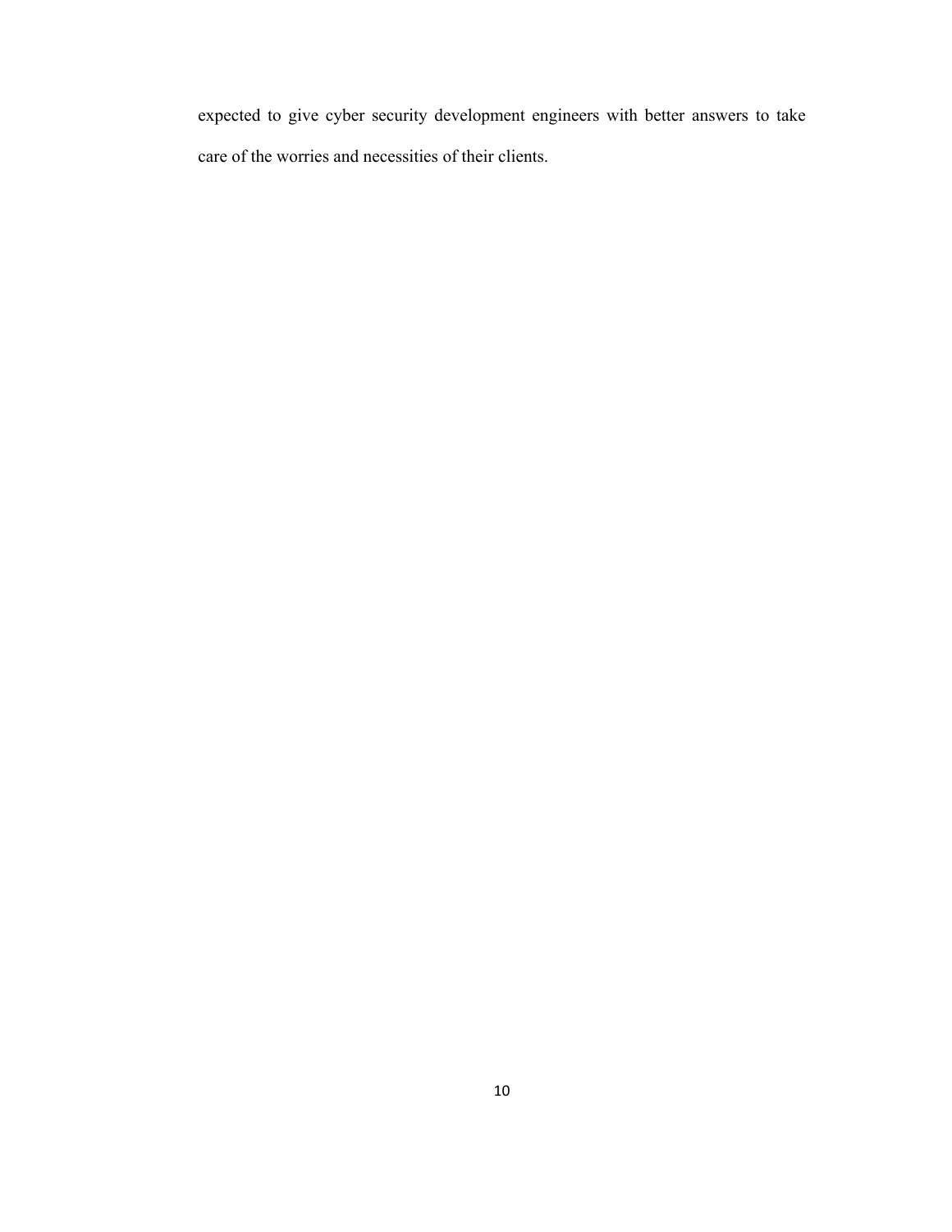expected to give cyber security development engineers with better answers to take care of the worries and necessities of their clients.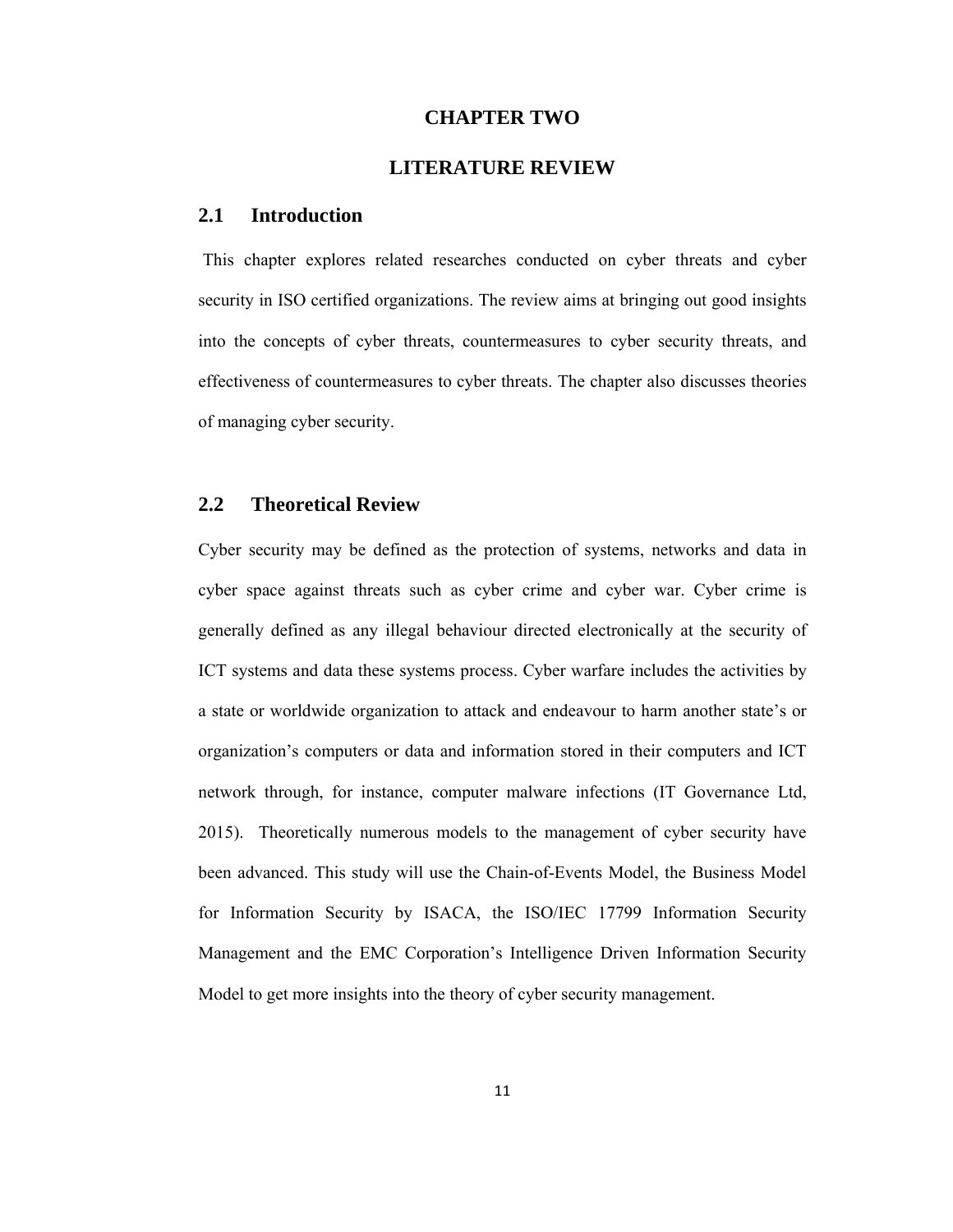# CHAPTER TWO

# LITERATURE REVIEW

## 2.1 Introduction

This chapter explores related researches conducted on cyber threats and cyber security in ISO certified organizations. The review aims at bringing out good insights into the concepts of cyber threats, countermeasures to cyber security threats, and effectiveness of countermeasures to cyber threats. The chapter also discusses theories of managing cyber security.

## 2.2 Theoretical Review

Cyber security may be defined as the protection of systems, networks and data in cyber space against threats such as cyber crime and cyber war. Cyber crime is generally defined as any illegal behaviour directed electronically at the security of ICT systems and data these systems process. Cyber warfare includes the activities by a state or worldwide organization to attack and endeavour to harm another state's or organization's computers or data and information stored in their computers and ICT network through, for instance, computer malware infections (IT Governance Ltd, 2015). Theoretically numerous models to the management of cyber security have been advanced. This study will use the Chain-of-Events Model, the Business Model for Information Security by ISACA, the ISO/IEC 17799 Information Security Management and the EMC Corporation's Intelligence Driven Information Security Model to get more insights into the theory of cyber security management.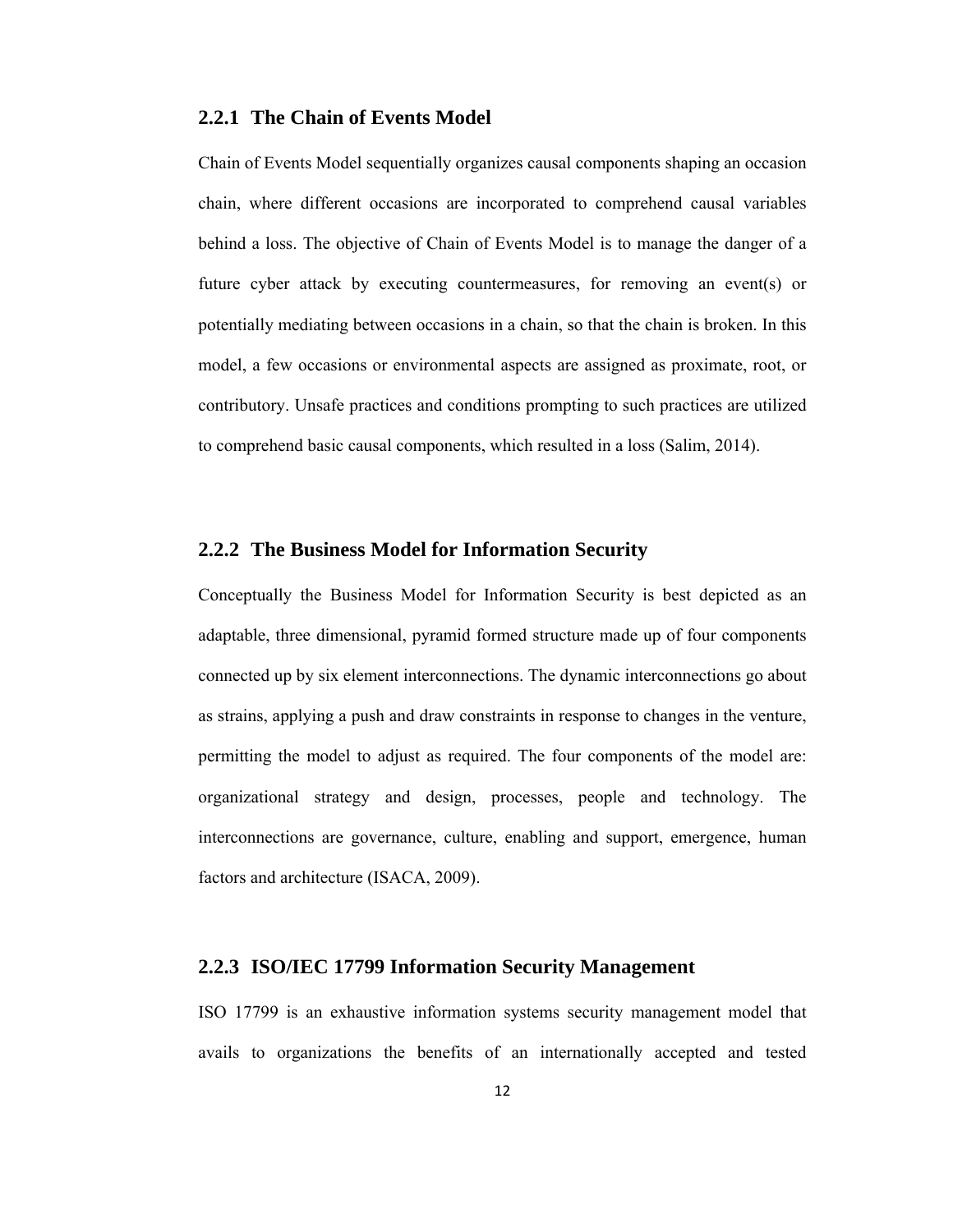### 2.2.1 The Chain of Events Model

Chain of Events Model sequentially organizes causal components shaping an occasion chain, where different occasions are incorporated to comprehend causal variables behind a loss. The objective of Chain of Events Model is to manage the danger of a future cyber attack by executing countermeasures, for removing an event(s) or potentially mediating between occasions in a chain, so that the chain is broken. In this model, a few occasions or environmental aspects are assigned as proximate, root, or contributory. Unsafe practices and conditions prompting to such practices are utilized to comprehend basic causal components, which resulted in a loss (Salim, 2014).

### 2.2.2 The Business Model for Information Security

Conceptually the Business Model for Information Security is best depicted as an adaptable, three dimensional, pyramid formed structure made up of four components connected up by six element interconnections. The dynamic interconnections go about as strains, applying a push and draw constraints in response to changes in the venture, permitting the model to adjust as required. The four components of the model are: organizational strategy and design, processes, people and technology. The interconnections are governance, culture, enabling and support, emergence, human factors and architecture (ISACA, 2009).

### 2.2.3 ISO/IEC 17799 Information Security Management

ISO 17799 is an exhaustive information systems security management model that avails to organizations the benefits of an internationally accepted and tested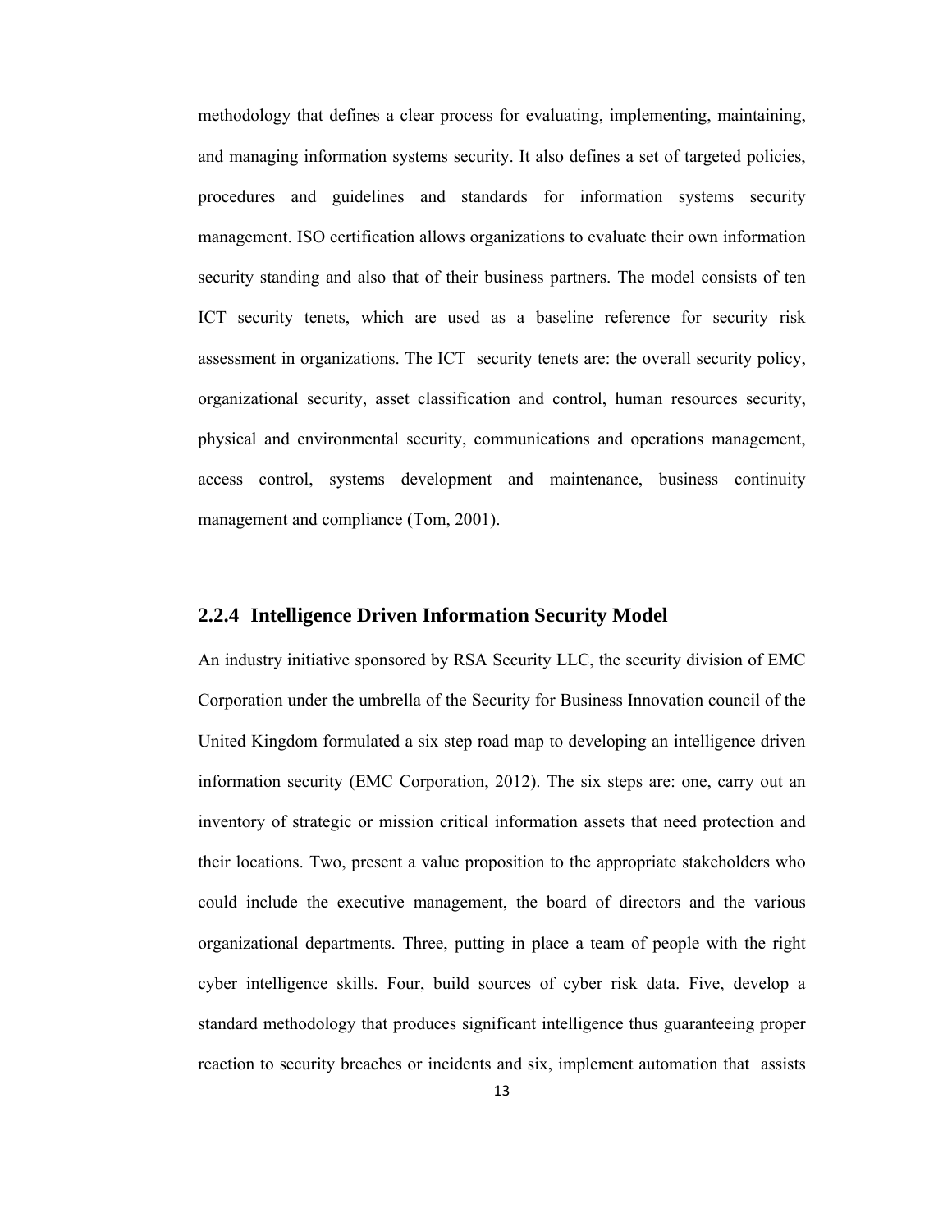methodology that defines a clear process for evaluating, implementing, maintaining, and managing information systems security. It also defines a set of targeted policies, procedures and guidelines and standards for information systems security management. ISO certification allows organizations to evaluate their own information security standing and also that of their business partners. The model consists of ten ICT security tenets, which are used as a baseline reference for security risk assessment in organizations. The ICT security tenets are: the overall security policy, organizational security, asset classification and control, human resources security, physical and environmental security, communications and operations management, access control, systems development and maintenance, business continuity management and compliance (Tom, 2001).

### 2.2.4 Intelligence Driven Information Security Model

An industry initiative sponsored by RSA Security LLC, the security division of EMC Corporation under the umbrella of the Security for Business Innovation council of the United Kingdom formulated a six step road map to developing an intelligence driven information security (EMC Corporation, 2012). The six steps are: one, carry out an inventory of strategic or mission critical information assets that need protection and their locations. Two, present a value proposition to the appropriate stakeholders who could include the executive management, the board of directors and the various organizational departments. Three, putting in place a team of people with the right cyber intelligence skills. Four, build sources of cyber risk data. Five, develop a standard methodology that produces significant intelligence thus guaranteeing proper reaction to security breaches or incidents and six, implement automation that assists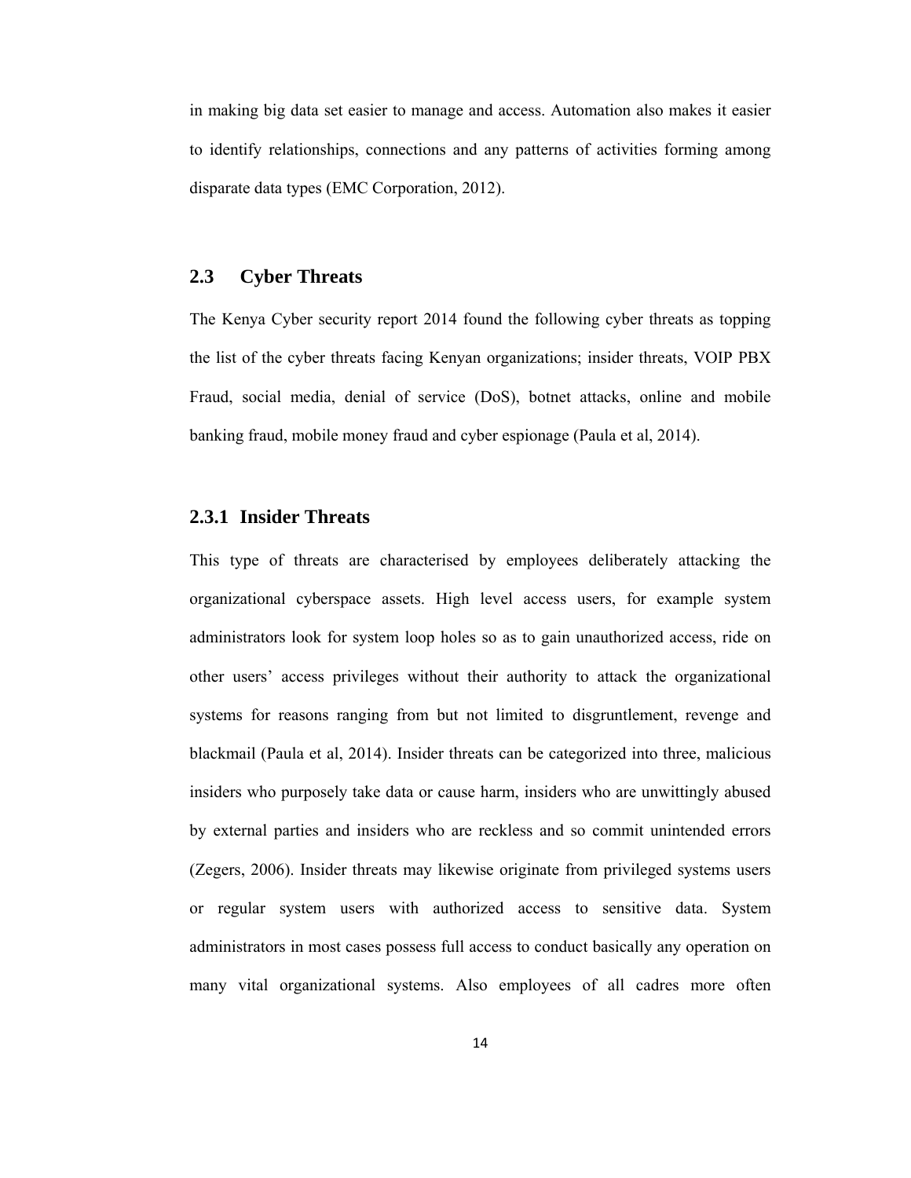in making big data set easier to manage and access. Automation also makes it easier to identify relationships, connections and any patterns of activities forming among disparate data types (EMC Corporation, 2012).

## 2.3 Cyber Threats

The Kenya Cyber security report 2014 found the following cyber threats as topping the list of the cyber threats facing Kenyan organizations; insider threats, VOIP PBX Fraud, social media, denial of service (DoS), botnet attacks, online and mobile banking fraud, mobile money fraud and cyber espionage (Paula et al, 2014).

### 2.3.1 Insider Threats

This type of threats are characterised by employees deliberately attacking the organizational cyberspace assets. High level access users, for example system administrators look for system loop holes so as to gain unauthorized access, ride on other users' access privileges without their authority to attack the organizational systems for reasons ranging from but not limited to disgruntlement, revenge and blackmail (Paula et al, 2014). Insider threats can be categorized into three, malicious insiders who purposely take data or cause harm, insiders who are unwittingly abused by external parties and insiders who are reckless and so commit unintended errors (Zegers, 2006). Insider threats may likewise originate from privileged systems users or regular system users with authorized access to sensitive data. System administrators in most cases possess full access to conduct basically any operation on many vital organizational systems. Also employees of all cadres more often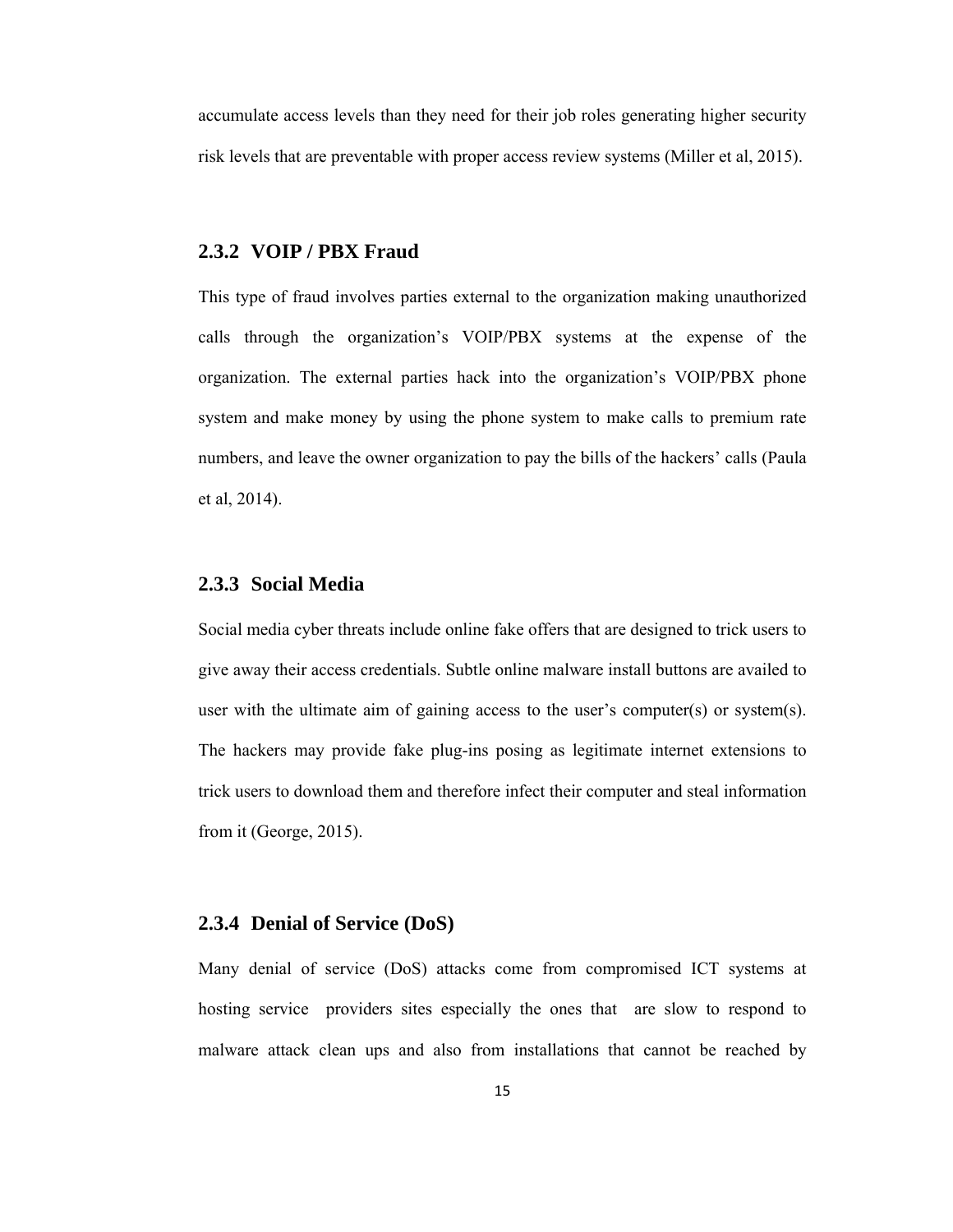accumulate access levels than they need for their job roles generating higher security risk levels that are preventable with proper access review systems (Miller et al, 2015).

### 2.3.2 VOIP / PBX Fraud

This type of fraud involves parties external to the organization making unauthorized calls through the organization's VOIP/PBX systems at the expense of the organization. The external parties hack into the organization's VOIP/PBX phone system and make money by using the phone system to make calls to premium rate numbers, and leave the owner organization to pay the bills of the hackers' calls (Paula et al, 2014).

### 2.3.3 Social Media

Social media cyber threats include online fake offers that are designed to trick users to give away their access credentials. Subtle online malware install buttons are availed to user with the ultimate aim of gaining access to the user's computer(s) or system(s). The hackers may provide fake plug-ins posing as legitimate internet extensions to trick users to download them and therefore infect their computer and steal information from it (George, 2015).

### 2.3.4 Denial of Service (DoS)

Many denial of service (DoS) attacks come from compromised ICT systems at hosting service providers sites especially the ones that are slow to respond to malware attack clean ups and also from installations that cannot be reached by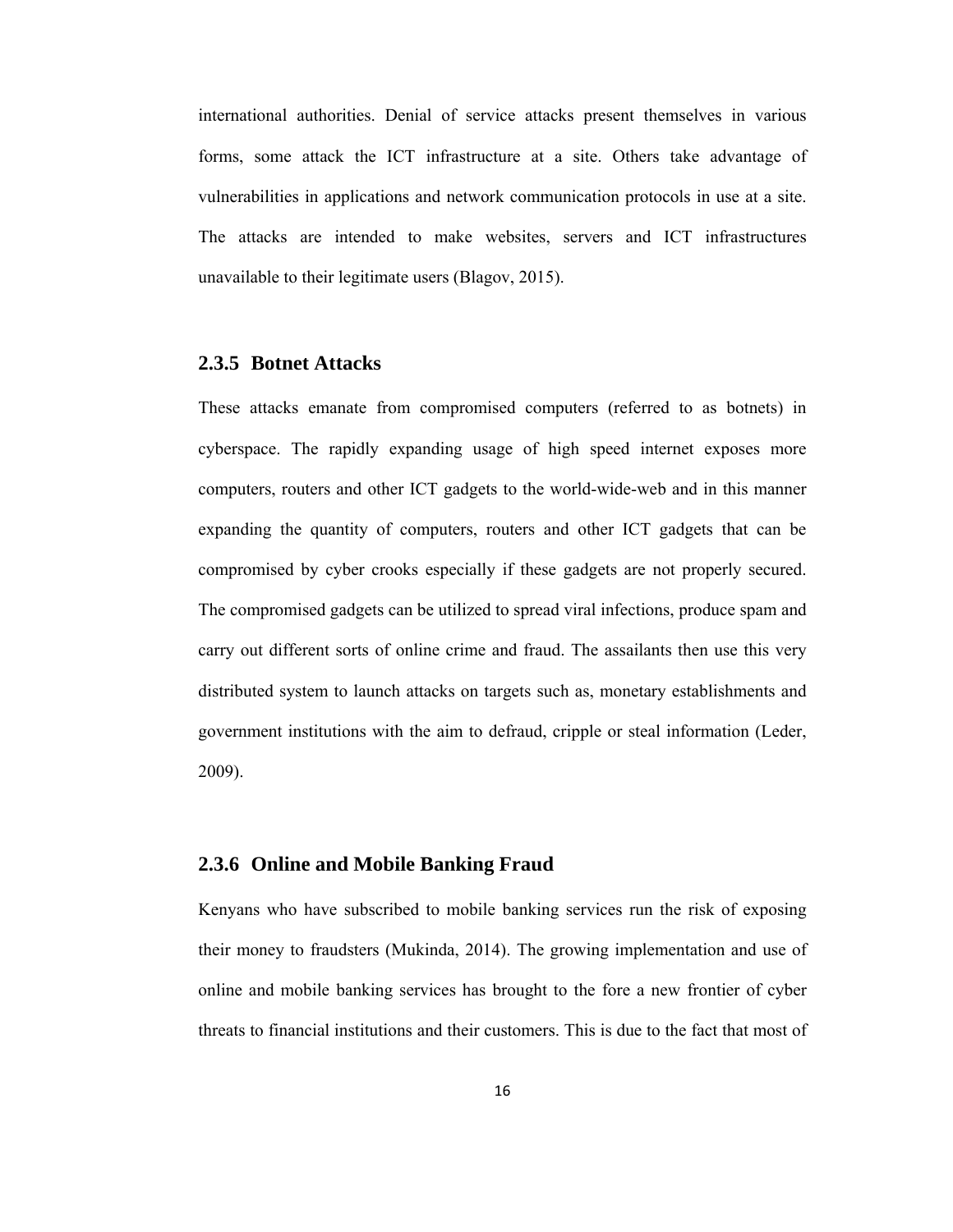international authorities. Denial of service attacks present themselves in various forms, some attack the ICT infrastructure at a site. Others take advantage of vulnerabilities in applications and network communication protocols in use at a site. The attacks are intended to make websites, servers and ICT infrastructures unavailable to their legitimate users (Blagov, 2015).

### 2.3.5 Botnet Attacks

These attacks emanate from compromised computers (referred to as botnets) in cyberspace. The rapidly expanding usage of high speed internet exposes more computers, routers and other ICT gadgets to the world-wide-web and in this manner expanding the quantity of computers, routers and other ICT gadgets that can be compromised by cyber crooks especially if these gadgets are not properly secured. The compromised gadgets can be utilized to spread viral infections, produce spam and carry out different sorts of online crime and fraud. The assailants then use this very distributed system to launch attacks on targets such as, monetary establishments and government institutions with the aim to defraud, cripple or steal information (Leder, 2009).

### 2.3.6 Online and Mobile Banking Fraud

Kenyans who have subscribed to mobile banking services run the risk of exposing their money to fraudsters (Mukinda, 2014). The growing implementation and use of online and mobile banking services has brought to the fore a new frontier of cyber threats to financial institutions and their customers. This is due to the fact that most of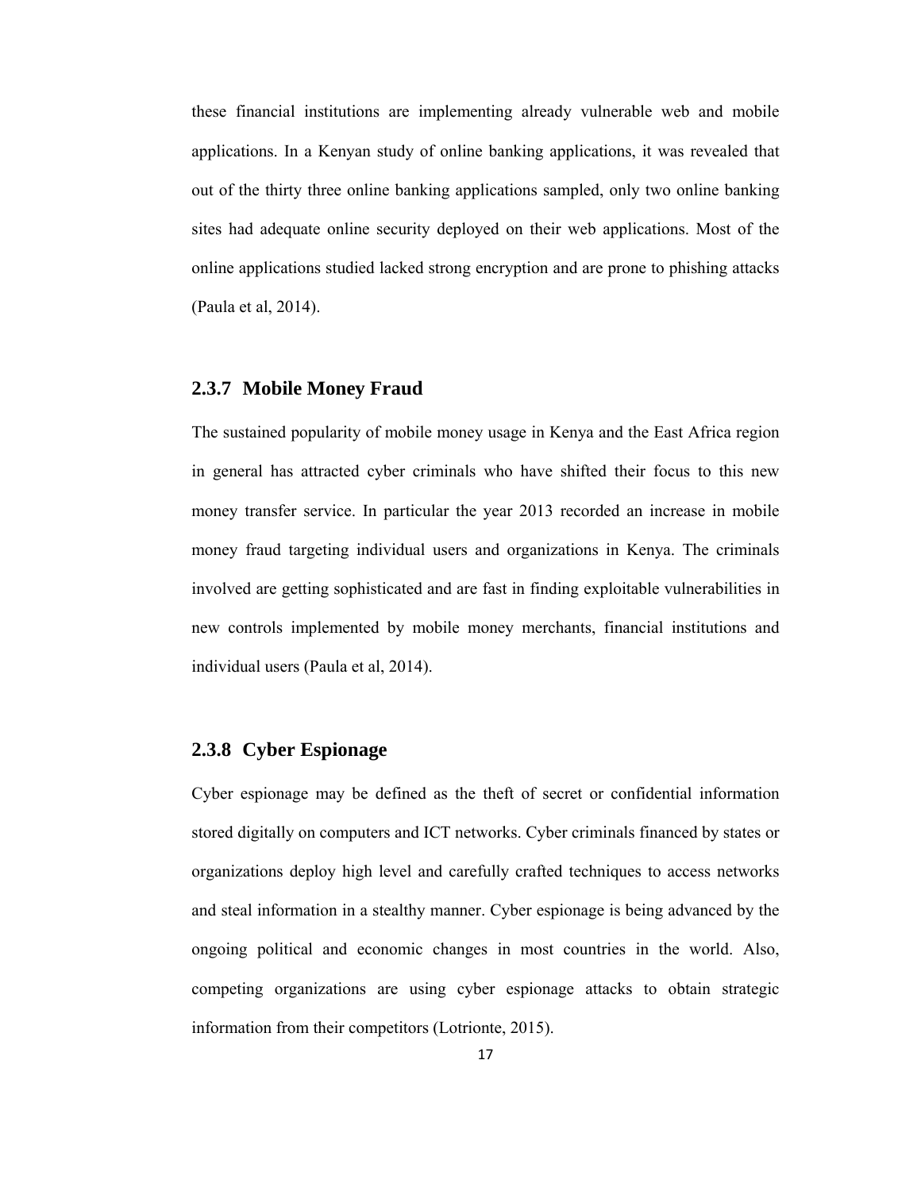these financial institutions are implementing already vulnerable web and mobile applications. In a Kenyan study of online banking applications, it was revealed that out of the thirty three online banking applications sampled, only two online banking sites had adequate online security deployed on their web applications. Most of the online applications studied lacked strong encryption and are prone to phishing attacks (Paula et al, 2014).

### 2.3.7 Mobile Money Fraud

The sustained popularity of mobile money usage in Kenya and the East Africa region in general has attracted cyber criminals who have shifted their focus to this new money transfer service. In particular the year 2013 recorded an increase in mobile money fraud targeting individual users and organizations in Kenya. The criminals involved are getting sophisticated and are fast in finding exploitable vulnerabilities in new controls implemented by mobile money merchants, financial institutions and individual users (Paula et al, 2014).

### 2.3.8 Cyber Espionage

Cyber espionage may be defined as the theft of secret or confidential information stored digitally on computers and ICT networks. Cyber criminals financed by states or organizations deploy high level and carefully crafted techniques to access networks and steal information in a stealthy manner. Cyber espionage is being advanced by the ongoing political and economic changes in most countries in the world. Also, competing organizations are using cyber espionage attacks to obtain strategic information from their competitors (Lotrionte, 2015).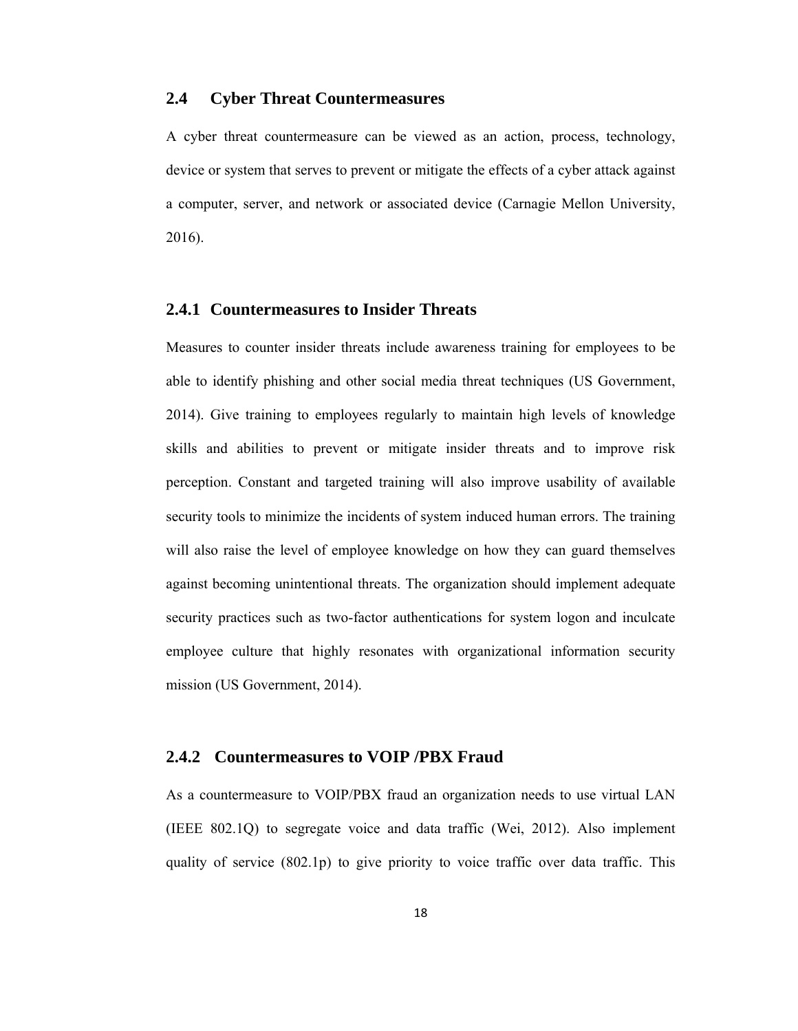## 2.4 Cyber Threat Countermeasures

A cyber threat countermeasure can be viewed as an action, process, technology, device or system that serves to prevent or mitigate the effects of a cyber attack against a computer, server, and network or associated device (Carnagie Mellon University, 2016).

### 2.4.1 Countermeasures to Insider Threats

Measures to counter insider threats include awareness training for employees to be able to identify phishing and other social media threat techniques (US Government, 2014). Give training to employees regularly to maintain high levels of knowledge skills and abilities to prevent or mitigate insider threats and to improve risk perception. Constant and targeted training will also improve usability of available security tools to minimize the incidents of system induced human errors. The training will also raise the level of employee knowledge on how they can guard themselves against becoming unintentional threats. The organization should implement adequate security practices such as two-factor authentications for system logon and inculcate employee culture that highly resonates with organizational information security mission (US Government, 2014).

### 2.4.2 Countermeasures to VOIP /PBX Fraud

As a countermeasure to VOIP/PBX fraud an organization needs to use virtual LAN (IEEE 802.1Q) to segregate voice and data traffic (Wei, 2012). Also implement quality of service (802.1p) to give priority to voice traffic over data traffic. This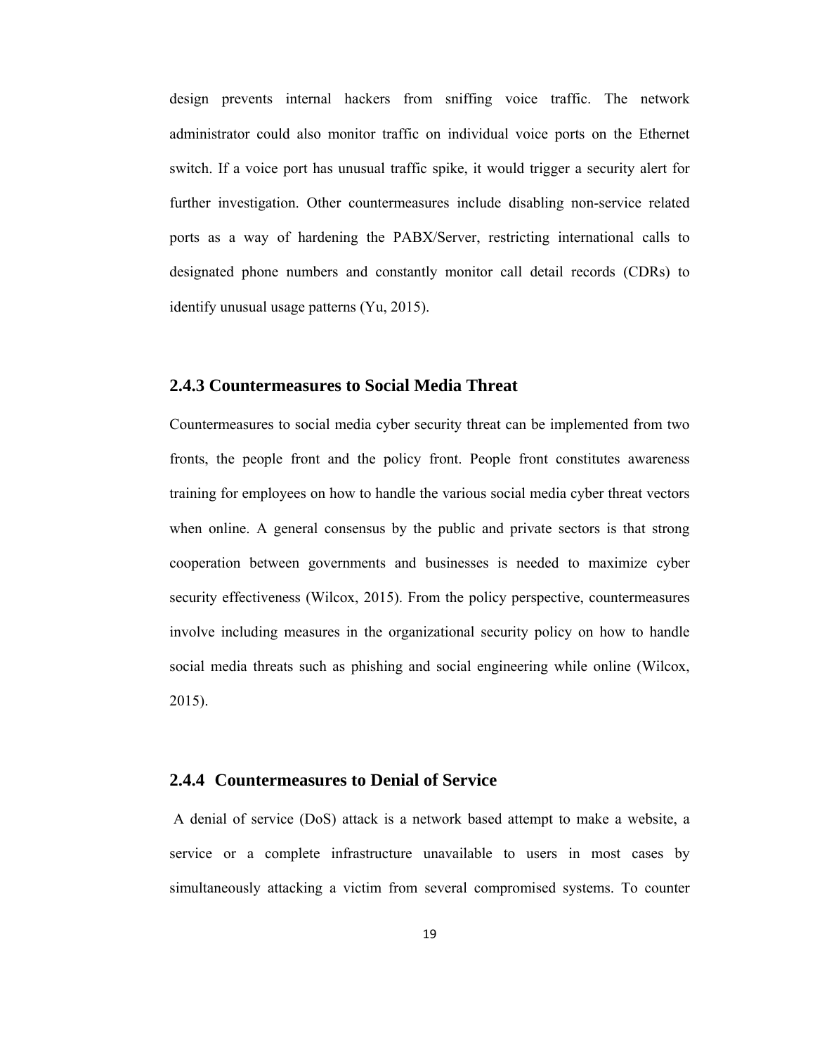design prevents internal hackers from sniffing voice traffic. The network administrator could also monitor traffic on individual voice ports on the Ethernet switch. If a voice port has unusual traffic spike, it would trigger a security alert for further investigation. Other countermeasures include disabling non-service related ports as a way of hardening the PABX/Server, restricting international calls to designated phone numbers and constantly monitor call detail records (CDRs) to identify unusual usage patterns (Yu, 2015).

### 2.4.3 Countermeasures to Social Media Threat

Countermeasures to social media cyber security threat can be implemented from two fronts, the people front and the policy front. People front constitutes awareness training for employees on how to handle the various social media cyber threat vectors when online. A general consensus by the public and private sectors is that strong cooperation between governments and businesses is needed to maximize cyber security effectiveness (Wilcox, 2015). From the policy perspective, countermeasures involve including measures in the organizational security policy on how to handle social media threats such as phishing and social engineering while online (Wilcox, 2015).

### 2.4.4 Countermeasures to Denial of Service

A denial of service (DoS) attack is a network based attempt to make a website, a service or a complete infrastructure unavailable to users in most cases by simultaneously attacking a victim from several compromised systems. To counter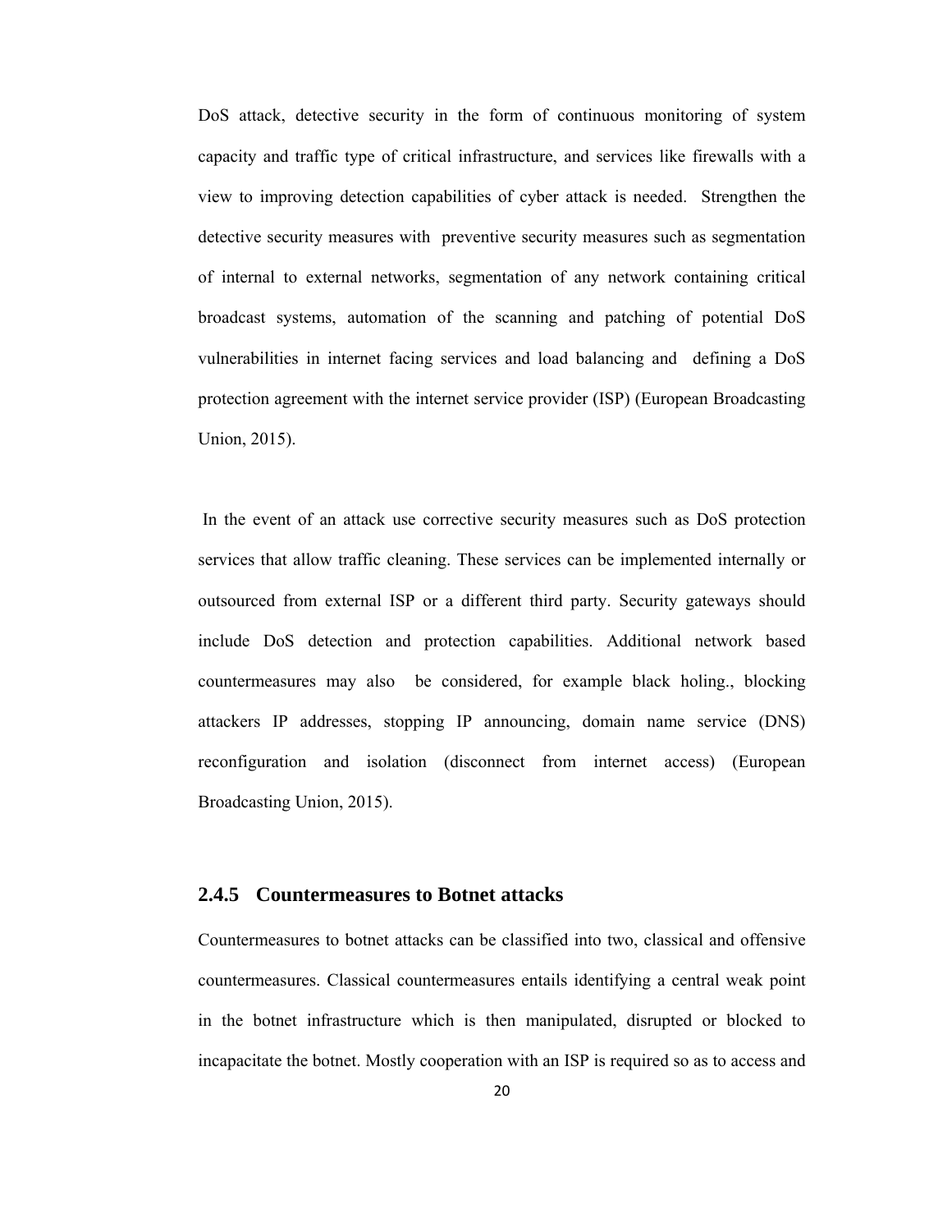DoS attack, detective security in the form of continuous monitoring of system capacity and traffic type of critical infrastructure, and services like firewalls with a view to improving detection capabilities of cyber attack is needed. Strengthen the detective security measures with preventive security measures such as segmentation of internal to external networks, segmentation of any network containing critical broadcast systems, automation of the scanning and patching of potential DoS vulnerabilities in internet facing services and load balancing and defining a DoS protection agreement with the internet service provider (ISP) (European Broadcasting Union, 2015).

In the event of an attack use corrective security measures such as DoS protection services that allow traffic cleaning. These services can be implemented internally or outsourced from external ISP or a different third party. Security gateways should include DoS detection and protection capabilities. Additional network based countermeasures may also be considered, for example black holing., blocking attackers IP addresses, stopping IP announcing, domain name service (DNS) reconfiguration and isolation (disconnect from internet access) (European Broadcasting Union, 2015).

### 2.4.5 Countermeasures to Botnet attacks

Countermeasures to botnet attacks can be classified into two, classical and offensive countermeasures. Classical countermeasures entails identifying a central weak point in the botnet infrastructure which is then manipulated, disrupted or blocked to incapacitate the botnet. Mostly cooperation with an ISP is required so as to access and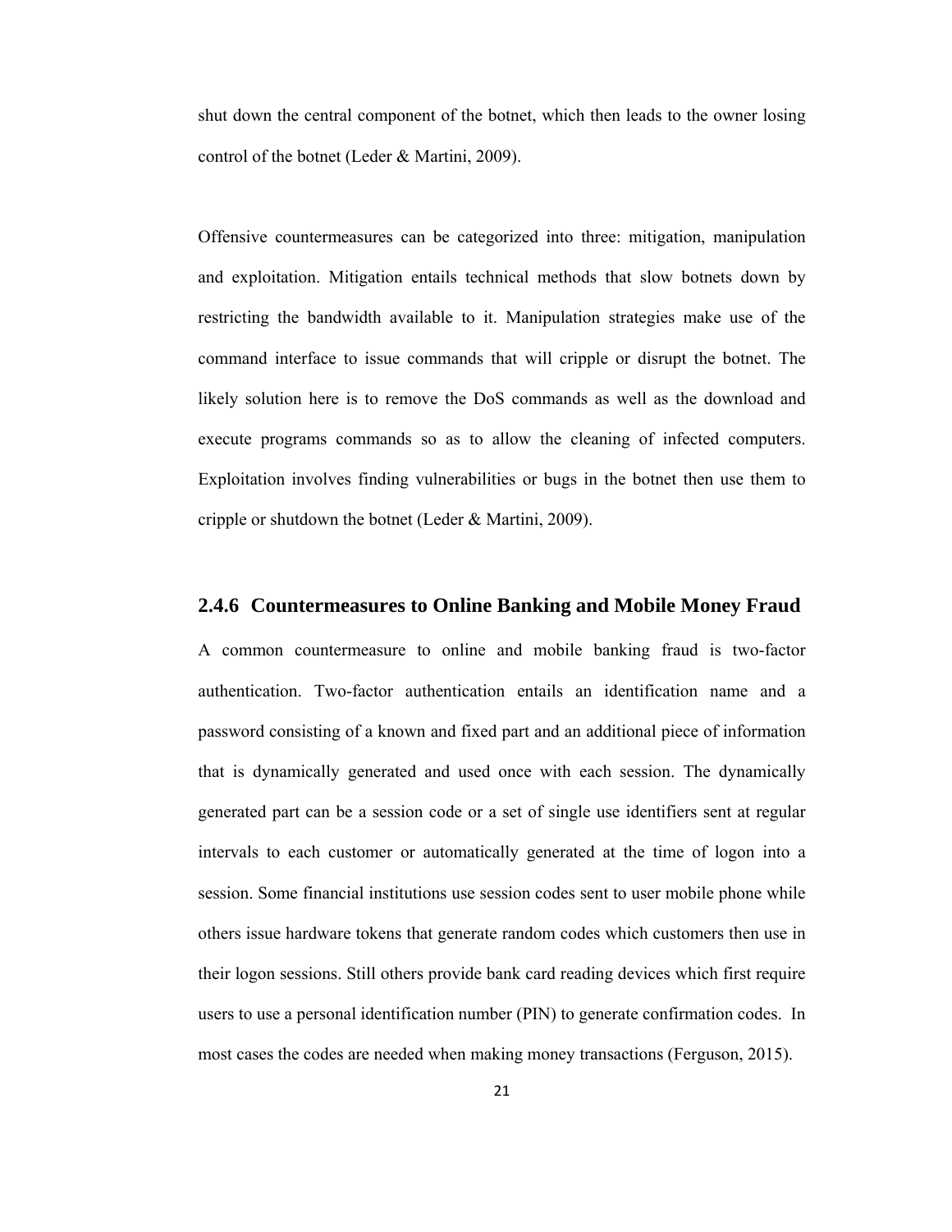shut down the central component of the botnet, which then leads to the owner losing control of the botnet (Leder & Martini, 2009).

Offensive countermeasures can be categorized into three: mitigation, manipulation and exploitation. Mitigation entails technical methods that slow botnets down by restricting the bandwidth available to it. Manipulation strategies make use of the command interface to issue commands that will cripple or disrupt the botnet. The likely solution here is to remove the DoS commands as well as the download and execute programs commands so as to allow the cleaning of infected computers. Exploitation involves finding vulnerabilities or bugs in the botnet then use them to cripple or shutdown the botnet (Leder & Martini, 2009).

### 2.4.6 Countermeasures to Online Banking and Mobile Money Fraud

A common countermeasure to online and mobile banking fraud is two-factor authentication. Two-factor authentication entails an identification name and a password consisting of a known and fixed part and an additional piece of information that is dynamically generated and used once with each session. The dynamically generated part can be a session code or a set of single use identifiers sent at regular intervals to each customer or automatically generated at the time of logon into a session. Some financial institutions use session codes sent to user mobile phone while others issue hardware tokens that generate random codes which customers then use in their logon sessions. Still others provide bank card reading devices which first require users to use a personal identification number (PIN) to generate confirmation codes. In most cases the codes are needed when making money transactions (Ferguson, 2015).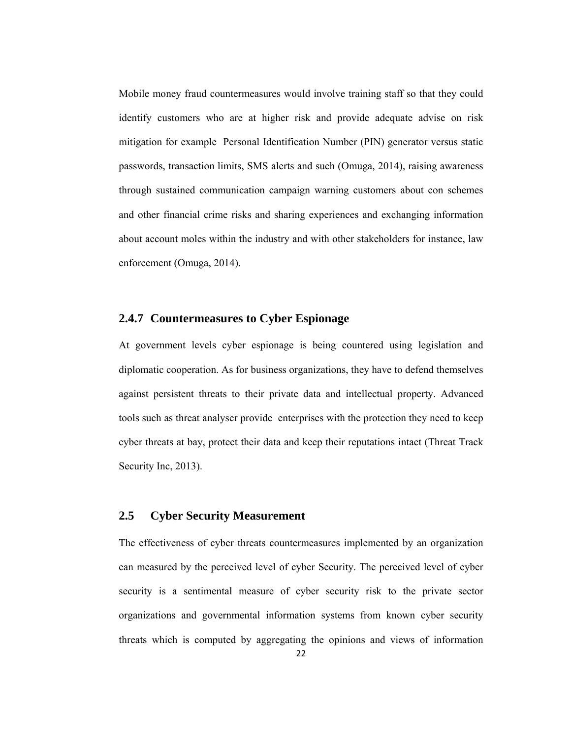Mobile money fraud countermeasures would involve training staff so that they could identify customers who are at higher risk and provide adequate advise on risk mitigation for example Personal Identification Number (PIN) generator versus static passwords, transaction limits, SMS alerts and such (Omuga, 2014), raising awareness through sustained communication campaign warning customers about con schemes and other financial crime risks and sharing experiences and exchanging information about account moles within the industry and with other stakeholders for instance, law enforcement (Omuga, 2014).

### 2.4.7 Countermeasures to Cyber Espionage

At government levels cyber espionage is being countered using legislation and diplomatic cooperation. As for business organizations, they have to defend themselves against persistent threats to their private data and intellectual property. Advanced tools such as threat analyser provide enterprises with the protection they need to keep cyber threats at bay, protect their data and keep their reputations intact (Threat Track Security Inc, 2013).

## 2.5 Cyber Security Measurement

The effectiveness of cyber threats countermeasures implemented by an organization can measured by the perceived level of cyber Security. The perceived level of cyber security is a sentimental measure of cyber security risk to the private sector organizations and governmental information systems from known cyber security threats which is computed by aggregating the opinions and views of information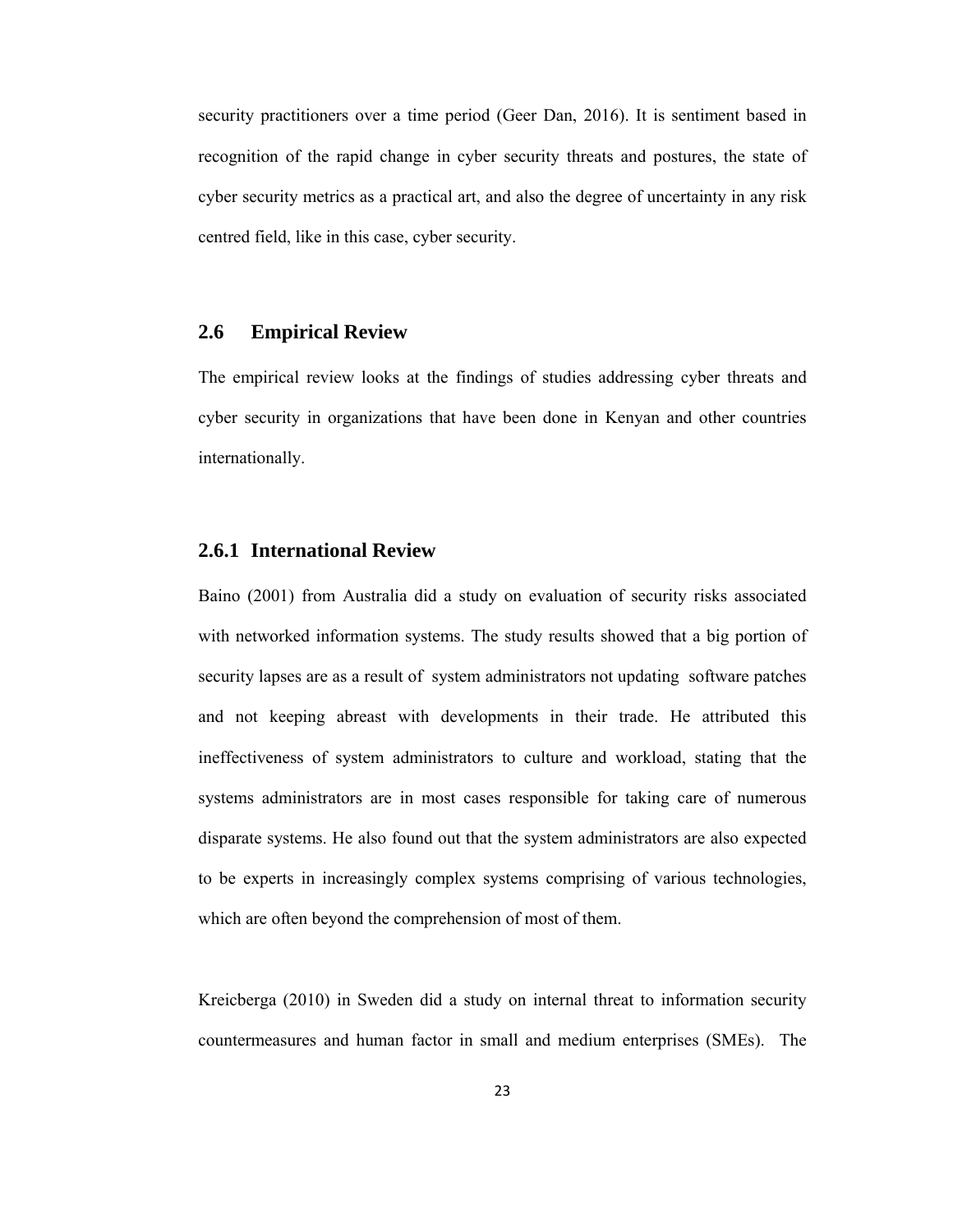security practitioners over a time period (Geer Dan, 2016). It is sentiment based in recognition of the rapid change in cyber security threats and postures, the state of cyber security metrics as a practical art, and also the degree of uncertainty in any risk centred field, like in this case, cyber security.

## 2.6 Empirical Review

The empirical review looks at the findings of studies addressing cyber threats and cyber security in organizations that have been done in Kenyan and other countries internationally.

### 2.6.1 International Review

Baino (2001) from Australia did a study on evaluation of security risks associated with networked information systems. The study results showed that a big portion of security lapses are as a result of system administrators not updating software patches and not keeping abreast with developments in their trade. He attributed this ineffectiveness of system administrators to culture and workload, stating that the systems administrators are in most cases responsible for taking care of numerous disparate systems. He also found out that the system administrators are also expected to be experts in increasingly complex systems comprising of various technologies, which are often beyond the comprehension of most of them.

Kreicberga (2010) in Sweden did a study on internal threat to information security countermeasures and human factor in small and medium enterprises (SMEs). The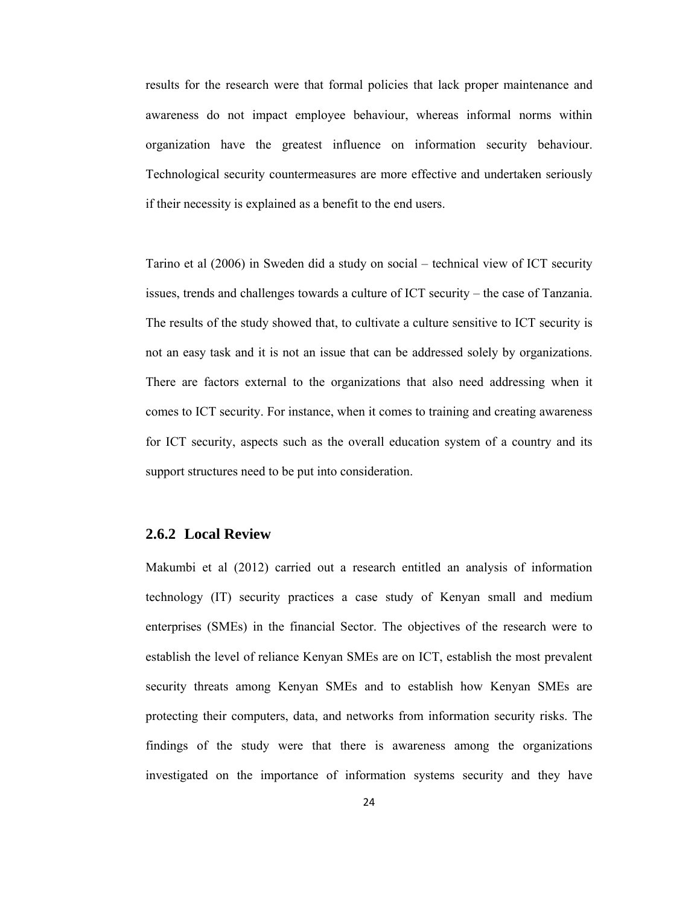results for the research were that formal policies that lack proper maintenance and awareness do not impact employee behaviour, whereas informal norms within organization have the greatest influence on information security behaviour. Technological security countermeasures are more effective and undertaken seriously if their necessity is explained as a benefit to the end users.

Tarino et al (2006) in Sweden did a study on social – technical view of ICT security issues, trends and challenges towards a culture of ICT security – the case of Tanzania. The results of the study showed that, to cultivate a culture sensitive to ICT security is not an easy task and it is not an issue that can be addressed solely by organizations. There are factors external to the organizations that also need addressing when it comes to ICT security. For instance, when it comes to training and creating awareness for ICT security, aspects such as the overall education system of a country and its support structures need to be put into consideration.

### 2.6.2 Local Review

Makumbi et al (2012) carried out a research entitled an analysis of information technology (IT) security practices a case study of Kenyan small and medium enterprises (SMEs) in the financial Sector. The objectives of the research were to establish the level of reliance Kenyan SMEs are on ICT, establish the most prevalent security threats among Kenyan SMEs and to establish how Kenyan SMEs are protecting their computers, data, and networks from information security risks. The findings of the study were that there is awareness among the organizations investigated on the importance of information systems security and they have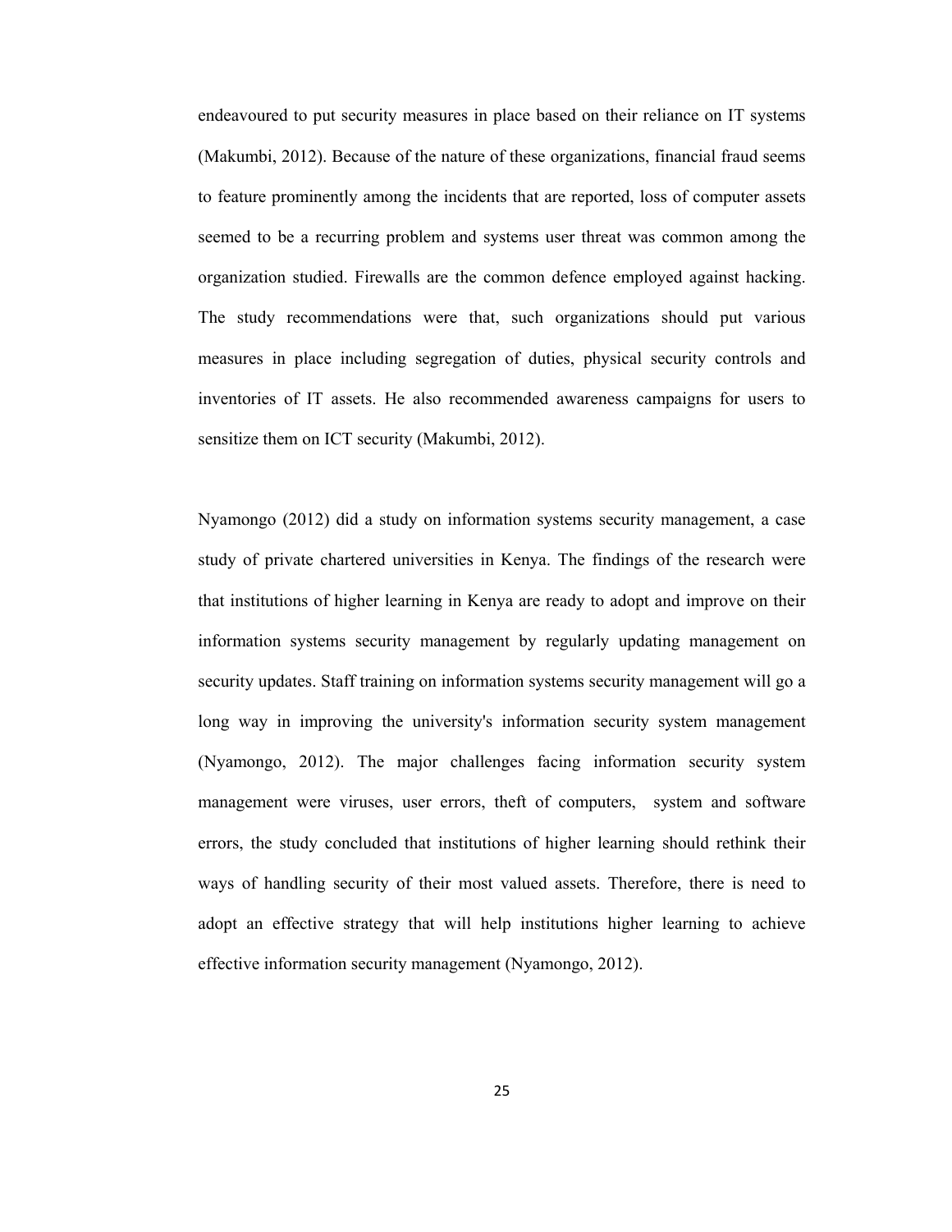endeavoured to put security measures in place based on their reliance on IT systems (Makumbi, 2012). Because of the nature of these organizations, financial fraud seems to feature prominently among the incidents that are reported, loss of computer assets seemed to be a recurring problem and systems user threat was common among the organization studied. Firewalls are the common defence employed against hacking. The study recommendations were that, such organizations should put various measures in place including segregation of duties, physical security controls and inventories of IT assets. He also recommended awareness campaigns for users to sensitize them on ICT security (Makumbi, 2012).

Nyamongo (2012) did a study on information systems security management, a case study of private chartered universities in Kenya. The findings of the research were that institutions of higher learning in Kenya are ready to adopt and improve on their information systems security management by regularly updating management on security updates. Staff training on information systems security management will go a long way in improving the university's information security system management (Nyamongo, 2012). The major challenges facing information security system management were viruses, user errors, theft of computers, system and software errors, the study concluded that institutions of higher learning should rethink their ways of handling security of their most valued assets. Therefore, there is need to adopt an effective strategy that will help institutions higher learning to achieve effective information security management (Nyamongo, 2012).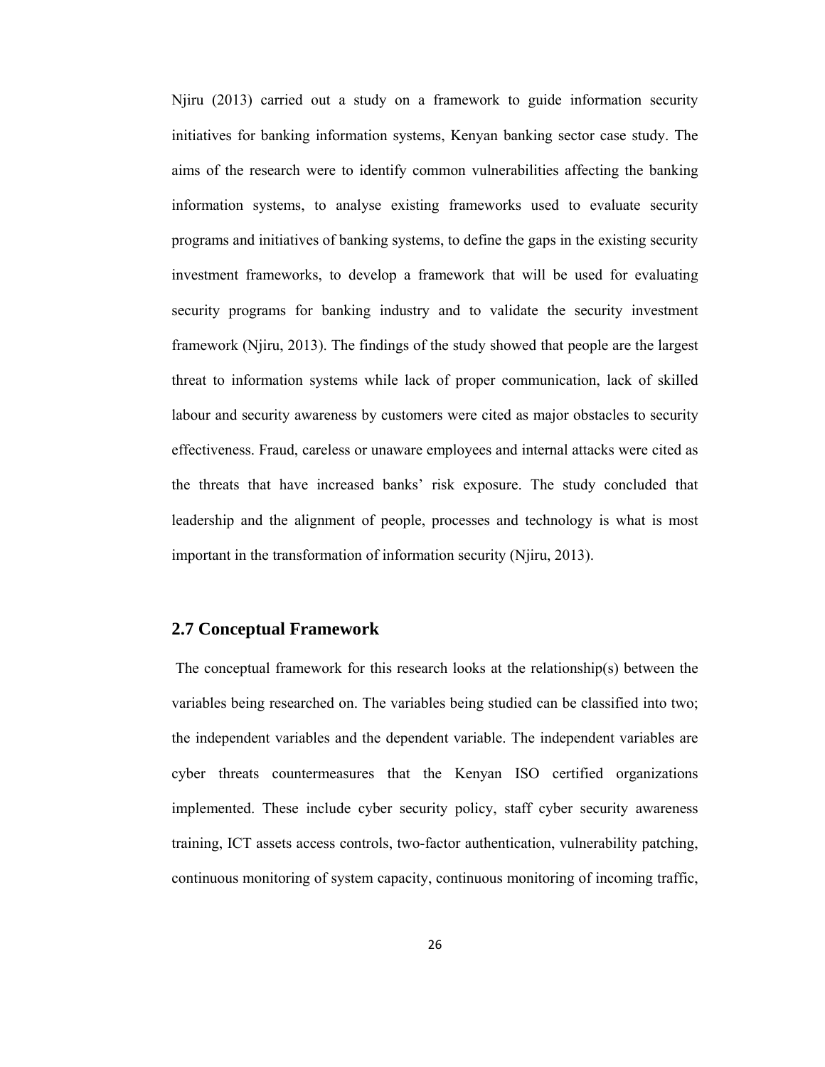Njiru (2013) carried out a study on a framework to guide information security initiatives for banking information systems, Kenyan banking sector case study. The aims of the research were to identify common vulnerabilities affecting the banking information systems, to analyse existing frameworks used to evaluate security programs and initiatives of banking systems, to define the gaps in the existing security investment frameworks, to develop a framework that will be used for evaluating security programs for banking industry and to validate the security investment framework (Njiru, 2013). The findings of the study showed that people are the largest threat to information systems while lack of proper communication, lack of skilled labour and security awareness by customers were cited as major obstacles to security effectiveness. Fraud, careless or unaware employees and internal attacks were cited as the threats that have increased banks' risk exposure. The study concluded that leadership and the alignment of people, processes and technology is what is most important in the transformation of information security (Njiru, 2013).

## 2.7 Conceptual Framework

The conceptual framework for this research looks at the relationship(s) between the variables being researched on. The variables being studied can be classified into two; the independent variables and the dependent variable. The independent variables are cyber threats countermeasures that the Kenyan ISO certified organizations implemented. These include cyber security policy, staff cyber security awareness training, ICT assets access controls, two-factor authentication, vulnerability patching, continuous monitoring of system capacity, continuous monitoring of incoming traffic,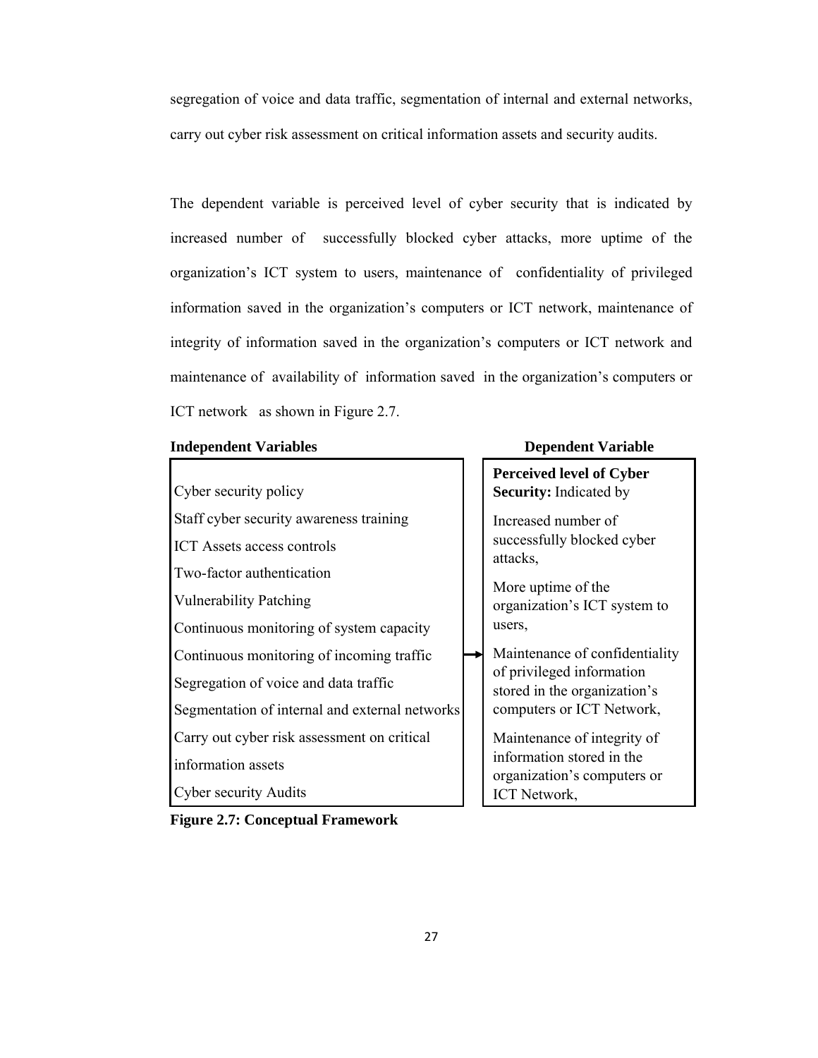segregation of voice and data traffic, segmentation of internal and external networks, carry out cyber risk assessment on critical information assets and security audits.

The dependent variable is perceived level of cyber security that is indicated by increased number of successfully blocked cyber attacks, more uptime of the organization's ICT system to users, maintenance of confidentiality of privileged information saved in the organization's computers or ICT network, maintenance of integrity of information saved in the organization's computers or ICT network and maintenance of availability of information saved in the organization's computers or ICT network as shown in Figure 2.7.

**Independent Variables**

Cyber security policy
Staff cyber security awareness training
ICT Assets access controls
Two-factor authentication
Vulnerability Patching
Continuous monitoring of system capacity
Continuous monitoring of incoming traffic
Segregation of voice and data traffic
Segmentation of internal and external networks
Carry out cyber risk assessment on critical information assets
Cyber security Audits

**Dependent Variable**

**Perceived level of Cyber Security:** Indicated by

Increased number of successfully blocked cyber attacks,

More uptime of the organization's ICT system to users,

Maintenance of confidentiality of privileged information stored in the organization's computers or ICT Network,

Maintenance of integrity of information stored in the organization's computers or ICT Network,

**Figure 2.7: Conceptual Framework**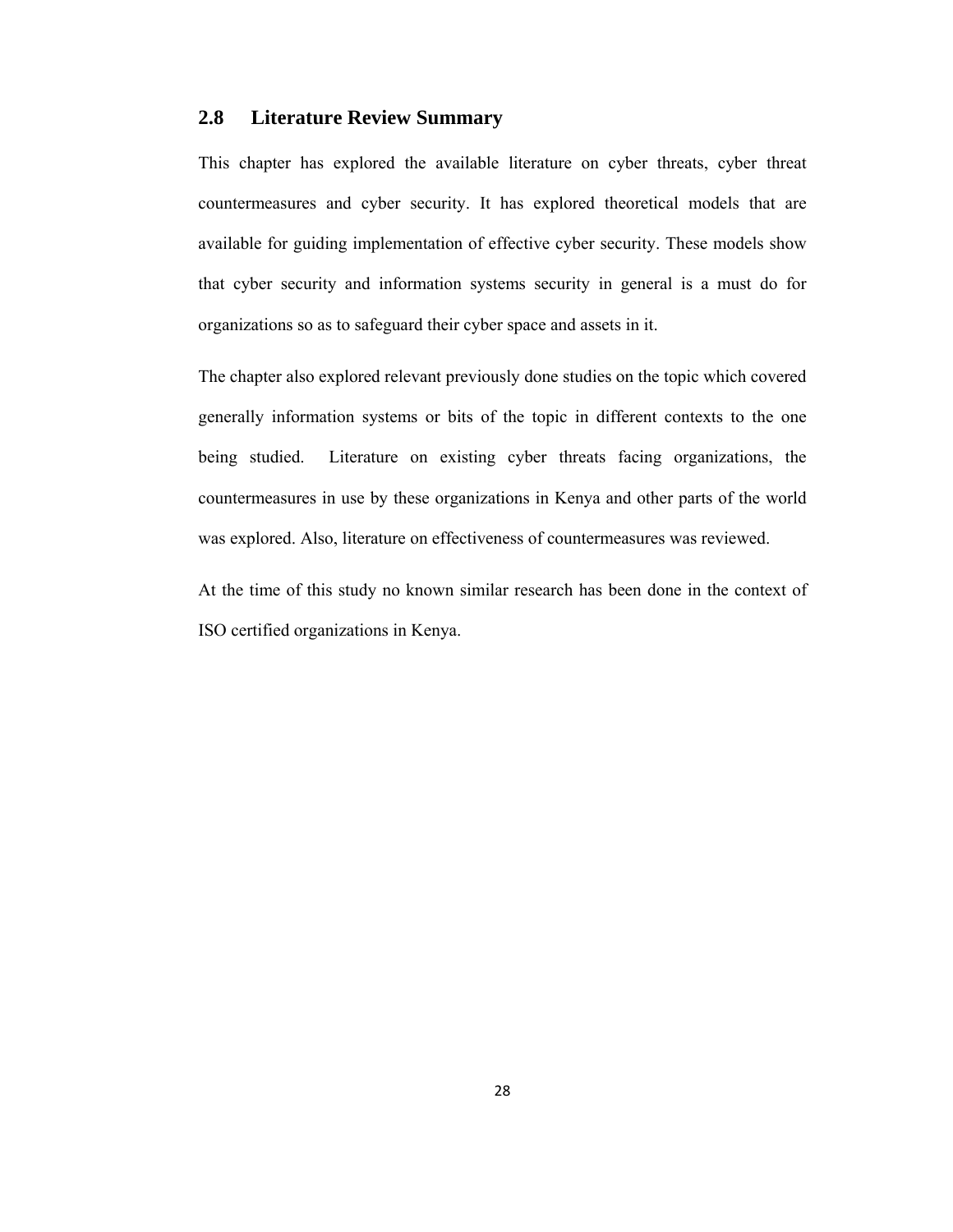## 2.8 Literature Review Summary

This chapter has explored the available literature on cyber threats, cyber threat countermeasures and cyber security. It has explored theoretical models that are available for guiding implementation of effective cyber security. These models show that cyber security and information systems security in general is a must do for organizations so as to safeguard their cyber space and assets in it.

The chapter also explored relevant previously done studies on the topic which covered generally information systems or bits of the topic in different contexts to the one being studied. Literature on existing cyber threats facing organizations, the countermeasures in use by these organizations in Kenya and other parts of the world was explored. Also, literature on effectiveness of countermeasures was reviewed.

At the time of this study no known similar research has been done in the context of ISO certified organizations in Kenya.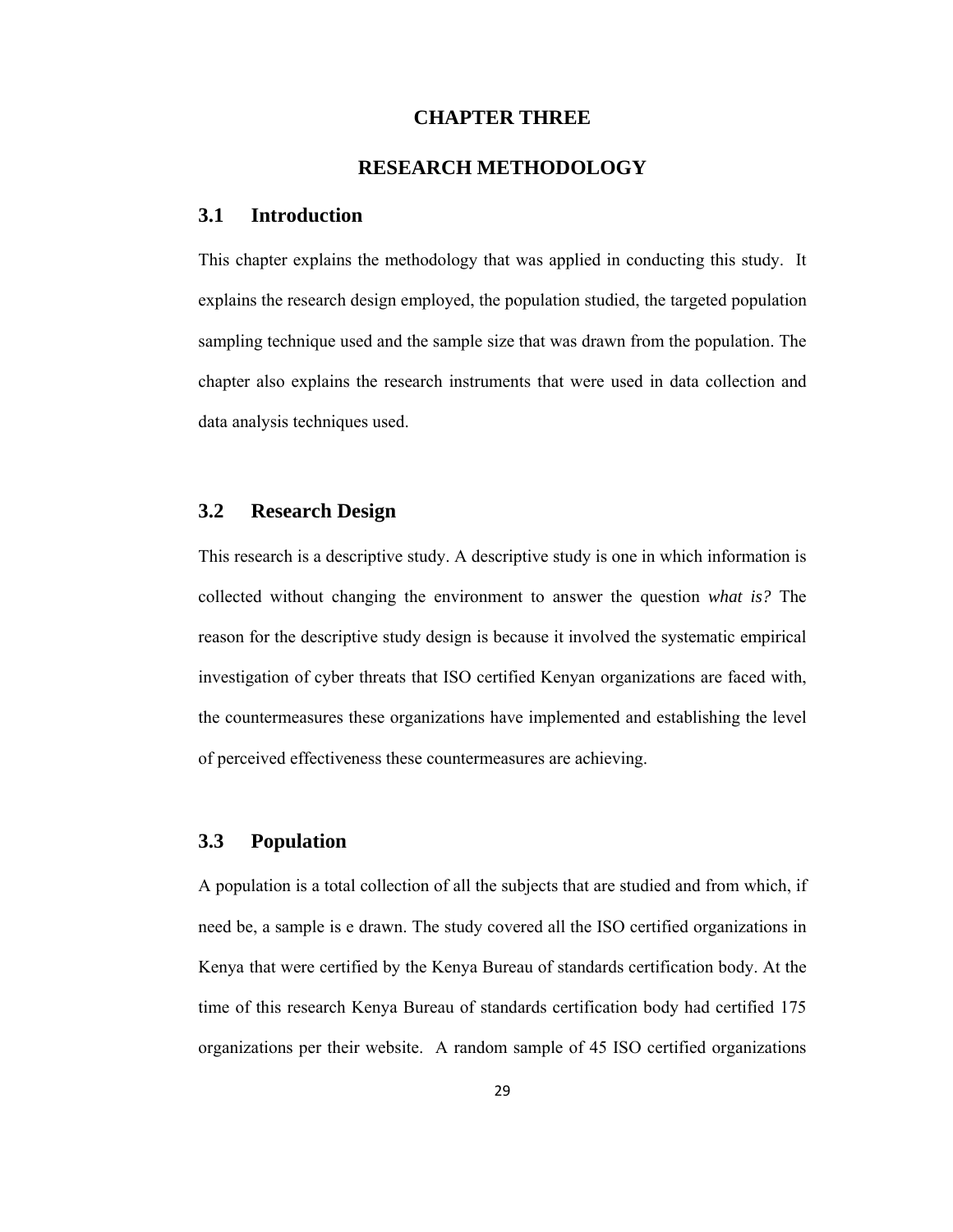# CHAPTER THREE

# RESEARCH METHODOLOGY

## 3.1 Introduction

This chapter explains the methodology that was applied in conducting this study. It explains the research design employed, the population studied, the targeted population sampling technique used and the sample size that was drawn from the population. The chapter also explains the research instruments that were used in data collection and data analysis techniques used.

## 3.2 Research Design

This research is a descriptive study. A descriptive study is one in which information is collected without changing the environment to answer the question *what is?* The reason for the descriptive study design is because it involved the systematic empirical investigation of cyber threats that ISO certified Kenyan organizations are faced with, the countermeasures these organizations have implemented and establishing the level of perceived effectiveness these countermeasures are achieving.

## 3.3 Population

A population is a total collection of all the subjects that are studied and from which, if need be, a sample is e drawn. The study covered all the ISO certified organizations in Kenya that were certified by the Kenya Bureau of standards certification body. At the time of this research Kenya Bureau of standards certification body had certified 175 organizations per their website. A random sample of 45 ISO certified organizations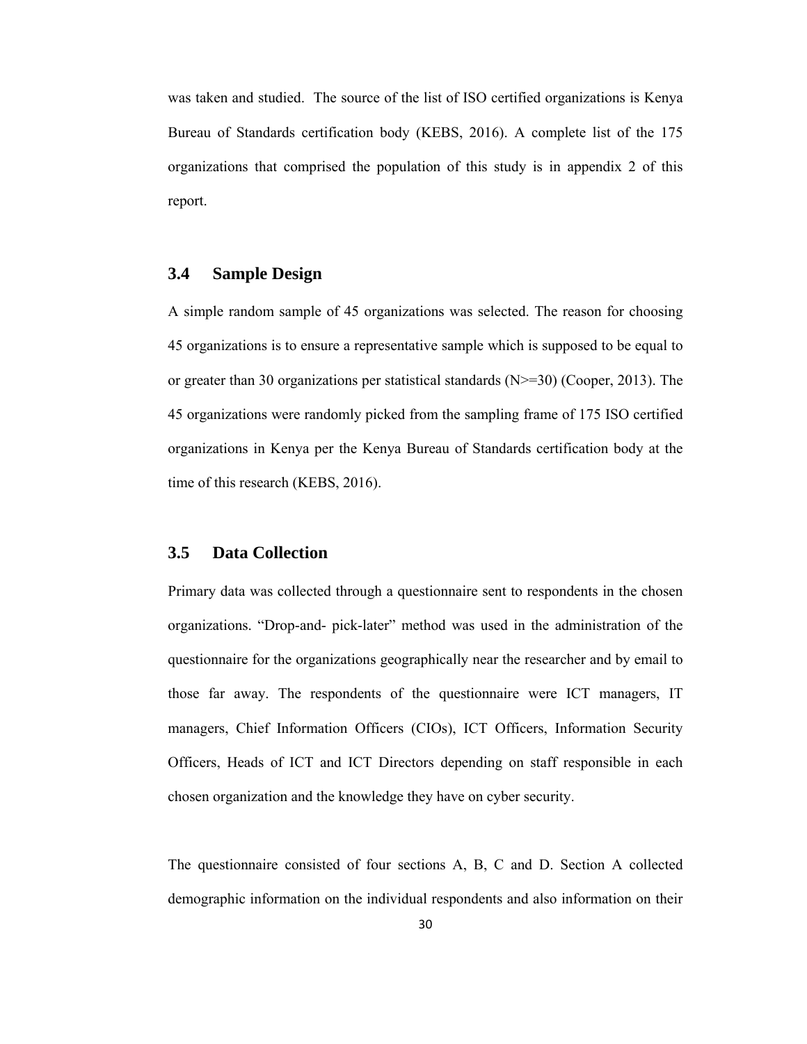was taken and studied. The source of the list of ISO certified organizations is Kenya Bureau of Standards certification body (KEBS, 2016). A complete list of the 175 organizations that comprised the population of this study is in appendix 2 of this report.

## 3.4 Sample Design

A simple random sample of 45 organizations was selected. The reason for choosing 45 organizations is to ensure a representative sample which is supposed to be equal to or greater than 30 organizations per statistical standards (N>=30) (Cooper, 2013). The 45 organizations were randomly picked from the sampling frame of 175 ISO certified organizations in Kenya per the Kenya Bureau of Standards certification body at the time of this research (KEBS, 2016).

## 3.5 Data Collection

Primary data was collected through a questionnaire sent to respondents in the chosen organizations. “Drop-and- pick-later” method was used in the administration of the questionnaire for the organizations geographically near the researcher and by email to those far away. The respondents of the questionnaire were ICT managers, IT managers, Chief Information Officers (CIOs), ICT Officers, Information Security Officers, Heads of ICT and ICT Directors depending on staff responsible in each chosen organization and the knowledge they have on cyber security.

The questionnaire consisted of four sections A, B, C and D. Section A collected demographic information on the individual respondents and also information on their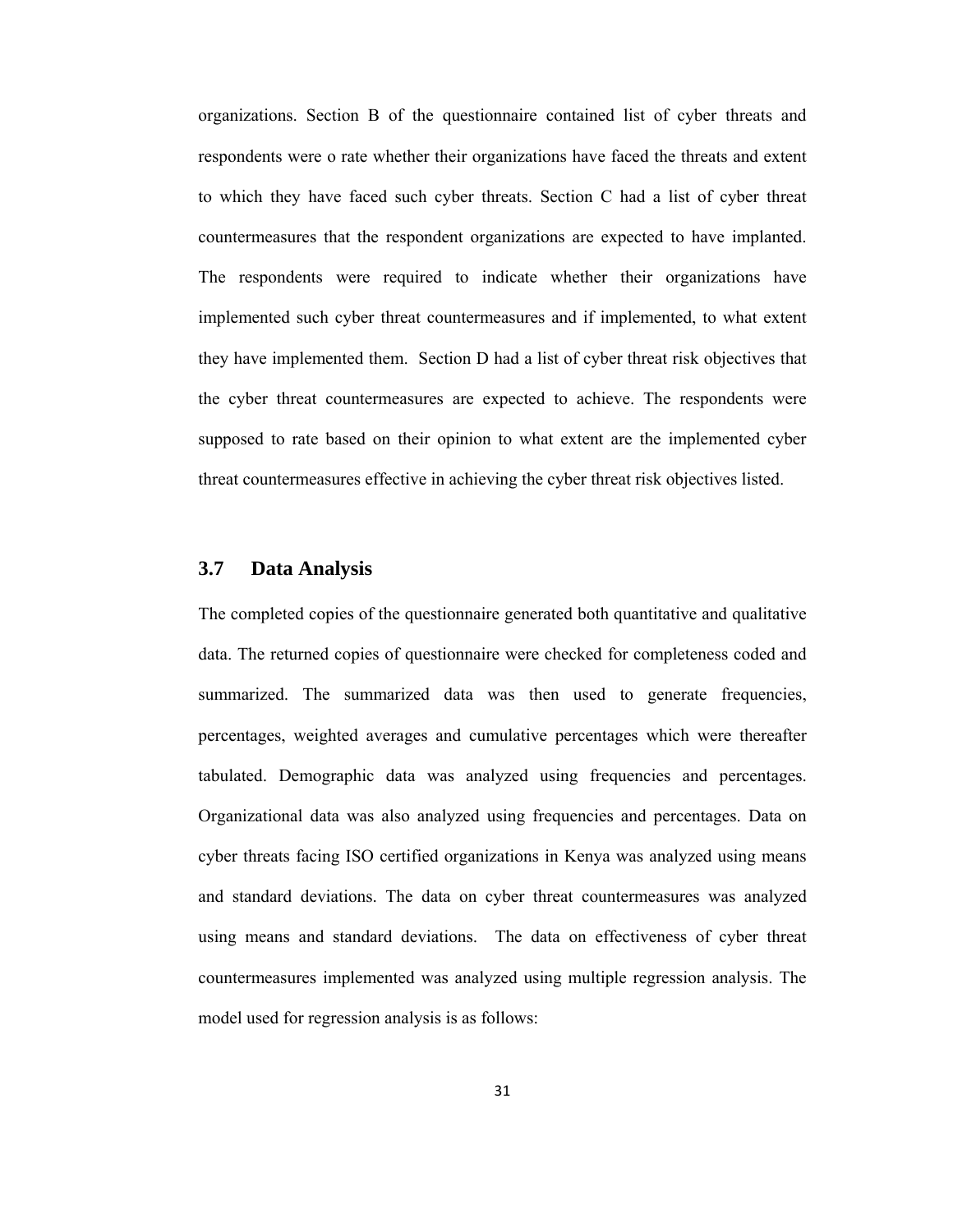organizations. Section B of the questionnaire contained list of cyber threats and respondents were o rate whether their organizations have faced the threats and extent to which they have faced such cyber threats. Section C had a list of cyber threat countermeasures that the respondent organizations are expected to have implanted. The respondents were required to indicate whether their organizations have implemented such cyber threat countermeasures and if implemented, to what extent they have implemented them. Section D had a list of cyber threat risk objectives that the cyber threat countermeasures are expected to achieve. The respondents were supposed to rate based on their opinion to what extent are the implemented cyber threat countermeasures effective in achieving the cyber threat risk objectives listed.

## 3.7 Data Analysis

The completed copies of the questionnaire generated both quantitative and qualitative data. The returned copies of questionnaire were checked for completeness coded and summarized. The summarized data was then used to generate frequencies, percentages, weighted averages and cumulative percentages which were thereafter tabulated. Demographic data was analyzed using frequencies and percentages. Organizational data was also analyzed using frequencies and percentages. Data on cyber threats facing ISO certified organizations in Kenya was analyzed using means and standard deviations. The data on cyber threat countermeasures was analyzed using means and standard deviations. The data on effectiveness of cyber threat countermeasures implemented was analyzed using multiple regression analysis. The model used for regression analysis is as follows: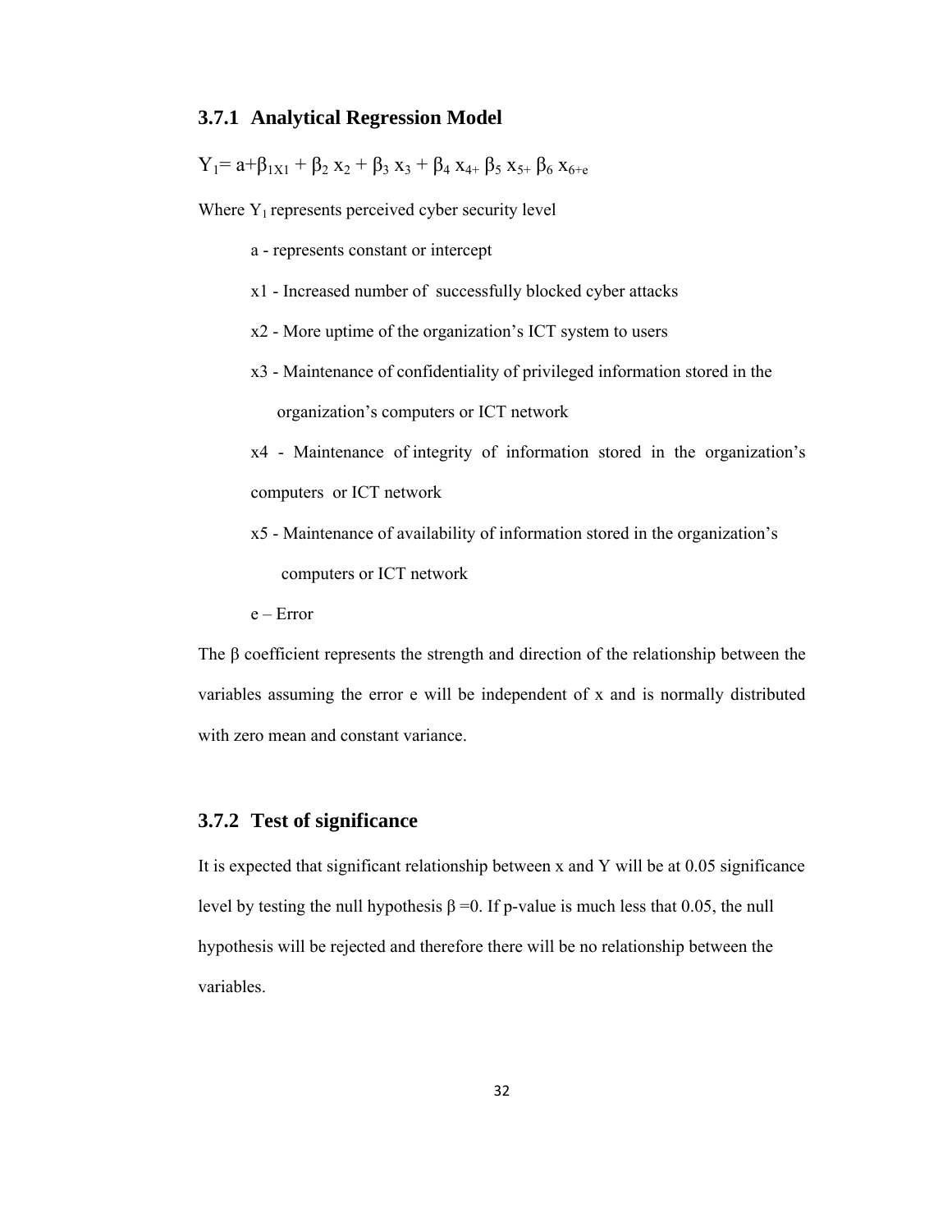### 3.7.1 Analytical Regression Model

$Y_1 = a + \beta_{1X1} + \beta_2 x_2 + \beta_3 x_3 + \beta_4 x_{4+} \beta_5 x_{5+} \beta_6 x_{6+e}$

Where $Y_1$ represents perceived cyber security level

a - represents constant or intercept

x1 - Increased number of successfully blocked cyber attacks

x2 - More uptime of the organization's ICT system to users

x3 - Maintenance of confidentiality of privileged information stored in the organization's computers or ICT network

x4 - Maintenance of integrity of information stored in the organization's computers or ICT network

x5 - Maintenance of availability of information stored in the organization's computers or ICT network

e – Error

The β coefficient represents the strength and direction of the relationship between the variables assuming the error e will be independent of x and is normally distributed with zero mean and constant variance.

### 3.7.2 Test of significance

It is expected that significant relationship between x and Y will be at 0.05 significance level by testing the null hypothesis $\beta = 0$. If p-value is much less that 0.05, the null hypothesis will be rejected and therefore there will be no relationship between the variables.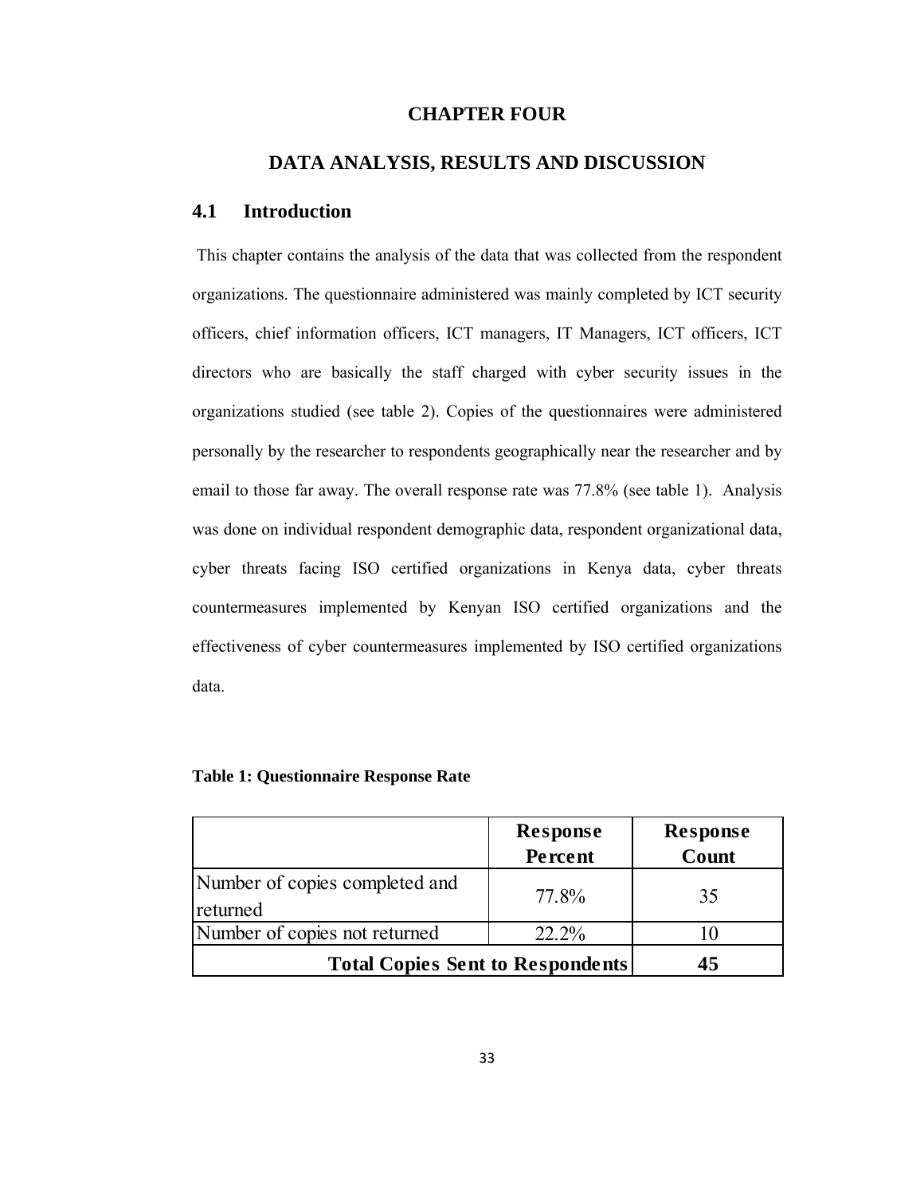# CHAPTER FOUR

# DATA ANALYSIS, RESULTS AND DISCUSSION

## 4.1 Introduction

This chapter contains the analysis of the data that was collected from the respondent organizations. The questionnaire administered was mainly completed by ICT security officers, chief information officers, ICT managers, IT Managers, ICT officers, ICT directors who are basically the staff charged with cyber security issues in the organizations studied (see table 2). Copies of the questionnaires were administered personally by the researcher to respondents geographically near the researcher and by email to those far away. The overall response rate was 77.8% (see table 1). Analysis was done on individual respondent demographic data, respondent organizational data, cyber threats facing ISO certified organizations in Kenya data, cyber threats countermeasures implemented by Kenyan ISO certified organizations and the effectiveness of cyber countermeasures implemented by ISO certified organizations data.

**Table 1: Questionnaire Response Rate**

| | Response Percent | Response Count |
|---|---|---|
| Number of copies completed and returned | 77.8% | 35 |
| Number of copies not returned | 22.2% | 10 |
| **Total Copies Sent to Respondents** | | **45** |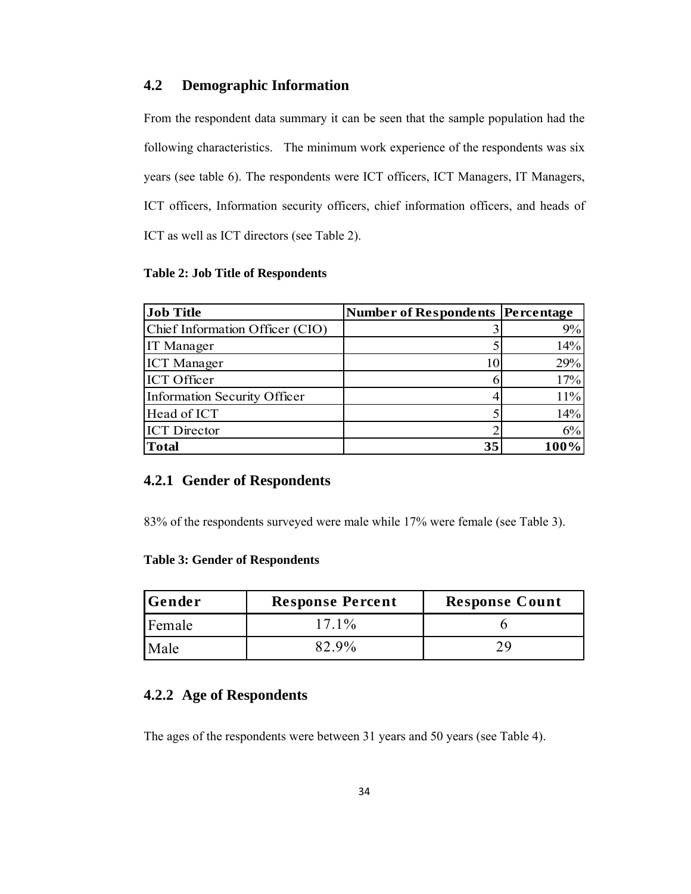## 4.2 Demographic Information

From the respondent data summary it can be seen that the sample population had the following characteristics. The minimum work experience of the respondents was six years (see table 6). The respondents were ICT officers, ICT Managers, IT Managers, ICT officers, Information security officers, chief information officers, and heads of ICT as well as ICT directors (see Table 2).

**Table 2: Job Title of Respondents**

| Job Title | Number of Respondents | Percentage |
|---|---|---|
| Chief Information Officer (CIO) | 3 | 9% |
| IT Manager | 5 | 14% |
| ICT Manager | 10 | 29% |
| ICT Officer | 6 | 17% |
| Information Security Officer | 4 | 11% |
| Head of ICT | 5 | 14% |
| ICT Director | 2 | 6% |
| **Total** | **35** | **100%** |

### 4.2.1 Gender of Respondents

83% of the respondents surveyed were male while 17% were female (see Table 3).

**Table 3: Gender of Respondents**

| Gender | Response Percent | Response Count |
|---|---|---|
| Female | 17.1% | 6 |
| Male | 82.9% | 29 |

### 4.2.2 Age of Respondents

The ages of the respondents were between 31 years and 50 years (see Table 4).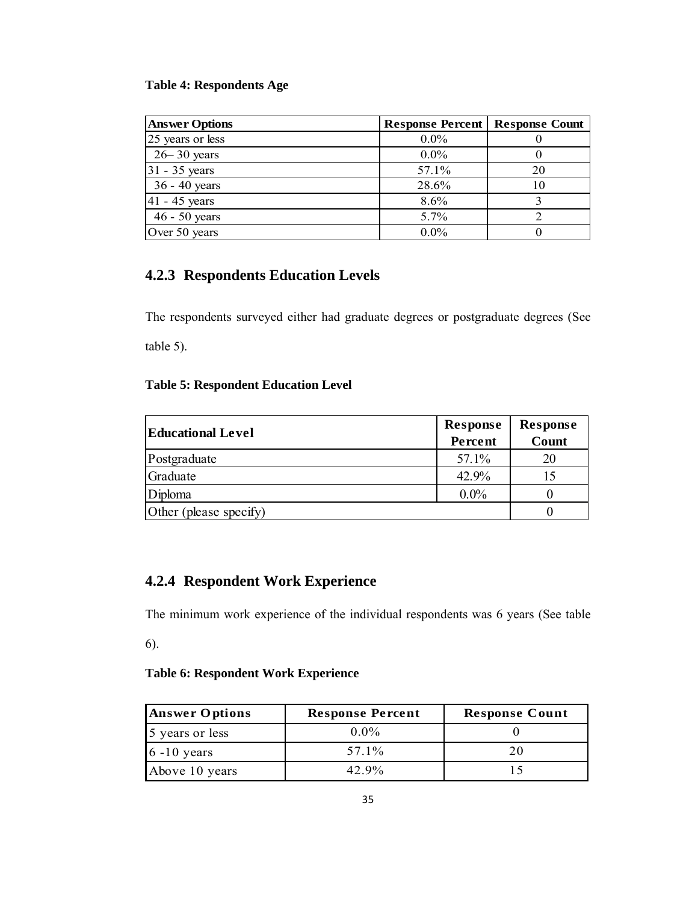**Table 4: Respondents Age**

| Answer Options | Response Percent | Response Count |
|---|---|---|
| 25 years or less | 0.0% | 0 |
| 26– 30 years | 0.0% | 0 |
| 31 - 35 years | 57.1% | 20 |
| 36 - 40 years | 28.6% | 10 |
| 41 - 45 years | 8.6% | 3 |
| 46 - 50 years | 5.7% | 2 |
| Over 50 years | 0.0% | 0 |

### 4.2.3 Respondents Education Levels

The respondents surveyed either had graduate degrees or postgraduate degrees (See table 5).

**Table 5: Respondent Education Level**

| Educational Level | Response Percent | Response Count |
|---|---|---|
| Postgraduate | 57.1% | 20 |
| Graduate | 42.9% | 15 |
| Diploma | 0.0% | 0 |
| Other (please specify) | | 0 |

### 4.2.4 Respondent Work Experience

The minimum work experience of the individual respondents was 6 years (See table 6).

**Table 6: Respondent Work Experience**

| Answer Options | Response Percent | Response Count |
|---|---|---|
| 5 years or less | 0.0% | 0 |
| 6 -10 years | 57.1% | 20 |
| Above 10 years | 42.9% | 15 |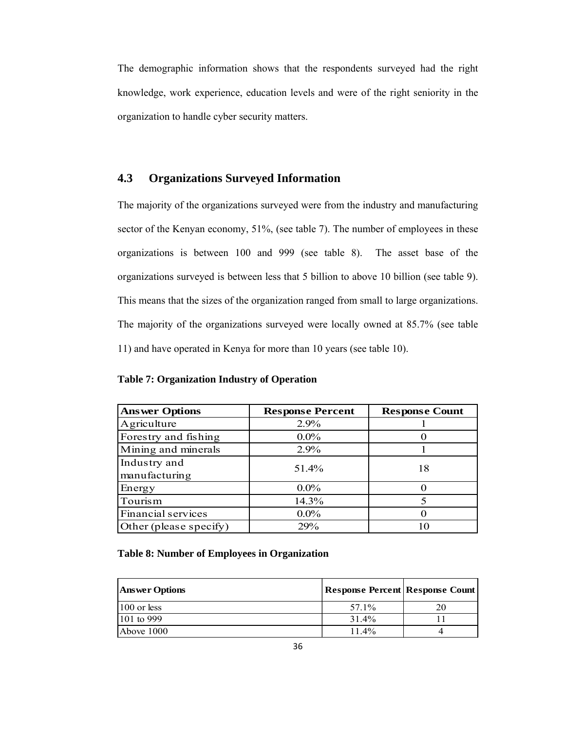The demographic information shows that the respondents surveyed had the right knowledge, work experience, education levels and were of the right seniority in the organization to handle cyber security matters.

## 4.3 Organizations Surveyed Information

The majority of the organizations surveyed were from the industry and manufacturing sector of the Kenyan economy, 51%, (see table 7). The number of employees in these organizations is between 100 and 999 (see table 8). The asset base of the organizations surveyed is between less that 5 billion to above 10 billion (see table 9). This means that the sizes of the organization ranged from small to large organizations. The majority of the organizations surveyed were locally owned at 85.7% (see table 11) and have operated in Kenya for more than 10 years (see table 10).

**Table 7: Organization Industry of Operation**

| Answer Options | Response Percent | Response Count |
|---|---|---|
| Agriculture | 2.9% | 1 |
| Forestry and fishing | 0.0% | 0 |
| Mining and minerals | 2.9% | 1 |
| Industry and manufacturing | 51.4% | 18 |
| Energy | 0.0% | 0 |
| Tourism | 14.3% | 5 |
| Financial services | 0.0% | 0 |
| Other (please specify) | 29% | 10 |

**Table 8: Number of Employees in Organization**

| Answer Options | Response Percent | Response Count |
|---|---|---|
| 100 or less | 57.1% | 20 |
| 101 to 999 | 31.4% | 11 |
| Above 1000 | 11.4% | 4 |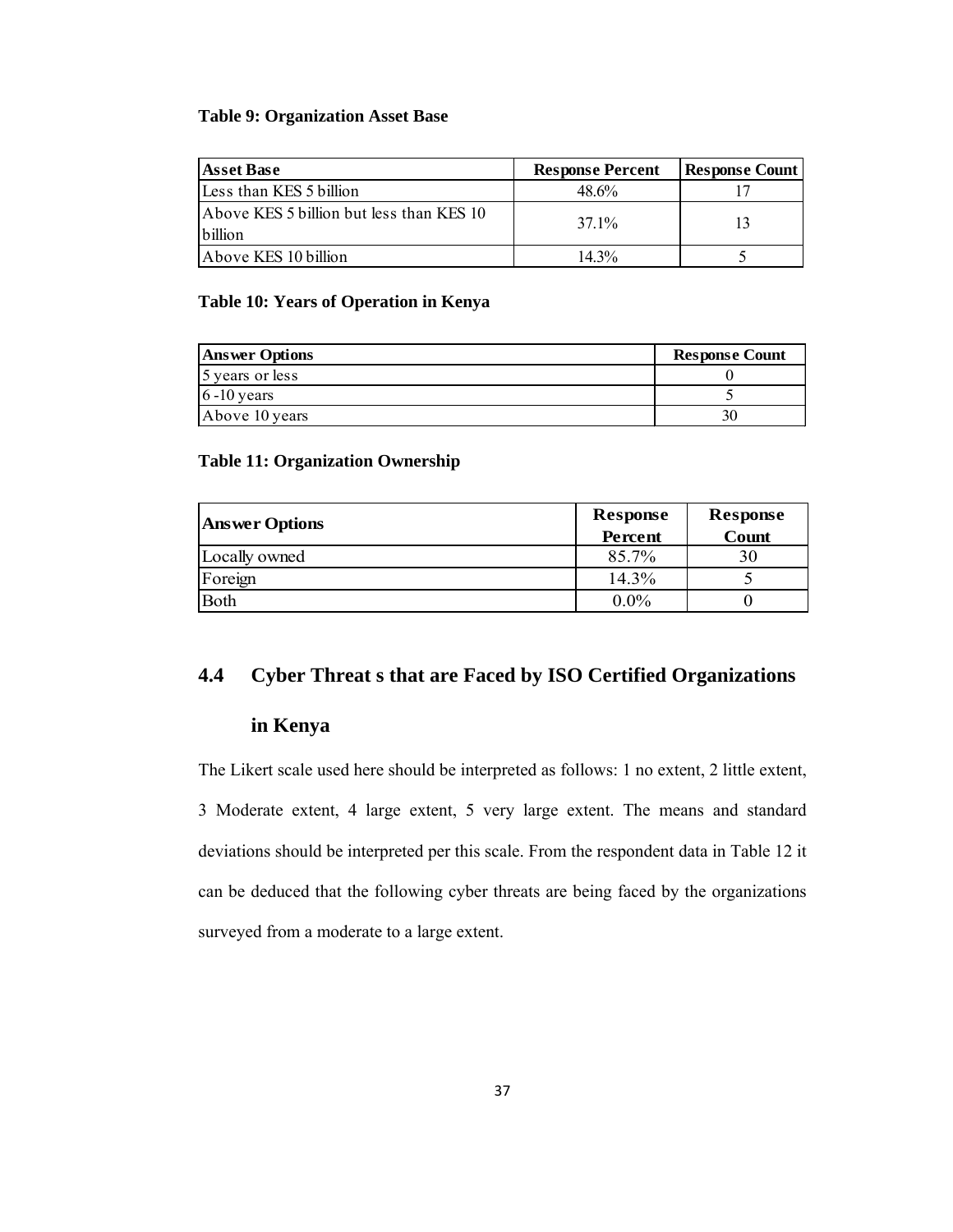**Table 9: Organization Asset Base**

| Asset Base | Response Percent | Response Count |
|---|---|---|
| Less than KES 5 billion | 48.6% | 17 |
| Above KES 5 billion but less than KES 10 billion | 37.1% | 13 |
| Above KES 10 billion | 14.3% | 5 |

**Table 10: Years of Operation in Kenya**

| Answer Options | Response Count |
|---|---|
| 5 years or less | 0 |
| 6 -10 years | 5 |
| Above 10 years | 30 |

**Table 11: Organization Ownership**

| Answer Options | Response Percent | Response Count |
|---|---|---|
| Locally owned | 85.7% | 30 |
| Foreign | 14.3% | 5 |
| Both | 0.0% | 0 |

## 4.4 Cyber Threat s that are Faced by ISO Certified Organizations in Kenya

The Likert scale used here should be interpreted as follows: 1 no extent, 2 little extent, 3 Moderate extent, 4 large extent, 5 very large extent. The means and standard deviations should be interpreted per this scale. From the respondent data in Table 12 it can be deduced that the following cyber threats are being faced by the organizations surveyed from a moderate to a large extent.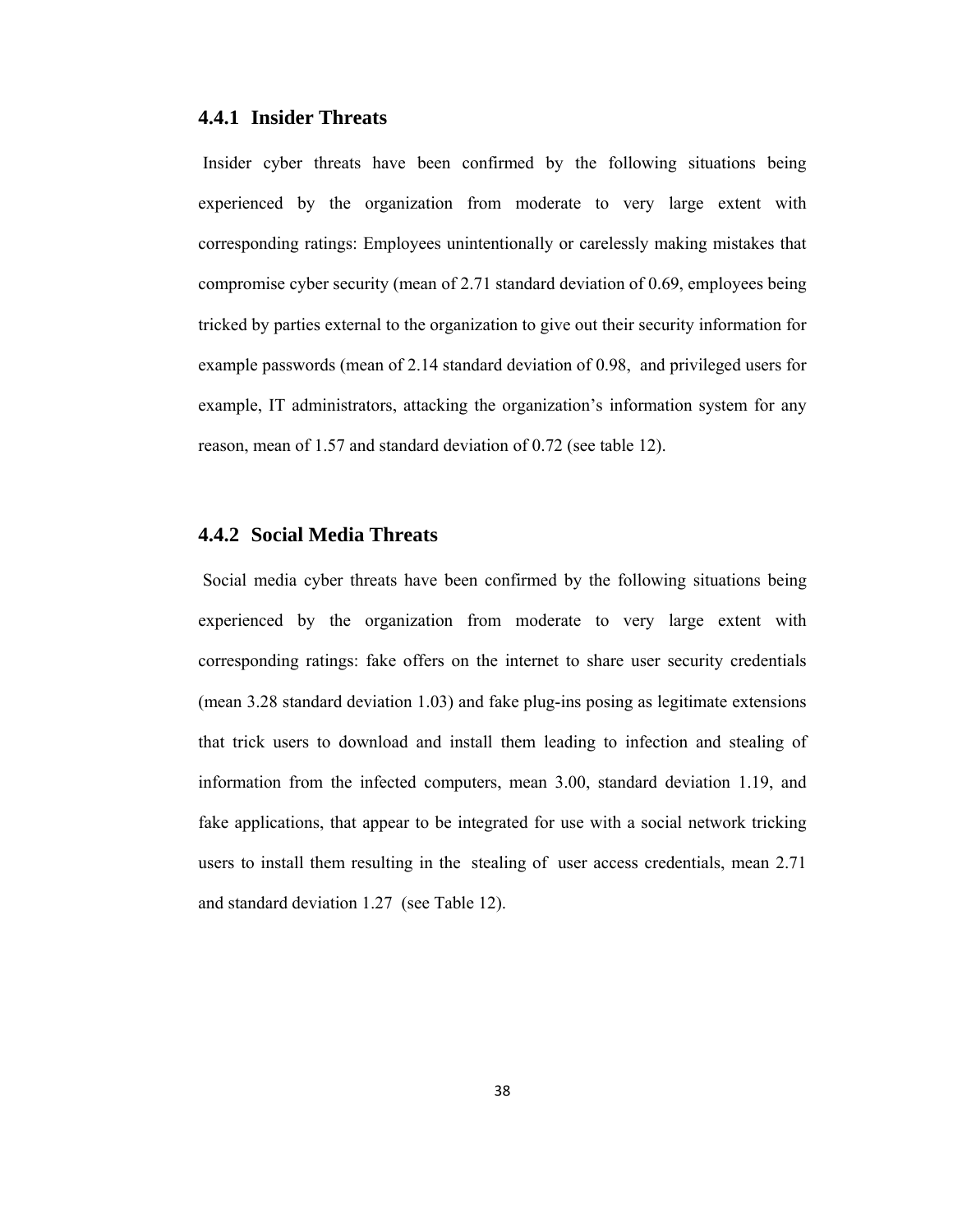### 4.4.1 Insider Threats

Insider cyber threats have been confirmed by the following situations being experienced by the organization from moderate to very large extent with corresponding ratings: Employees unintentionally or carelessly making mistakes that compromise cyber security (mean of 2.71 standard deviation of 0.69, employees being tricked by parties external to the organization to give out their security information for example passwords (mean of 2.14 standard deviation of 0.98, and privileged users for example, IT administrators, attacking the organization's information system for any reason, mean of 1.57 and standard deviation of 0.72 (see table 12).

### 4.4.2 Social Media Threats

Social media cyber threats have been confirmed by the following situations being experienced by the organization from moderate to very large extent with corresponding ratings: fake offers on the internet to share user security credentials (mean 3.28 standard deviation 1.03) and fake plug-ins posing as legitimate extensions that trick users to download and install them leading to infection and stealing of information from the infected computers, mean 3.00, standard deviation 1.19, and fake applications, that appear to be integrated for use with a social network tricking users to install them resulting in the stealing of user access credentials, mean 2.71 and standard deviation 1.27 (see Table 12).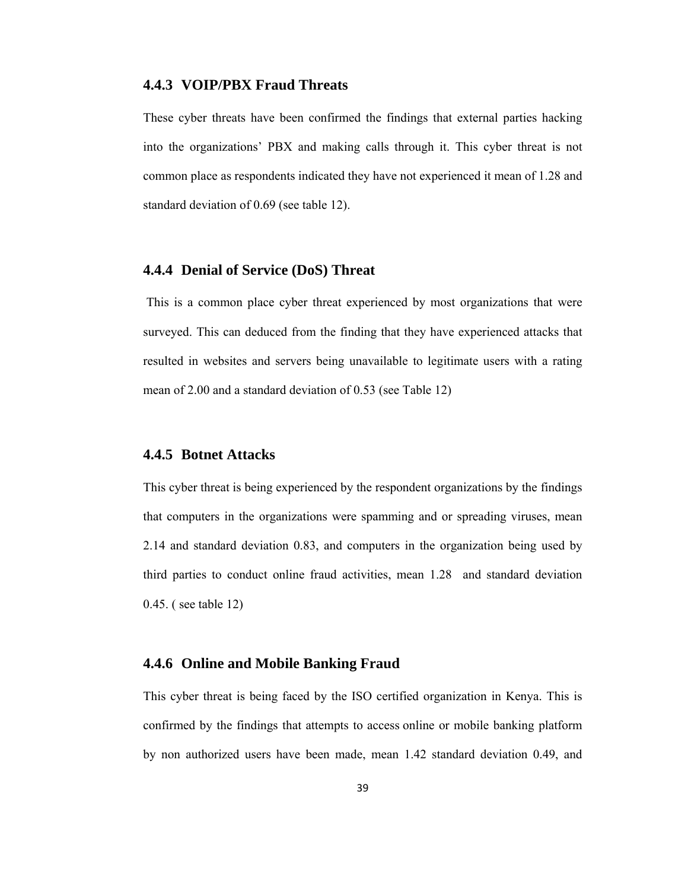### 4.4.3 VOIP/PBX Fraud Threats

These cyber threats have been confirmed the findings that external parties hacking into the organizations' PBX and making calls through it. This cyber threat is not common place as respondents indicated they have not experienced it mean of 1.28 and standard deviation of 0.69 (see table 12).

### 4.4.4 Denial of Service (DoS) Threat

This is a common place cyber threat experienced by most organizations that were surveyed. This can deduced from the finding that they have experienced attacks that resulted in websites and servers being unavailable to legitimate users with a rating mean of 2.00 and a standard deviation of 0.53 (see Table 12)

### 4.4.5 Botnet Attacks

This cyber threat is being experienced by the respondent organizations by the findings that computers in the organizations were spamming and or spreading viruses, mean 2.14 and standard deviation 0.83, and computers in the organization being used by third parties to conduct online fraud activities, mean 1.28 and standard deviation 0.45. ( see table 12)

### 4.4.6 Online and Mobile Banking Fraud

This cyber threat is being faced by the ISO certified organization in Kenya. This is confirmed by the findings that attempts to access online or mobile banking platform by non authorized users have been made, mean 1.42 standard deviation 0.49, and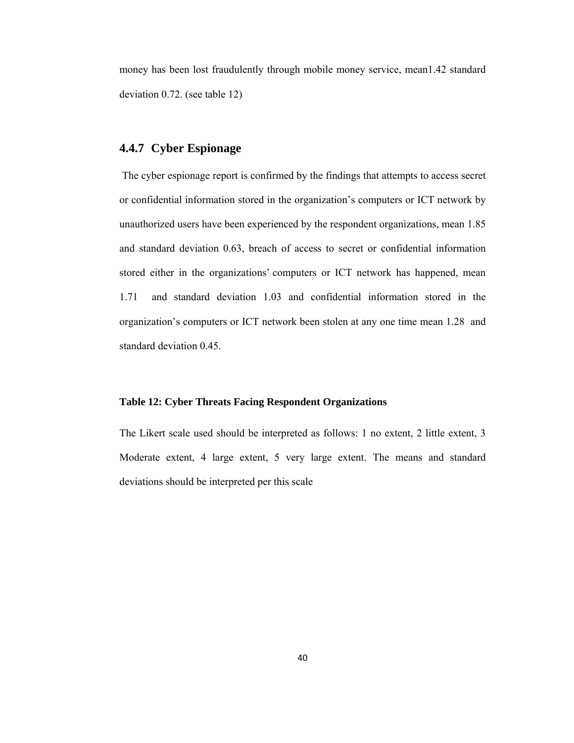money has been lost fraudulently through mobile money service, mean1.42 standard deviation 0.72. (see table 12)

### 4.4.7 Cyber Espionage

The cyber espionage report is confirmed by the findings that attempts to access secret or confidential information stored in the organization's computers or ICT network by unauthorized users have been experienced by the respondent organizations, mean 1.85 and standard deviation 0.63, breach of access to secret or confidential information stored either in the organizations' computers or ICT network has happened, mean 1.71 and standard deviation 1.03 and confidential information stored in the organization's computers or ICT network been stolen at any one time mean 1.28 and standard deviation 0.45.

**Table 12: Cyber Threats Facing Respondent Organizations**

The Likert scale used should be interpreted as follows: 1 no extent, 2 little extent, 3 Moderate extent, 4 large extent, 5 very large extent. The means and standard deviations should be interpreted per this scale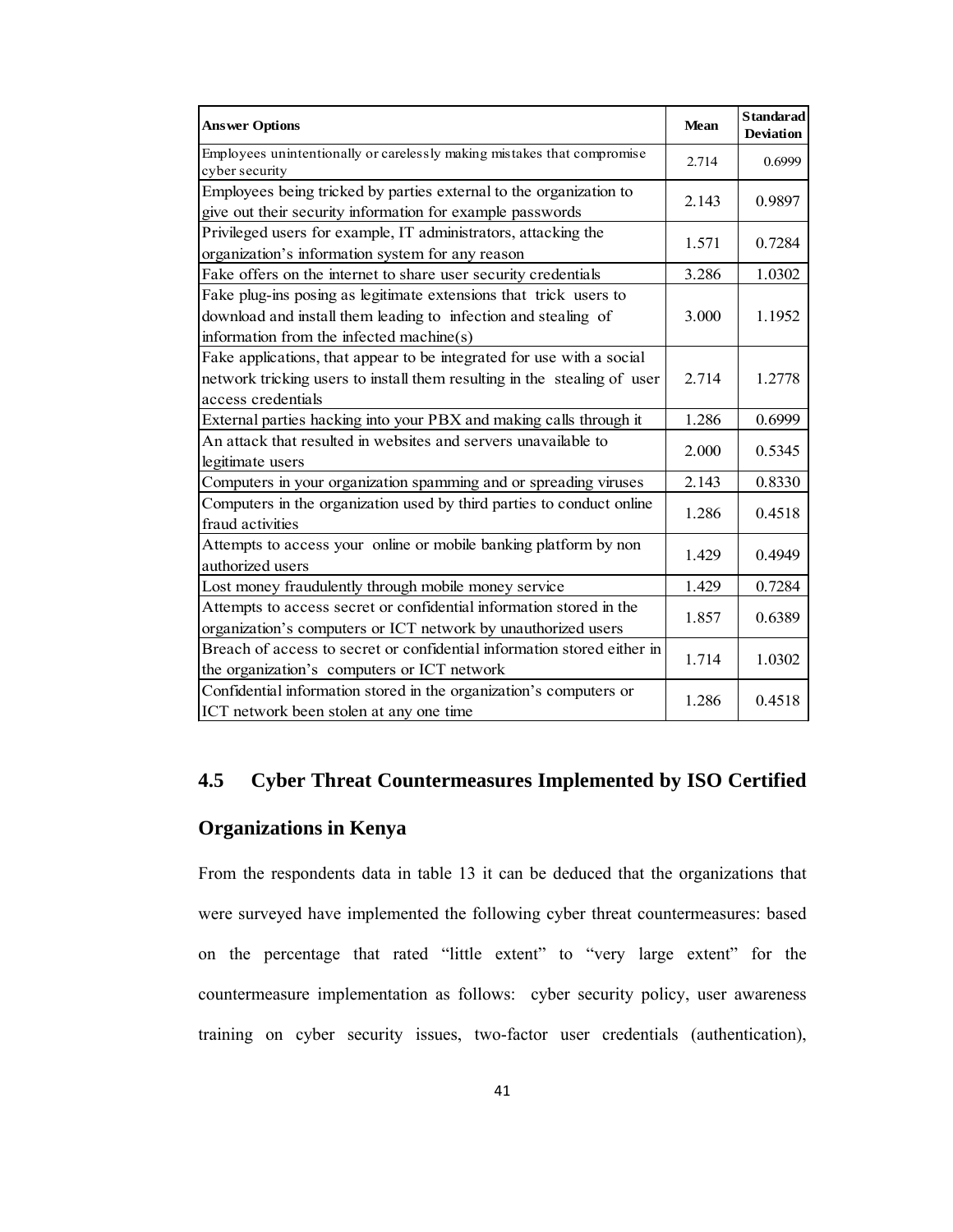| Answer Options | Mean | Standarad Deviation |
|---|---|---|
| Employees unintentionally or carelessly making mistakes that compromise cyber security | 2.714 | 0.6999 |
| Employees being tricked by parties external to the organization to give out their security information for example passwords | 2.143 | 0.9897 |
| Privileged users for example, IT administrators, attacking the organization's information system for any reason | 1.571 | 0.7284 |
| Fake offers on the internet to share user security credentials | 3.286 | 1.0302 |
| Fake plug-ins posing as legitimate extensions that trick users to download and install them leading to infection and stealing of information from the infected machine(s) | 3.000 | 1.1952 |
| Fake applications, that appear to be integrated for use with a social network tricking users to install them resulting in the stealing of user access credentials | 2.714 | 1.2778 |
| External parties hacking into your PBX and making calls through it | 1.286 | 0.6999 |
| An attack that resulted in websites and servers unavailable to legitimate users | 2.000 | 0.5345 |
| Computers in your organization spamming and or spreading viruses | 2.143 | 0.8330 |
| Computers in the organization used by third parties to conduct online fraud activities | 1.286 | 0.4518 |
| Attempts to access your online or mobile banking platform by non authorized users | 1.429 | 0.4949 |
| Lost money fraudulently through mobile money service | 1.429 | 0.7284 |
| Attempts to access secret or confidential information stored in the organization's computers or ICT network by unauthorized users | 1.857 | 0.6389 |
| Breach of access to secret or confidential information stored either in the organization's computers or ICT network | 1.714 | 1.0302 |
| Confidential information stored in the organization's computers or ICT network been stolen at any one time | 1.286 | 0.4518 |

## 4.5 Cyber Threat Countermeasures Implemented by ISO Certified Organizations in Kenya

From the respondents data in table 13 it can be deduced that the organizations that were surveyed have implemented the following cyber threat countermeasures: based on the percentage that rated "little extent" to "very large extent" for the countermeasure implementation as follows: cyber security policy, user awareness training on cyber security issues, two-factor user credentials (authentication),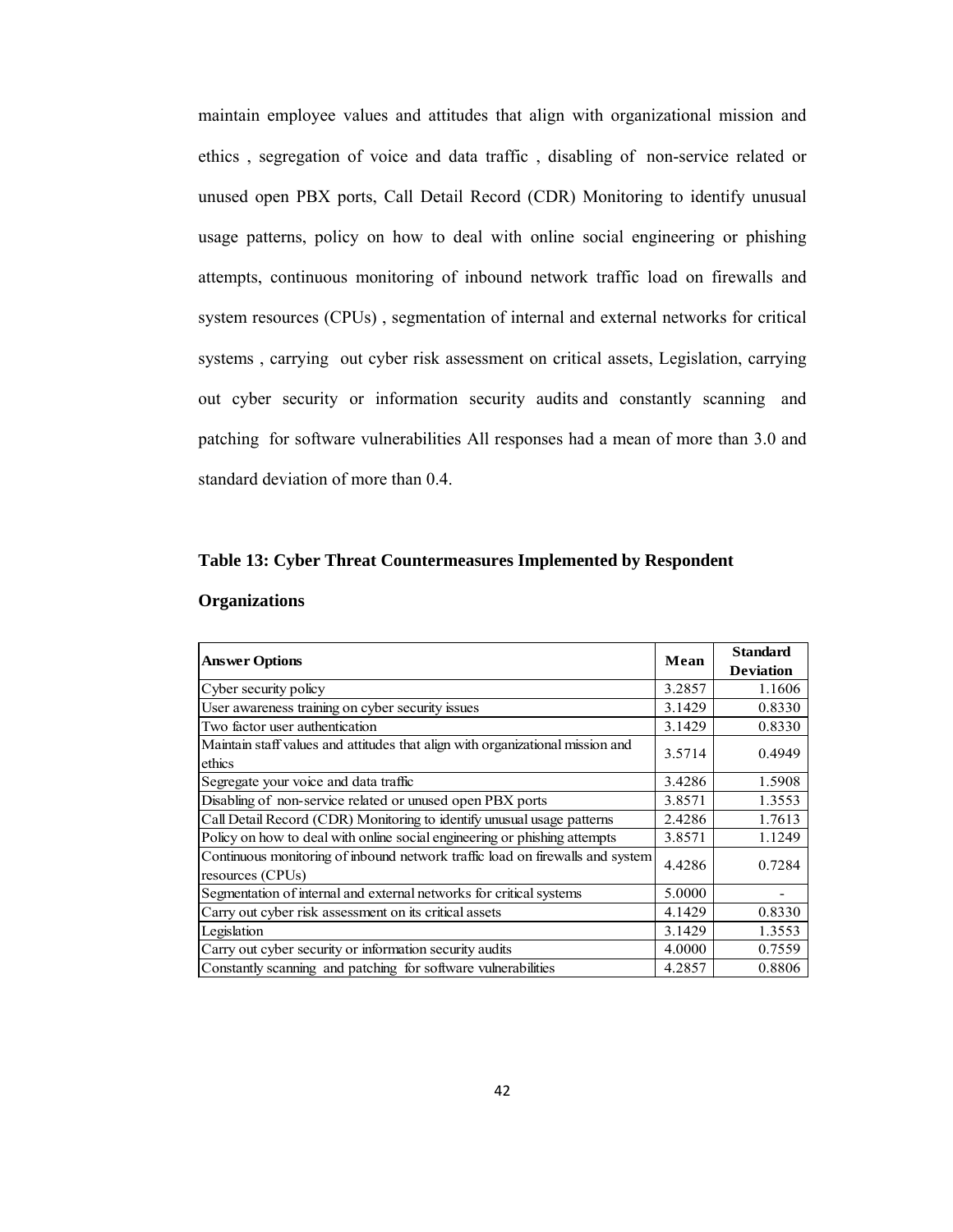maintain employee values and attitudes that align with organizational mission and ethics , segregation of voice and data traffic , disabling of non-service related or unused open PBX ports, Call Detail Record (CDR) Monitoring to identify unusual usage patterns, policy on how to deal with online social engineering or phishing attempts, continuous monitoring of inbound network traffic load on firewalls and system resources (CPUs) , segmentation of internal and external networks for critical systems , carrying out cyber risk assessment on critical assets, Legislation, carrying out cyber security or information security audits and constantly scanning and patching for software vulnerabilities All responses had a mean of more than 3.0 and standard deviation of more than 0.4.

**Table 13: Cyber Threat Countermeasures Implemented by Respondent Organizations**

| Answer Options | Mean | Standard Deviation |
|---|---|---|
| Cyber security policy | 3.2857 | 1.1606 |
| User awareness training on cyber security issues | 3.1429 | 0.8330 |
| Two factor user authentication | 3.1429 | 0.8330 |
| Maintain staff values and attitudes that align with organizational mission and ethics | 3.5714 | 0.4949 |
| Segregate your voice and data traffic | 3.4286 | 1.5908 |
| Disabling of non-service related or unused open PBX ports | 3.8571 | 1.3553 |
| Call Detail Record (CDR) Monitoring to identify unusual usage patterns | 2.4286 | 1.7613 |
| Policy on how to deal with online social engineering or phishing attempts | 3.8571 | 1.1249 |
| Continuous monitoring of inbound network traffic load on firewalls and system resources (CPUs) | 4.4286 | 0.7284 |
| Segmentation of internal and external networks for critical systems | 5.0000 | - |
| Carry out cyber risk assessment on its critical assets | 4.1429 | 0.8330 |
| Legislation | 3.1429 | 1.3553 |
| Carry out cyber security or information security audits | 4.0000 | 0.7559 |
| Constantly scanning and patching for software vulnerabilities | 4.2857 | 0.8806 |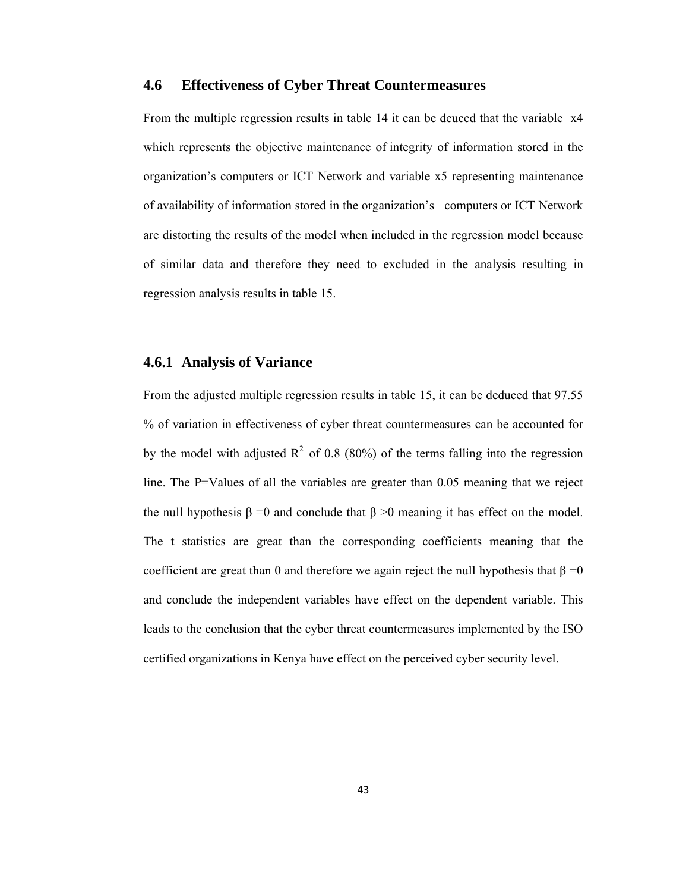## 4.6 Effectiveness of Cyber Threat Countermeasures

From the multiple regression results in table 14 it can be deuced that the variable x4 which represents the objective maintenance of integrity of information stored in the organization's computers or ICT Network and variable x5 representing maintenance of availability of information stored in the organization's computers or ICT Network are distorting the results of the model when included in the regression model because of similar data and therefore they need to excluded in the analysis resulting in regression analysis results in table 15.

### 4.6.1 Analysis of Variance

From the adjusted multiple regression results in table 15, it can be deduced that 97.55 % of variation in effectiveness of cyber threat countermeasures can be accounted for by the model with adjusted $R^2$ of 0.8 (80%) of the terms falling into the regression line. The P=Values of all the variables are greater than 0.05 meaning that we reject the null hypothesis $\beta = 0$ and conclude that $\beta > 0$ meaning it has effect on the model. The t statistics are great than the corresponding coefficients meaning that the coefficient are great than 0 and therefore we again reject the null hypothesis that $\beta = 0$ and conclude the independent variables have effect on the dependent variable. This leads to the conclusion that the cyber threat countermeasures implemented by the ISO certified organizations in Kenya have effect on the perceived cyber security level.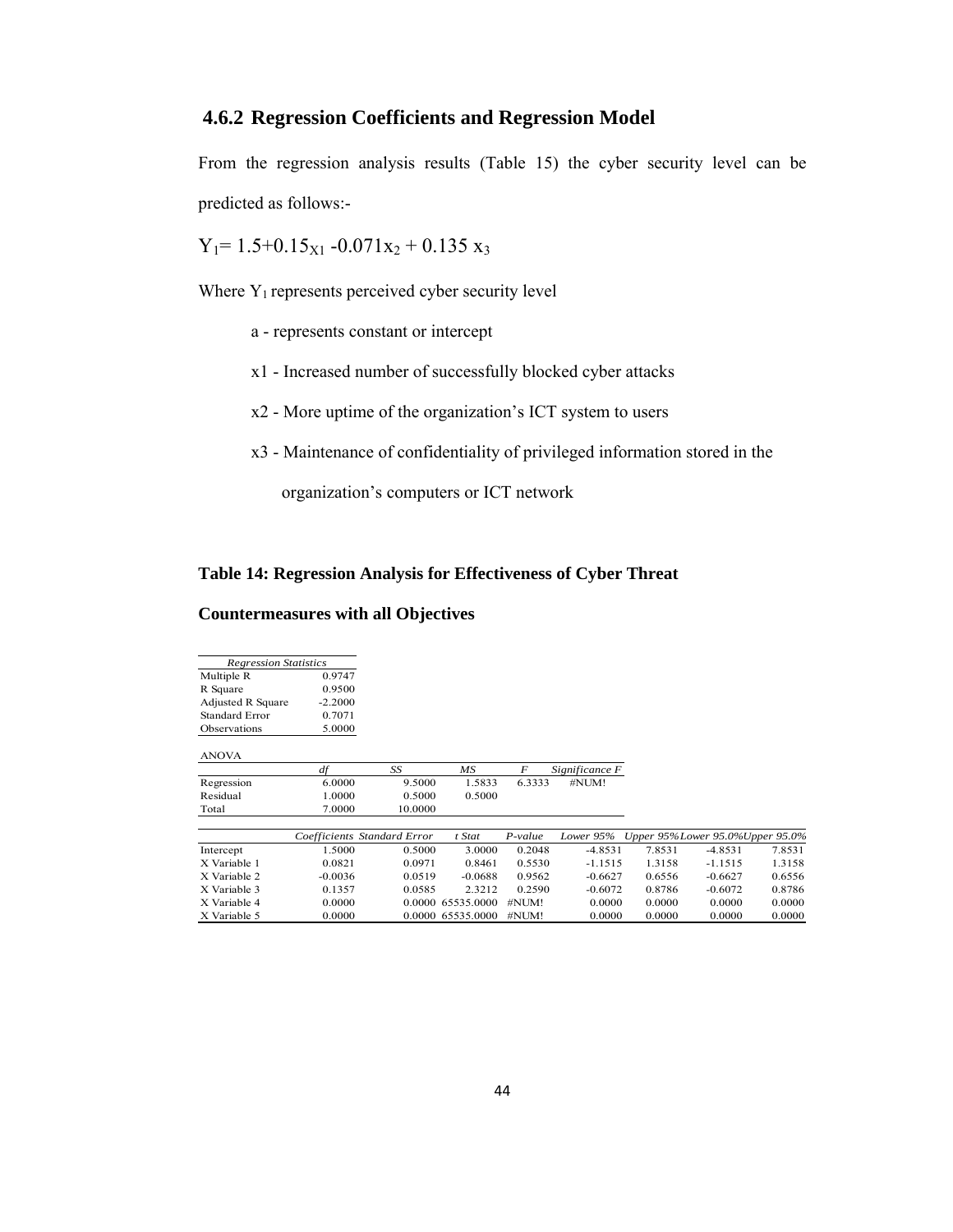## 4.6.2 Regression Coefficients and Regression Model

From the regression analysis results (Table 15) the cyber security level can be predicted as follows:-

$Y_1 = 1.5 + 0.15_{X1} - 0.071x_2 + 0.135\ x_3$

Where $Y_1$ represents perceived cyber security level

a - represents constant or intercept

x1 - Increased number of successfully blocked cyber attacks

x2 - More uptime of the organization's ICT system to users

x3 - Maintenance of confidentiality of privileged information stored in the organization's computers or ICT network

**Table 14: Regression Analysis for Effectiveness of Cyber Threat Countermeasures with all Objectives**

| *Regression Statistics* | |
|---|---|
| Multiple R | 0.9747 |
| R Square | 0.9500 |
| Adjusted R Square | -2.2000 |
| Standard Error | 0.7071 |
| Observations | 5.0000 |

ANOVA

| | *df* | *SS* | *MS* | *F* | *Significance F* |
|---|---|---|---|---|---|
| Regression | 6.0000 | 9.5000 | 1.5833 | 6.3333 | #NUM! |
| Residual | 1.0000 | 0.5000 | 0.5000 | | |
| Total | 7.0000 | 10.0000 | | | |

| | *Coefficients* | *Standard Error* | *t Stat* | *P-value* | *Lower 95%* | *Upper 95%* | *Lower 95.0%* | *Upper 95.0%* |
|---|---|---|---|---|---|---|---|---|
| Intercept | 1.5000 | 0.5000 | 3.0000 | 0.2048 | -4.8531 | 7.8531 | -4.8531 | 7.8531 |
| X Variable 1 | 0.0821 | 0.0971 | 0.8461 | 0.5530 | -1.1515 | 1.3158 | -1.1515 | 1.3158 |
| X Variable 2 | -0.0036 | 0.0519 | -0.0688 | 0.9562 | -0.6627 | 0.6556 | -0.6627 | 0.6556 |
| X Variable 3 | 0.1357 | 0.0585 | 2.3212 | 0.2590 | -0.6072 | 0.8786 | -0.6072 | 0.8786 |
| X Variable 4 | 0.0000 | 0.0000 | 65535.0000 | #NUM! | 0.0000 | 0.0000 | 0.0000 | 0.0000 |
| X Variable 5 | 0.0000 | 0.0000 | 65535.0000 | #NUM! | 0.0000 | 0.0000 | 0.0000 | 0.0000 |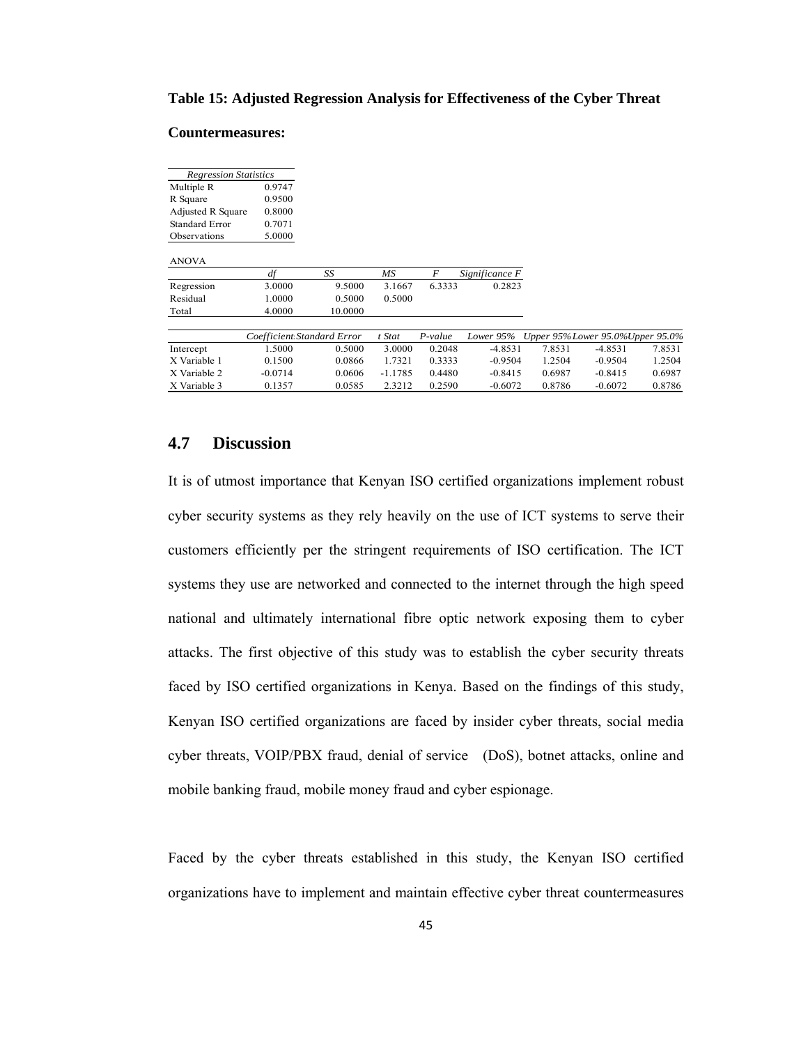**Table 15: Adjusted Regression Analysis for Effectiveness of the Cyber Threat Countermeasures:**

| *Regression Statistics* | |
|---|---|
| Multiple R | 0.9747 |
| R Square | 0.9500 |
| Adjusted R Square | 0.8000 |
| Standard Error | 0.7071 |
| Observations | 5.0000 |

ANOVA

| | *df* | *SS* | *MS* | *F* | *Significance F* |
|---|---|---|---|---|---|
| Regression | 3.0000 | 9.5000 | 3.1667 | 6.3333 | 0.2823 |
| Residual | 1.0000 | 0.5000 | 0.5000 | | |
| Total | 4.0000 | 10.0000 | | | |

| | *Coefficients* | *Standard Error* | *t Stat* | *P-value* | *Lower 95%* | *Upper 95%* | *Lower 95.0%* | *Upper 95.0%* |
|---|---|---|---|---|---|---|---|---|
| Intercept | 1.5000 | 0.5000 | 3.0000 | 0.2048 | -4.8531 | 7.8531 | -4.8531 | 7.8531 |
| X Variable 1 | 0.1500 | 0.0866 | 1.7321 | 0.3333 | -0.9504 | 1.2504 | -0.9504 | 1.2504 |
| X Variable 2 | -0.0714 | 0.0606 | -1.1785 | 0.4480 | -0.8415 | 0.6987 | -0.8415 | 0.6987 |
| X Variable 3 | 0.1357 | 0.0585 | 2.3212 | 0.2590 | -0.6072 | 0.8786 | -0.6072 | 0.8786 |

## 4.7 Discussion

It is of utmost importance that Kenyan ISO certified organizations implement robust cyber security systems as they rely heavily on the use of ICT systems to serve their customers efficiently per the stringent requirements of ISO certification. The ICT systems they use are networked and connected to the internet through the high speed national and ultimately international fibre optic network exposing them to cyber attacks. The first objective of this study was to establish the cyber security threats faced by ISO certified organizations in Kenya. Based on the findings of this study, Kenyan ISO certified organizations are faced by insider cyber threats, social media cyber threats, VOIP/PBX fraud, denial of service (DoS), botnet attacks, online and mobile banking fraud, mobile money fraud and cyber espionage.

Faced by the cyber threats established in this study, the Kenyan ISO certified organizations have to implement and maintain effective cyber threat countermeasures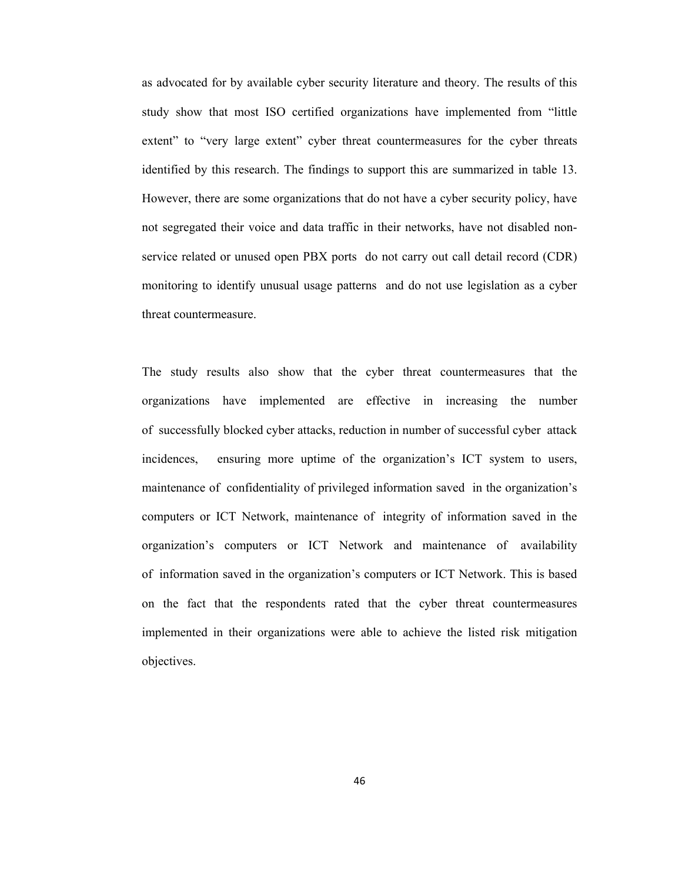as advocated for by available cyber security literature and theory. The results of this study show that most ISO certified organizations have implemented from "little extent" to "very large extent" cyber threat countermeasures for the cyber threats identified by this research. The findings to support this are summarized in table 13. However, there are some organizations that do not have a cyber security policy, have not segregated their voice and data traffic in their networks, have not disabled non-service related or unused open PBX ports do not carry out call detail record (CDR) monitoring to identify unusual usage patterns and do not use legislation as a cyber threat countermeasure.

The study results also show that the cyber threat countermeasures that the organizations have implemented are effective in increasing the number of successfully blocked cyber attacks, reduction in number of successful cyber attack incidences, ensuring more uptime of the organization's ICT system to users, maintenance of confidentiality of privileged information saved in the organization's computers or ICT Network, maintenance of integrity of information saved in the organization's computers or ICT Network and maintenance of availability of information saved in the organization's computers or ICT Network. This is based on the fact that the respondents rated that the cyber threat countermeasures implemented in their organizations were able to achieve the listed risk mitigation objectives.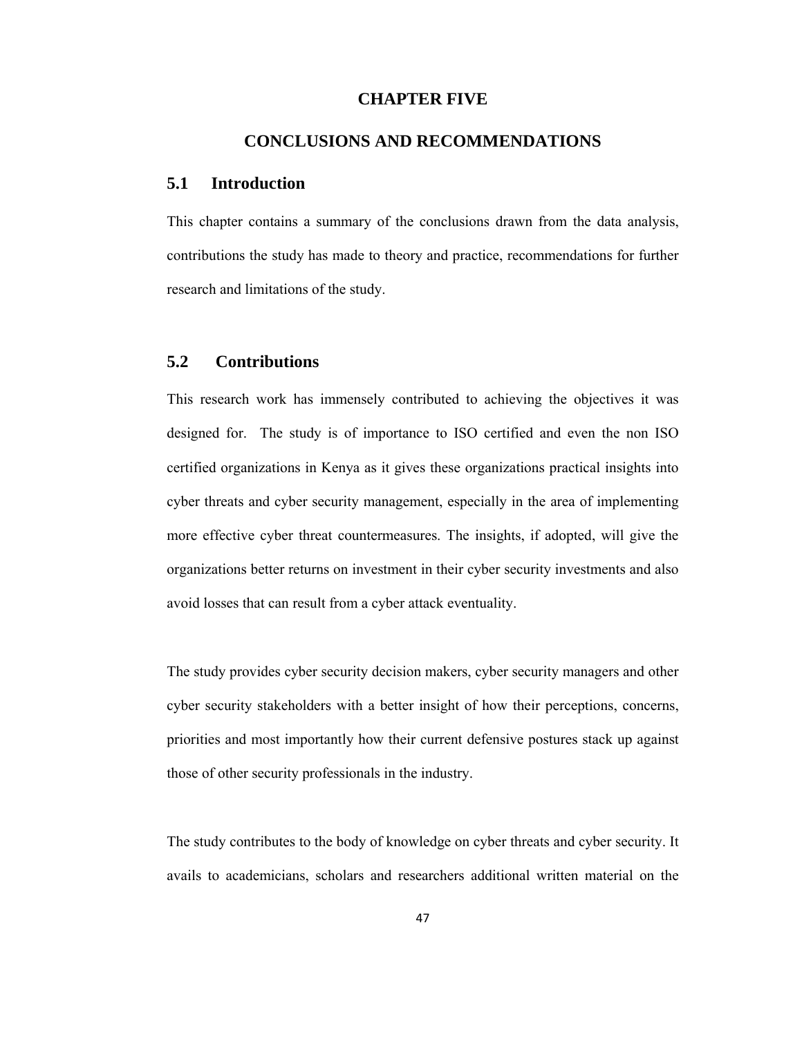# CHAPTER FIVE

# CONCLUSIONS AND RECOMMENDATIONS

## 5.1 Introduction

This chapter contains a summary of the conclusions drawn from the data analysis, contributions the study has made to theory and practice, recommendations for further research and limitations of the study.

## 5.2 Contributions

This research work has immensely contributed to achieving the objectives it was designed for. The study is of importance to ISO certified and even the non ISO certified organizations in Kenya as it gives these organizations practical insights into cyber threats and cyber security management, especially in the area of implementing more effective cyber threat countermeasures. The insights, if adopted, will give the organizations better returns on investment in their cyber security investments and also avoid losses that can result from a cyber attack eventuality.

The study provides cyber security decision makers, cyber security managers and other cyber security stakeholders with a better insight of how their perceptions, concerns, priorities and most importantly how their current defensive postures stack up against those of other security professionals in the industry.

The study contributes to the body of knowledge on cyber threats and cyber security. It avails to academicians, scholars and researchers additional written material on the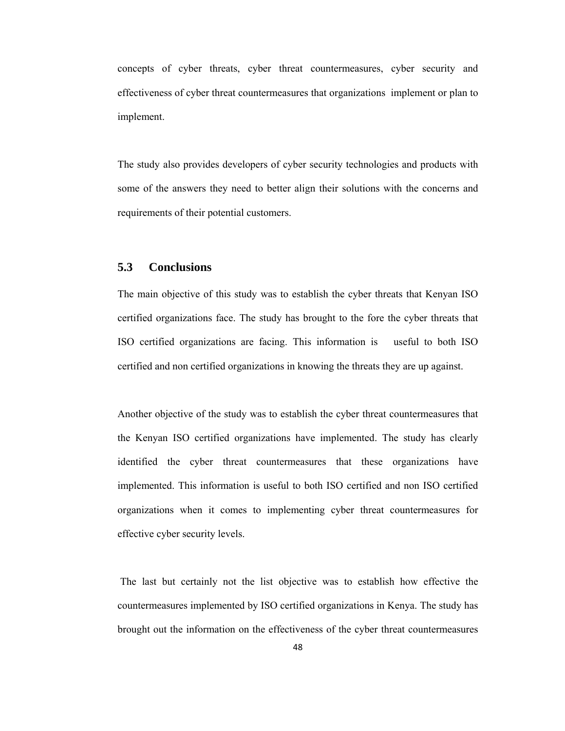concepts of cyber threats, cyber threat countermeasures, cyber security and effectiveness of cyber threat countermeasures that organizations implement or plan to implement.

The study also provides developers of cyber security technologies and products with some of the answers they need to better align their solutions with the concerns and requirements of their potential customers.

## 5.3 Conclusions

The main objective of this study was to establish the cyber threats that Kenyan ISO certified organizations face. The study has brought to the fore the cyber threats that ISO certified organizations are facing. This information is useful to both ISO certified and non certified organizations in knowing the threats they are up against.

Another objective of the study was to establish the cyber threat countermeasures that the Kenyan ISO certified organizations have implemented. The study has clearly identified the cyber threat countermeasures that these organizations have implemented. This information is useful to both ISO certified and non ISO certified organizations when it comes to implementing cyber threat countermeasures for effective cyber security levels.

The last but certainly not the list objective was to establish how effective the countermeasures implemented by ISO certified organizations in Kenya. The study has brought out the information on the effectiveness of the cyber threat countermeasures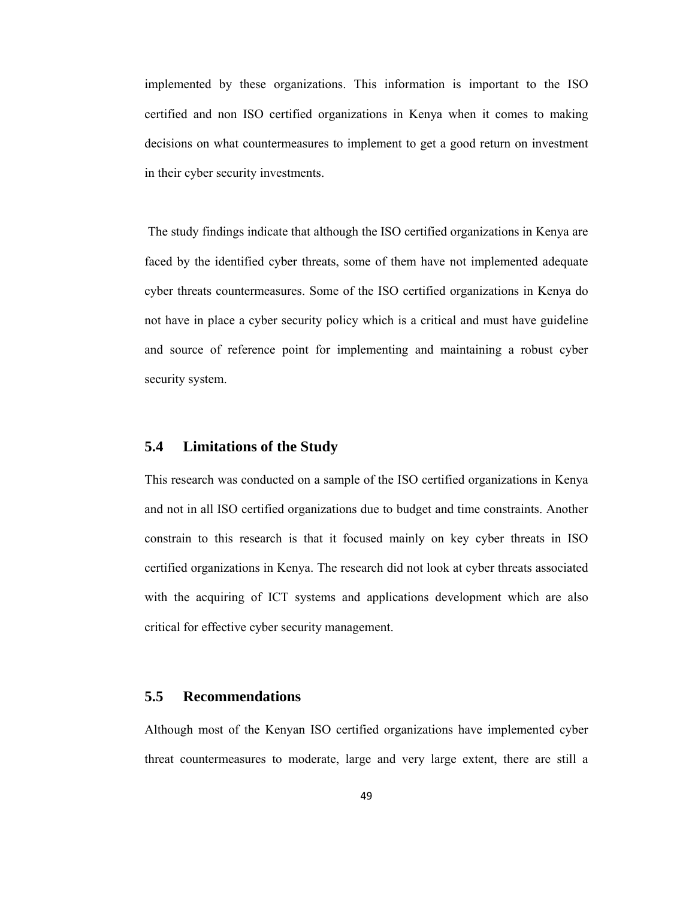implemented by these organizations. This information is important to the ISO certified and non ISO certified organizations in Kenya when it comes to making decisions on what countermeasures to implement to get a good return on investment in their cyber security investments.

The study findings indicate that although the ISO certified organizations in Kenya are faced by the identified cyber threats, some of them have not implemented adequate cyber threats countermeasures. Some of the ISO certified organizations in Kenya do not have in place a cyber security policy which is a critical and must have guideline and source of reference point for implementing and maintaining a robust cyber security system.

## 5.4 Limitations of the Study

This research was conducted on a sample of the ISO certified organizations in Kenya and not in all ISO certified organizations due to budget and time constraints. Another constrain to this research is that it focused mainly on key cyber threats in ISO certified organizations in Kenya. The research did not look at cyber threats associated with the acquiring of ICT systems and applications development which are also critical for effective cyber security management.

## 5.5 Recommendations

Although most of the Kenyan ISO certified organizations have implemented cyber threat countermeasures to moderate, large and very large extent, there are still a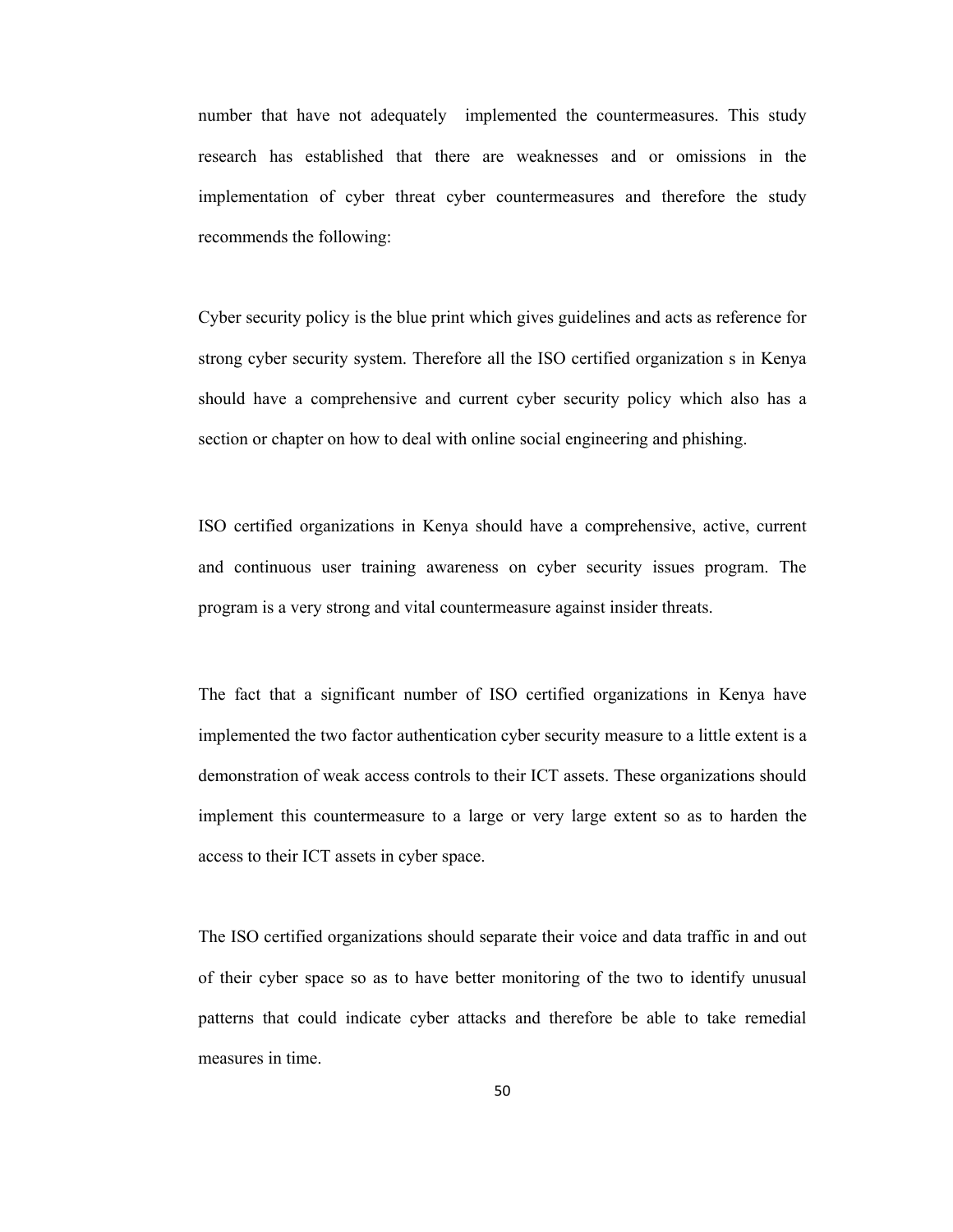number that have not adequately implemented the countermeasures. This study research has established that there are weaknesses and or omissions in the implementation of cyber threat cyber countermeasures and therefore the study recommends the following:

Cyber security policy is the blue print which gives guidelines and acts as reference for strong cyber security system. Therefore all the ISO certified organization s in Kenya should have a comprehensive and current cyber security policy which also has a section or chapter on how to deal with online social engineering and phishing.

ISO certified organizations in Kenya should have a comprehensive, active, current and continuous user training awareness on cyber security issues program. The program is a very strong and vital countermeasure against insider threats.

The fact that a significant number of ISO certified organizations in Kenya have implemented the two factor authentication cyber security measure to a little extent is a demonstration of weak access controls to their ICT assets. These organizations should implement this countermeasure to a large or very large extent so as to harden the access to their ICT assets in cyber space.

The ISO certified organizations should separate their voice and data traffic in and out of their cyber space so as to have better monitoring of the two to identify unusual patterns that could indicate cyber attacks and therefore be able to take remedial measures in time.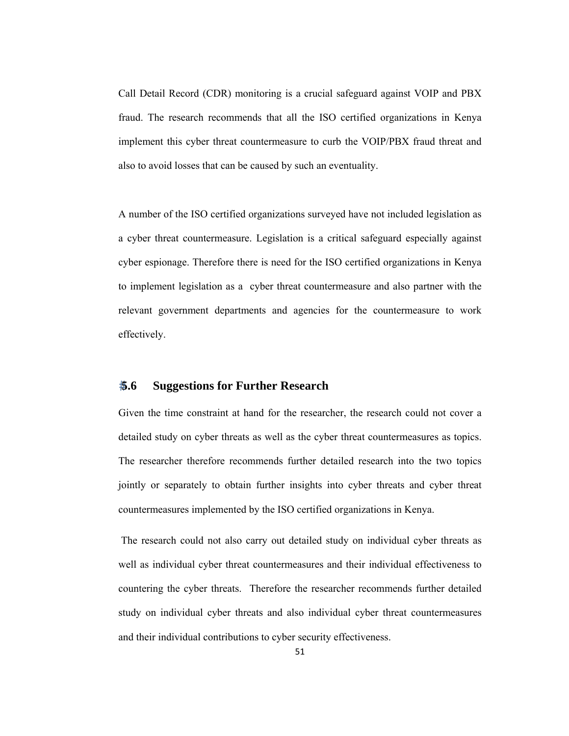Call Detail Record (CDR) monitoring is a crucial safeguard against VOIP and PBX fraud. The research recommends that all the ISO certified organizations in Kenya implement this cyber threat countermeasure to curb the VOIP/PBX fraud threat and also to avoid losses that can be caused by such an eventuality.

A number of the ISO certified organizations surveyed have not included legislation as a cyber threat countermeasure. Legislation is a critical safeguard especially against cyber espionage. Therefore there is need for the ISO certified organizations in Kenya to implement legislation as a cyber threat countermeasure and also partner with the relevant government departments and agencies for the countermeasure to work effectively.

## 5.6 Suggestions for Further Research

Given the time constraint at hand for the researcher, the research could not cover a detailed study on cyber threats as well as the cyber threat countermeasures as topics. The researcher therefore recommends further detailed research into the two topics jointly or separately to obtain further insights into cyber threats and cyber threat countermeasures implemented by the ISO certified organizations in Kenya.

The research could not also carry out detailed study on individual cyber threats as well as individual cyber threat countermeasures and their individual effectiveness to countering the cyber threats. Therefore the researcher recommends further detailed study on individual cyber threats and also individual cyber threat countermeasures and their individual contributions to cyber security effectiveness.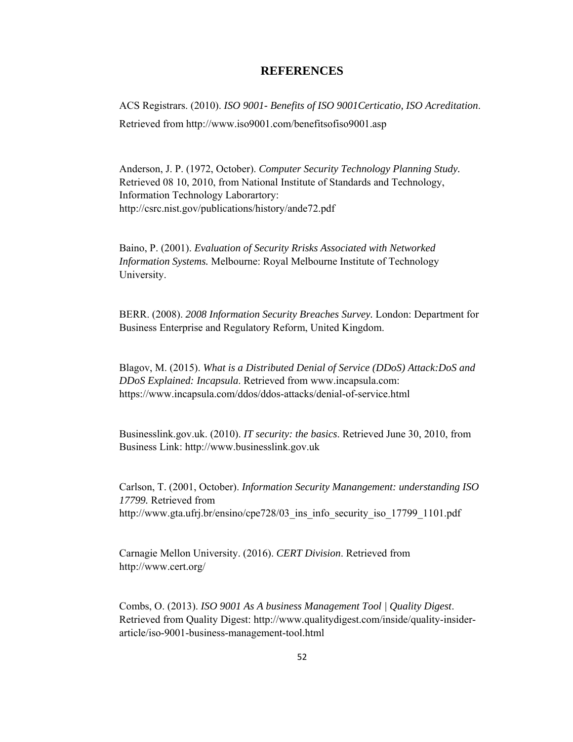# REFERENCES

ACS Registrars. (2010). *ISO 9001- Benefits of ISO 9001Certicatio, ISO Acreditation*. Retrieved from http://www.iso9001.com/benefitsofiso9001.asp

Anderson, J. P. (1972, October). *Computer Security Technology Planning Study.* Retrieved 08 10, 2010, from National Institute of Standards and Technology, Information Technology Laborartory: http://csrc.nist.gov/publications/history/ande72.pdf

Baino, P. (2001). *Evaluation of Security Rrisks Associated with Networked Information Systems.* Melbourne: Royal Melbourne Institute of Technology University.

BERR. (2008). *2008 Information Security Breaches Survey.* London: Department for Business Enterprise and Regulatory Reform, United Kingdom.

Blagov, M. (2015). *What is a Distributed Denial of Service (DDoS) Attack:DoS and DDoS Explained: Incapsula*. Retrieved from www.incapsula.com: https://www.incapsula.com/ddos/ddos-attacks/denial-of-service.html

Businesslink.gov.uk. (2010). *IT security: the basics*. Retrieved June 30, 2010, from Business Link: http://www.businesslink.gov.uk

Carlson, T. (2001, October). *Information Security Manangement: understanding ISO 17799.* Retrieved from http://www.gta.ufrj.br/ensino/cpe728/03_ins_info_security_iso_17799_1101.pdf

Carnagie Mellon University. (2016). *CERT Division*. Retrieved from http://www.cert.org/

Combs, O. (2013). *ISO 9001 As A business Management Tool | Quality Digest*. Retrieved from Quality Digest: http://www.qualitydigest.com/inside/quality-insider-article/iso-9001-business-management-tool.html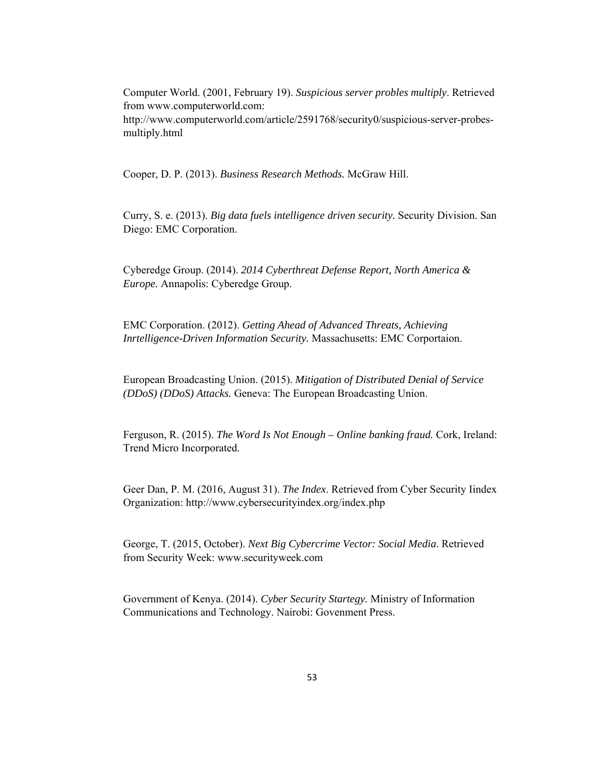Computer World. (2001, February 19). *Suspicious server probles multiply*. Retrieved from www.computerworld.com: http://www.computerworld.com/article/2591768/security0/suspicious-server-probes-multiply.html

Cooper, D. P. (2013). *Business Research Methods.* McGraw Hill.

Curry, S. e. (2013). *Big data fuels intelligence driven security.* Security Division. San Diego: EMC Corporation.

Cyberedge Group. (2014). *2014 Cyberthreat Defense Report, North America & Europe.* Annapolis: Cyberedge Group.

EMC Corporation. (2012). *Getting Ahead of Advanced Threats, Achieving Inrtelligence-Driven Information Security.* Massachusetts: EMC Corportaion.

European Broadcasting Union. (2015). *Mitigation of Distributed Denial of Service (DDoS) (DDoS) Attacks.* Geneva: The European Broadcasting Union.

Ferguson, R. (2015). *The Word Is Not Enough – Online banking fraud.* Cork, Ireland: Trend Micro Incorporated.

Geer Dan, P. M. (2016, August 31). *The Index*. Retrieved from Cyber Security Iindex Organization: http://www.cybersecurityindex.org/index.php

George, T. (2015, October). *Next Big Cybercrime Vector: Social Media*. Retrieved from Security Week: www.securityweek.com

Government of Kenya. (2014). *Cyber Security Startegy.* Ministry of Information Communications and Technology. Nairobi: Govenment Press.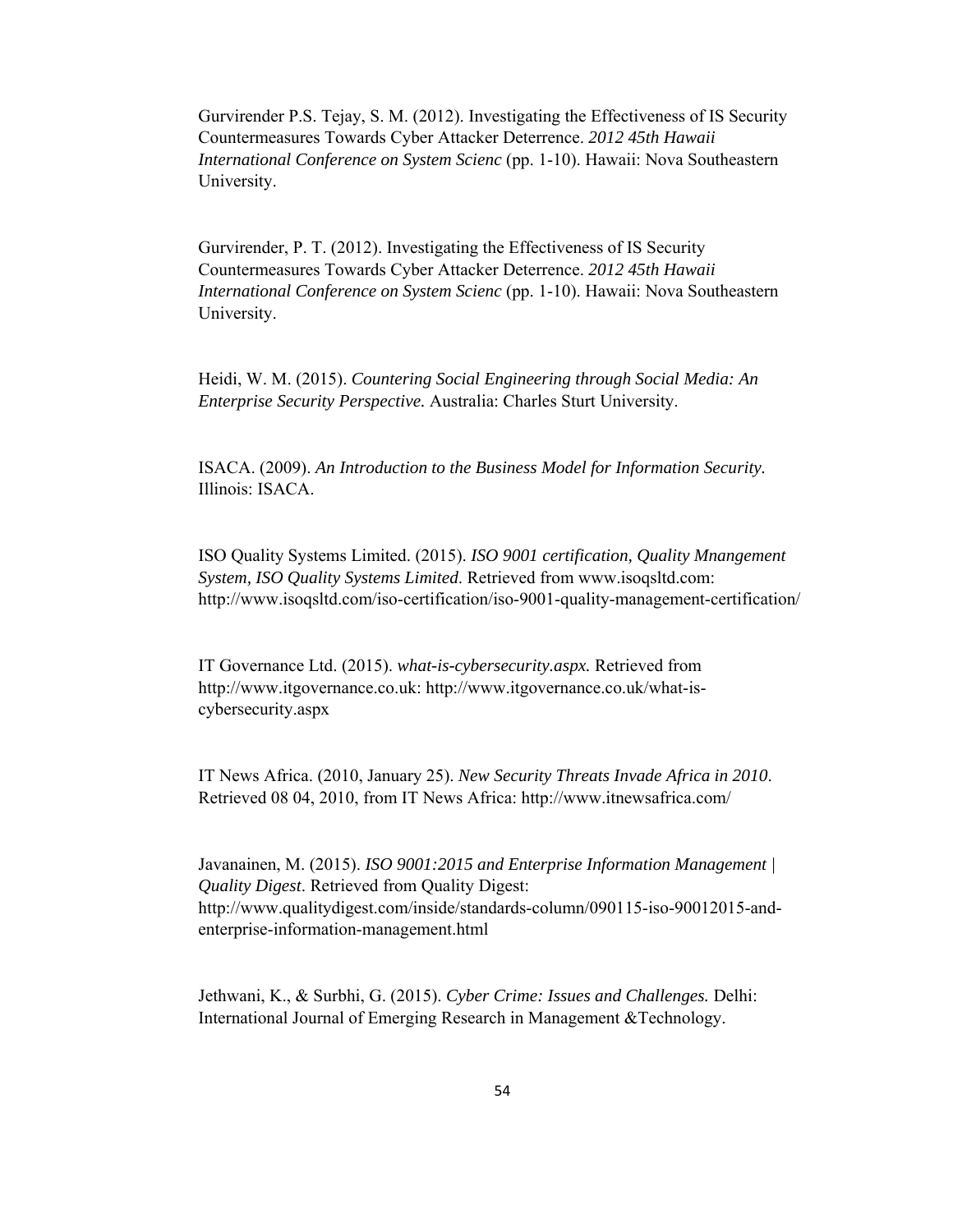Gurvirender P.S. Tejay, S. M. (2012). Investigating the Effectiveness of IS Security Countermeasures Towards Cyber Attacker Deterrence. *2012 45th Hawaii International Conference on System Scienc* (pp. 1-10). Hawaii: Nova Southeastern University.

Gurvirender, P. T. (2012). Investigating the Effectiveness of IS Security Countermeasures Towards Cyber Attacker Deterrence. *2012 45th Hawaii International Conference on System Scienc* (pp. 1-10). Hawaii: Nova Southeastern University.

Heidi, W. M. (2015). *Countering Social Engineering through Social Media: An Enterprise Security Perspective.* Australia: Charles Sturt University.

ISACA. (2009). *An Introduction to the Business Model for Information Security.* Illinois: ISACA.

ISO Quality Systems Limited. (2015). *ISO 9001 certification, Quality Mnangement System, ISO Quality Systems Limited*. Retrieved from www.isoqsltd.com: http://www.isoqsltd.com/iso-certification/iso-9001-quality-management-certification/

IT Governance Ltd. (2015). *what-is-cybersecurity.aspx.* Retrieved from http://www.itgovernance.co.uk: http://www.itgovernance.co.uk/what-is-cybersecurity.aspx

IT News Africa. (2010, January 25). *New Security Threats Invade Africa in 2010*. Retrieved 08 04, 2010, from IT News Africa: http://www.itnewsafrica.com/

Javanainen, M. (2015). *ISO 9001:2015 and Enterprise Information Management | Quality Digest*. Retrieved from Quality Digest: http://www.qualitydigest.com/inside/standards-column/090115-iso-90012015-and-enterprise-information-management.html

Jethwani, K., & Surbhi, G. (2015). *Cyber Crime: Issues and Challenges.* Delhi: International Journal of Emerging Research in Management &Technology.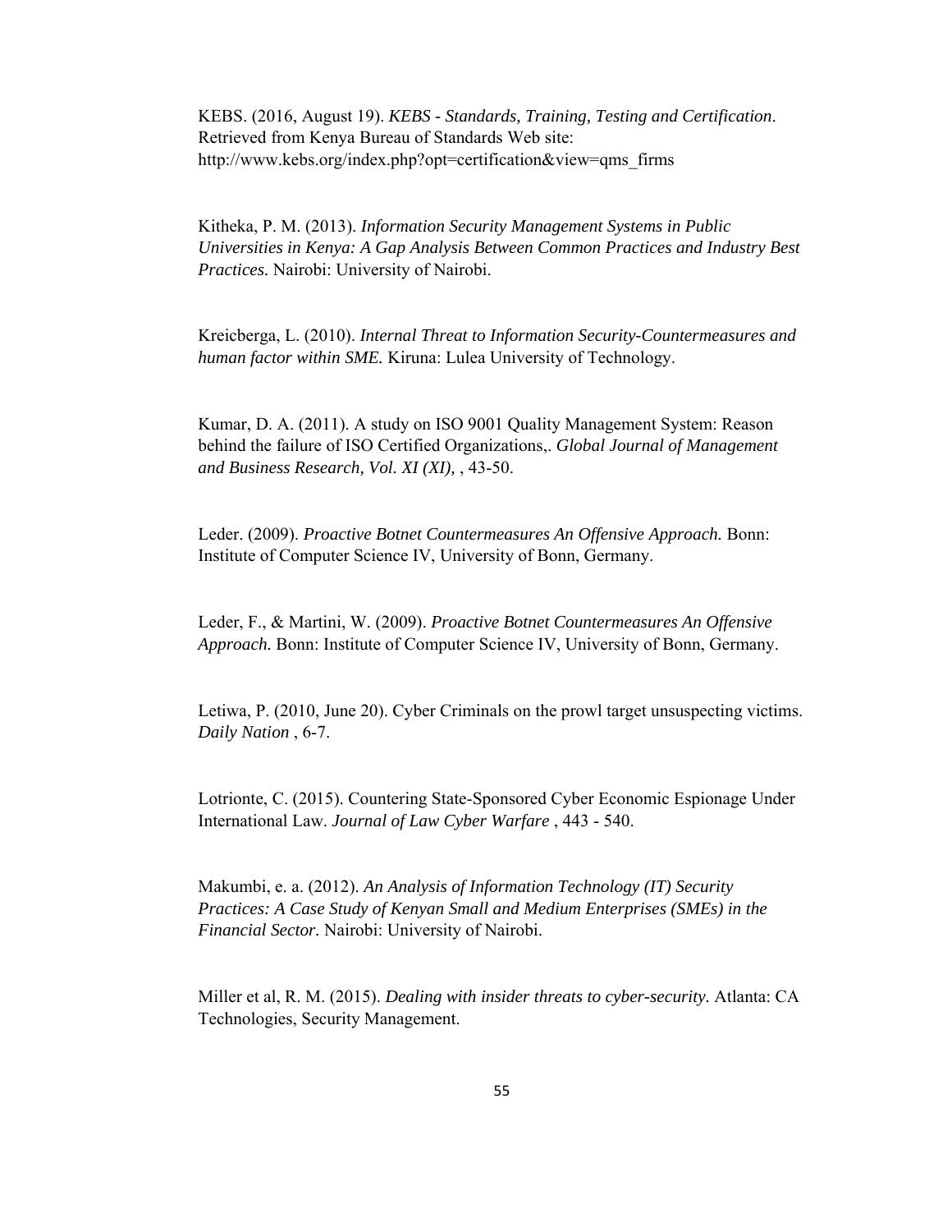KEBS. (2016, August 19). *KEBS - Standards, Training, Testing and Certification*. Retrieved from Kenya Bureau of Standards Web site: http://www.kebs.org/index.php?opt=certification&view=qms_firms

Kitheka, P. M. (2013). *Information Security Management Systems in Public Universities in Kenya: A Gap Analysis Between Common Practices and Industry Best Practices.* Nairobi: University of Nairobi.

Kreicberga, L. (2010). *Internal Threat to Information Security-Countermeasures and human factor within SME.* Kiruna: Lulea University of Technology.

Kumar, D. A. (2011). A study on ISO 9001 Quality Management System: Reason behind the failure of ISO Certified Organizations,. *Global Journal of Management and Business Research, Vol. XI (XI),* , 43-50.

Leder. (2009). *Proactive Botnet Countermeasures An Offensive Approach.* Bonn: Institute of Computer Science IV, University of Bonn, Germany.

Leder, F., & Martini, W. (2009). *Proactive Botnet Countermeasures An Offensive Approach.* Bonn: Institute of Computer Science IV, University of Bonn, Germany.

Letiwa, P. (2010, June 20). Cyber Criminals on the prowl target unsuspecting victims. *Daily Nation* , 6-7.

Lotrionte, C. (2015). Countering State-Sponsored Cyber Economic Espionage Under International Law. *Journal of Law Cyber Warfare* , 443 - 540.

Makumbi, e. a. (2012). *An Analysis of Information Technology (IT) Security Practices: A Case Study of Kenyan Small and Medium Enterprises (SMEs) in the Financial Sector.* Nairobi: University of Nairobi.

Miller et al, R. M. (2015). *Dealing with insider threats to cyber-security.* Atlanta: CA Technologies, Security Management.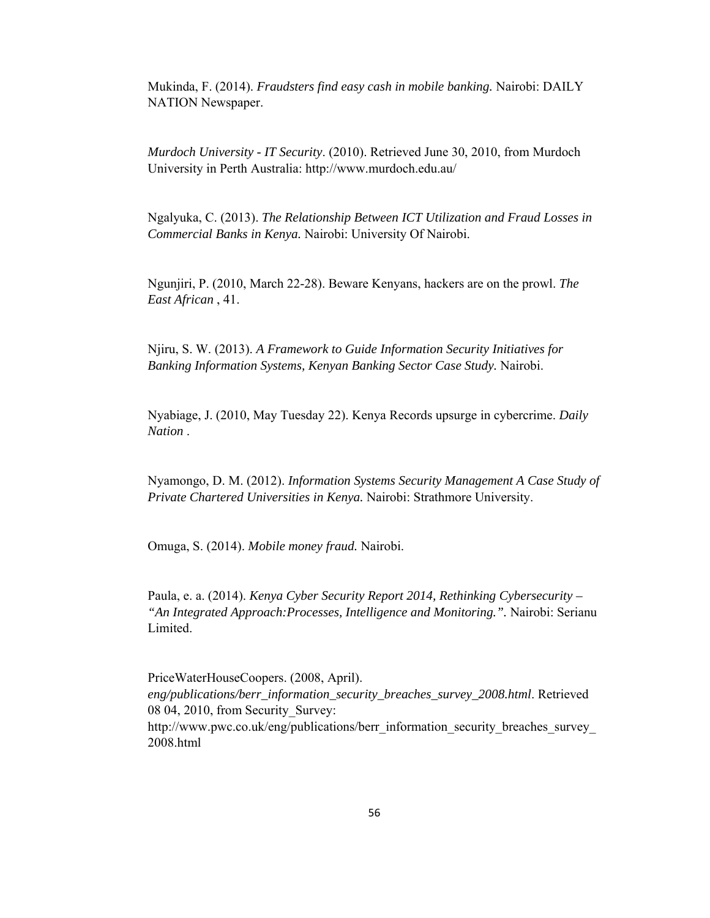Mukinda, F. (2014). *Fraudsters find easy cash in mobile banking.* Nairobi: DAILY NATION Newspaper.

*Murdoch University - IT Security*. (2010). Retrieved June 30, 2010, from Murdoch University in Perth Australia: http://www.murdoch.edu.au/

Ngalyuka, C. (2013). *The Relationship Between ICT Utilization and Fraud Losses in Commercial Banks in Kenya.* Nairobi: University Of Nairobi.

Ngunjiri, P. (2010, March 22-28). Beware Kenyans, hackers are on the prowl. *The East African* , 41.

Njiru, S. W. (2013). *A Framework to Guide Information Security Initiatives for Banking Information Systems, Kenyan Banking Sector Case Study.* Nairobi.

Nyabiage, J. (2010, May Tuesday 22). Kenya Records upsurge in cybercrime. *Daily Nation* .

Nyamongo, D. M. (2012). *Information Systems Security Management A Case Study of Private Chartered Universities in Kenya.* Nairobi: Strathmore University.

Omuga, S. (2014). *Mobile money fraud.* Nairobi.

Paula, e. a. (2014). *Kenya Cyber Security Report 2014, Rethinking Cybersecurity – "An Integrated Approach:Processes, Intelligence and Monitoring.".* Nairobi: Serianu Limited.

PriceWaterHouseCoopers. (2008, April). *eng/publications/berr_information_security_breaches_survey_2008.html*. Retrieved 08 04, 2010, from Security_Survey: http://www.pwc.co.uk/eng/publications/berr_information_security_breaches_survey_2008.html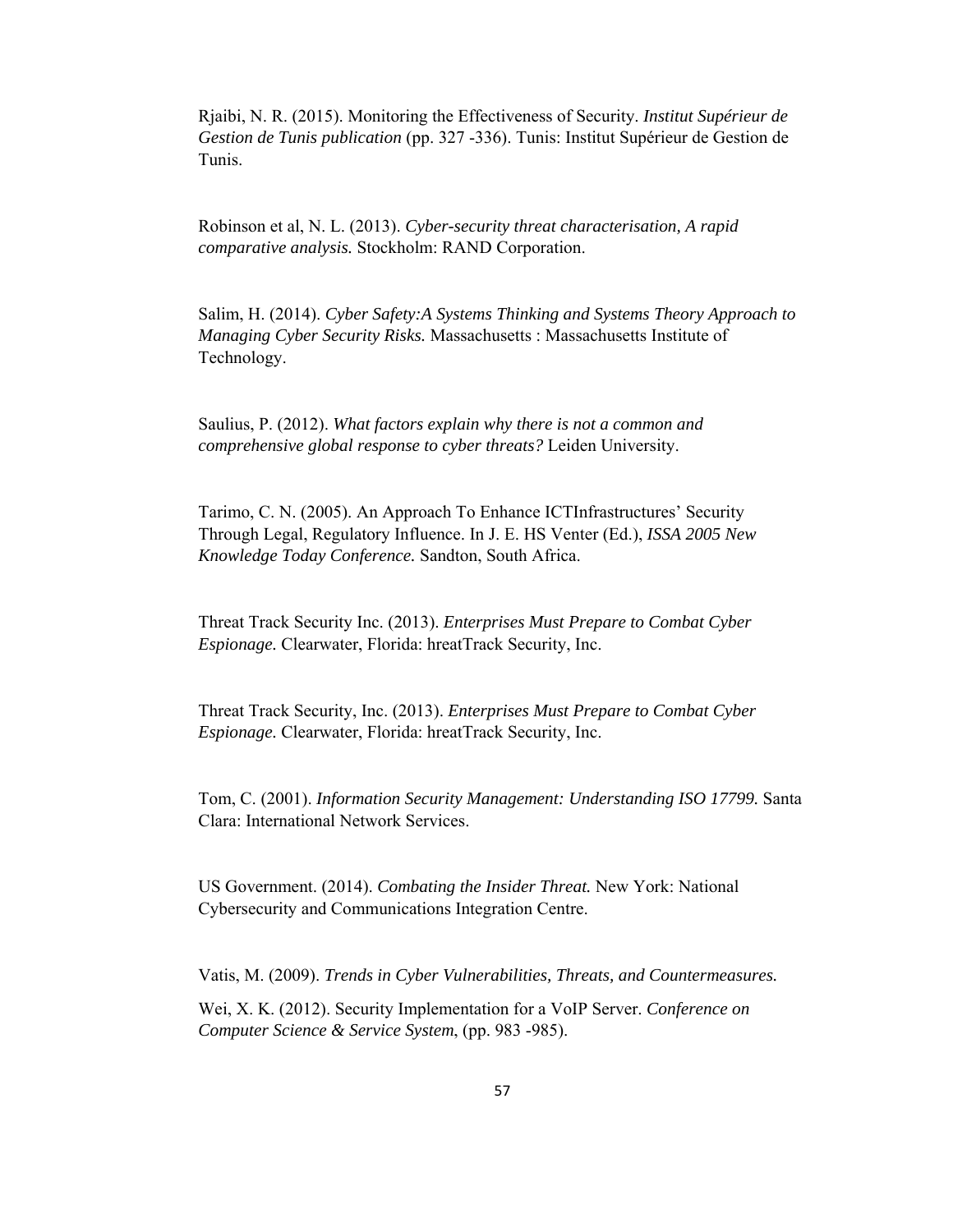Rjaibi, N. R. (2015). Monitoring the Effectiveness of Security. *Institut Supérieur de Gestion de Tunis publication* (pp. 327 -336). Tunis: Institut Supérieur de Gestion de Tunis.

Robinson et al, N. L. (2013). *Cyber-security threat characterisation, A rapid comparative analysis.* Stockholm: RAND Corporation.

Salim, H. (2014). *Cyber Safety:A Systems Thinking and Systems Theory Approach to Managing Cyber Security Risks.* Massachusetts : Massachusetts Institute of Technology.

Saulius, P. (2012). *What factors explain why there is not a common and comprehensive global response to cyber threats?* Leiden University.

Tarimo, C. N. (2005). An Approach To Enhance ICTInfrastructures' Security Through Legal, Regulatory Influence. In J. E. HS Venter (Ed.), *ISSA 2005 New Knowledge Today Conference.* Sandton, South Africa.

Threat Track Security Inc. (2013). *Enterprises Must Prepare to Combat Cyber Espionage.* Clearwater, Florida: hreatTrack Security, Inc.

Threat Track Security, Inc. (2013). *Enterprises Must Prepare to Combat Cyber Espionage.* Clearwater, Florida: hreatTrack Security, Inc.

Tom, C. (2001). *Information Security Management: Understanding ISO 17799.* Santa Clara: International Network Services.

US Government. (2014). *Combating the Insider Threat.* New York: National Cybersecurity and Communications Integration Centre.

Vatis, M. (2009). *Trends in Cyber Vulnerabilities, Threats, and Countermeasures.*

Wei, X. K. (2012). Security Implementation for a VoIP Server. *Conference on Computer Science & Service System*, (pp. 983 -985).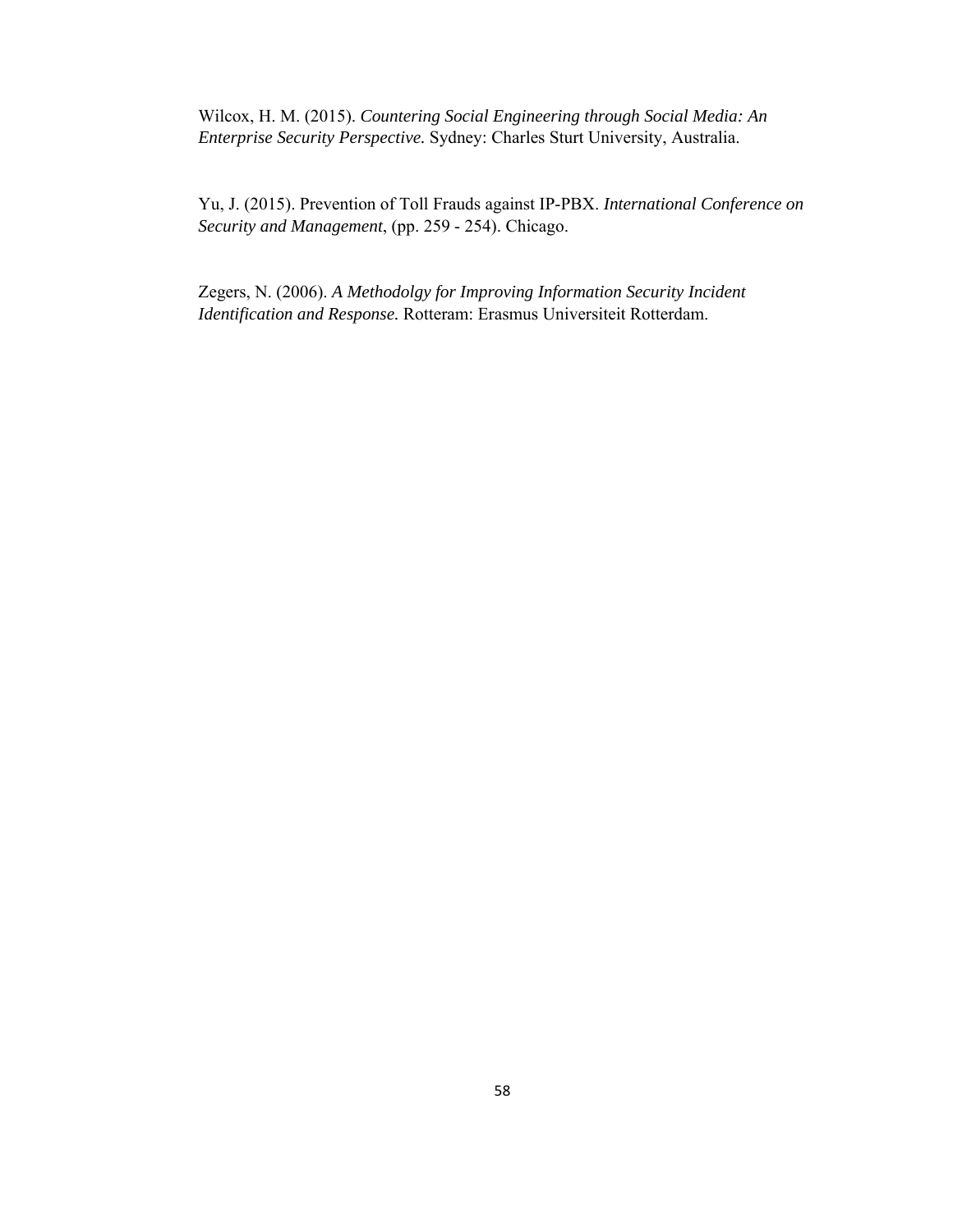Wilcox, H. M. (2015). *Countering Social Engineering through Social Media: An Enterprise Security Perspective.* Sydney: Charles Sturt University, Australia.

Yu, J. (2015). Prevention of Toll Frauds against IP-PBX. *International Conference on Security and Management*, (pp. 259 - 254). Chicago.

Zegers, N. (2006). *A Methodolgy for Improving Information Security Incident Identification and Response.* Rotteram: Erasmus Universiteit Rotterdam.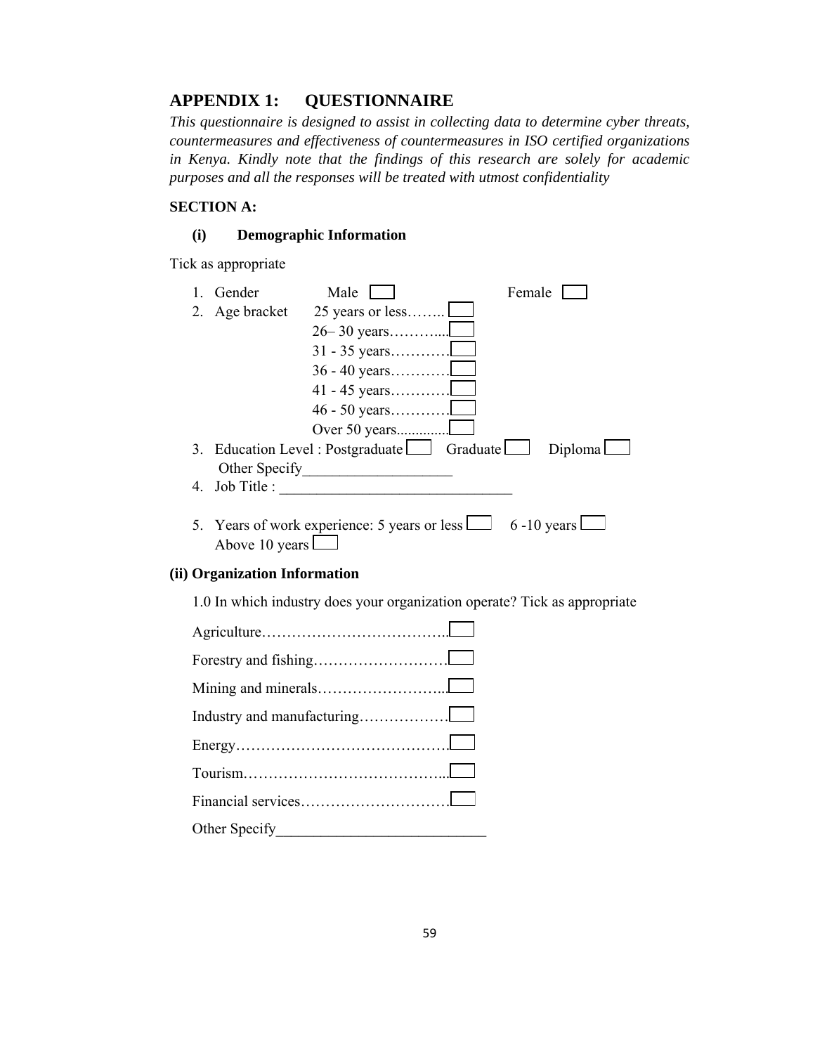## APPENDIX 1: QUESTIONNAIRE

*This questionnaire is designed to assist in collecting data to determine cyber threats, countermeasures and effectiveness of countermeasures in ISO certified organizations in Kenya. Kindly note that the findings of this research are solely for academic purposes and all the responses will be treated with utmost confidentiality*

**SECTION A:**

**(i) Demographic Information**

Tick as appropriate

1. Gender Male ☐ Female ☐
2. Age bracket 25 years or less…….. ☐
   26– 30 years……….... ☐
   31 - 35 years………… ☐
   36 - 40 years………… ☐
   41 - 45 years………… ☐
   46 - 50 years………… ☐
   Over 50 years............. ☐
3. Education Level : Postgraduate ☐ Graduate ☐ Diploma ☐
   Other Specify___________________
4. Job Title : ______________________________
5. Years of work experience: 5 years or less ☐ 6 -10 years ☐
   Above 10 years ☐

**(ii) Organization Information**

1.0 In which industry does your organization operate? Tick as appropriate

Agriculture……………………………….. ☐

Forestry and fishing……………………… ☐

Mining and minerals……………………... ☐

Industry and manufacturing……………… ☐

Energy……………………………………… ☐

Tourism…………………………………... ☐

Financial services………………………… ☐

Other Specify___________________________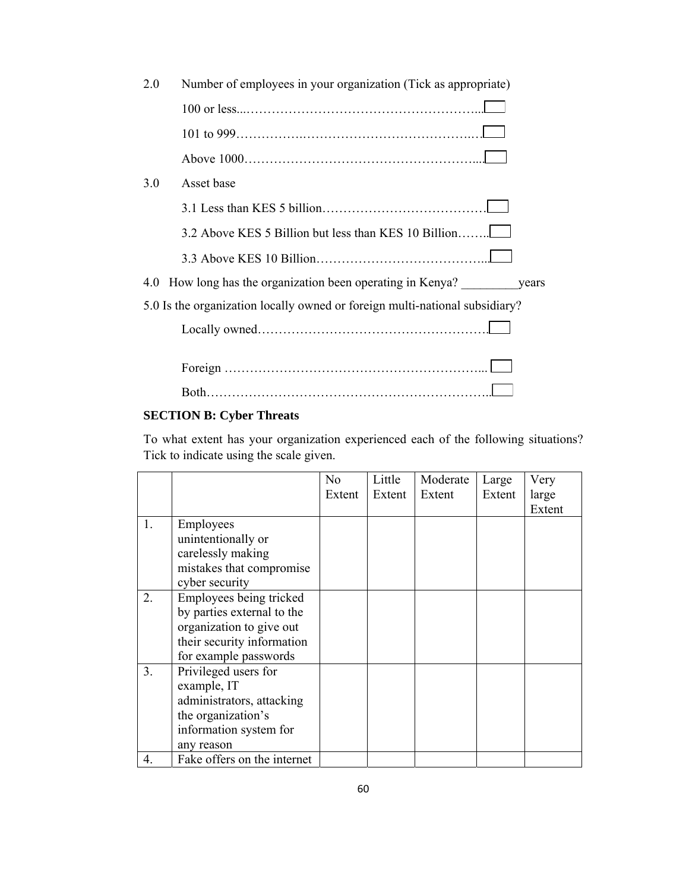2.0 Number of employees in your organization (Tick as appropriate)

100 or less...………………………………………………...☐

101 to 999…………….………………………………….…☐

Above 1000……………………………………………....☐

3.0 Asset base

3.1 Less than KES 5 billion……………………………….☐

3.2 Above KES 5 Billion but less than KES 10 Billion……..☐

3.3 Above KES 10 Billion………………………………...☐

4.0 How long has the organization been operating in Kenya? _________years

5.0 Is the organization locally owned or foreign multi-national subsidiary?

Locally owned……………………………………………….☐

Foreign ……………………….…………………………... ☐

Both………………………………………………………..☐

**SECTION B: Cyber Threats**

To what extent has your organization experienced each of the following situations? Tick to indicate using the scale given.

| | | No Extent | Little Extent | Moderate Extent | Large Extent | Very large Extent |
|---|---|---|---|---|---|---|
| 1. | Employees unintentionally or carelessly making mistakes that compromise cyber security | | | | | |
| 2. | Employees being tricked by parties external to the organization to give out their security information for example passwords | | | | | |
| 3. | Privileged users for example, IT administrators, attacking the organization's information system for any reason | | | | | |
| 4. | Fake offers on the internet | | | | | |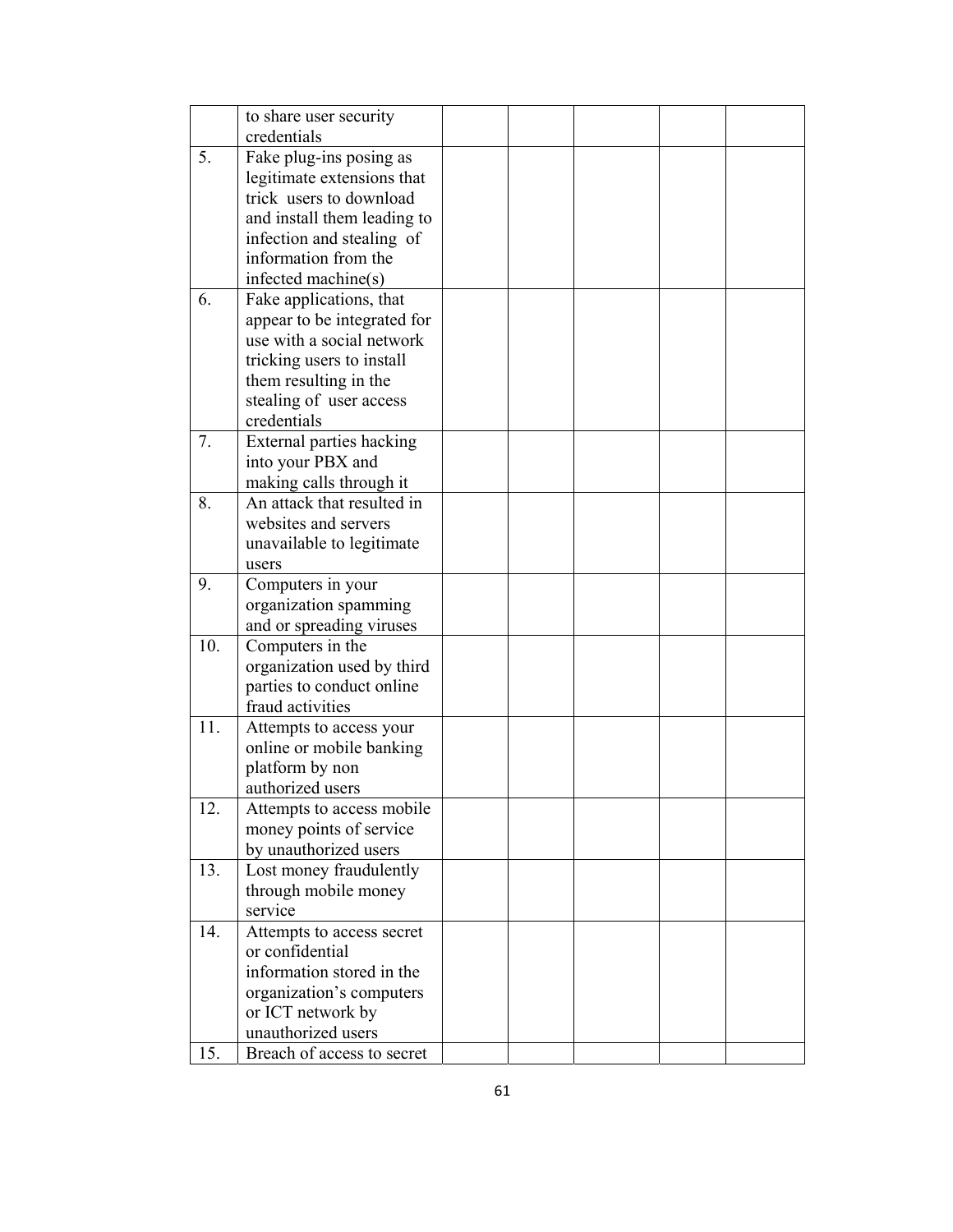| | | | | | | |
|---|---|---|---|---|---|---|
| | to share user security credentials | | | | | |
| 5. | Fake plug-ins posing as legitimate extensions that trick users to download and install them leading to infection and stealing of information from the infected machine(s) | | | | | |
| 6. | Fake applications, that appear to be integrated for use with a social network tricking users to install them resulting in the stealing of user access credentials | | | | | |
| 7. | External parties hacking into your PBX and making calls through it | | | | | |
| 8. | An attack that resulted in websites and servers unavailable to legitimate users | | | | | |
| 9. | Computers in your organization spamming and or spreading viruses | | | | | |
| 10. | Computers in the organization used by third parties to conduct online fraud activities | | | | | |
| 11. | Attempts to access your online or mobile banking platform by non authorized users | | | | | |
| 12. | Attempts to access mobile money points of service by unauthorized users | | | | | |
| 13. | Lost money fraudulently through mobile money service | | | | | |
| 14. | Attempts to access secret or confidential information stored in the organization's computers or ICT network by unauthorized users | | | | | |
| 15. | Breach of access to secret | | | | | |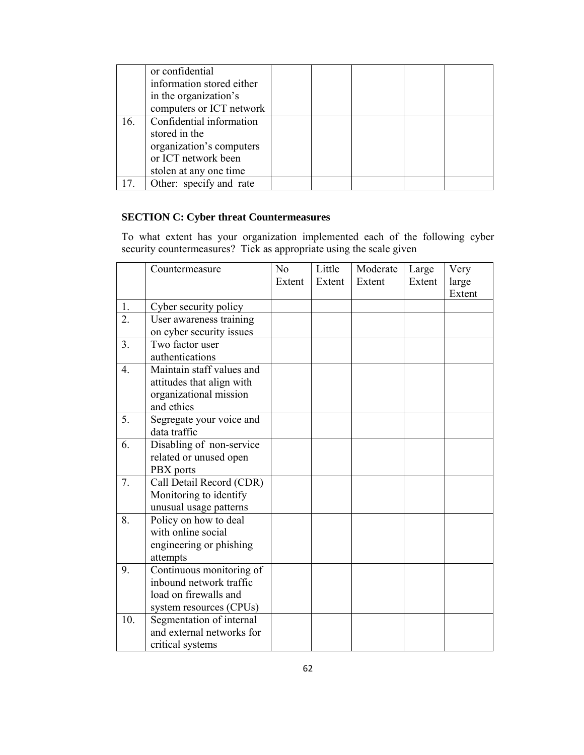| | | | | | | |
|---|---|---|---|---|---|---|
| | or confidential information stored either in the organization's computers or ICT network | | | | | |
| 16. | Confidential information stored in the organization's computers or ICT network been stolen at any one time | | | | | |
| 17. | Other: specify and rate | | | | | |

**SECTION C: Cyber threat Countermeasures**

To what extent has your organization implemented each of the following cyber security countermeasures? Tick as appropriate using the scale given

| | Countermeasure | No Extent | Little Extent | Moderate Extent | Large Extent | Very large Extent |
|---|---|---|---|---|---|---|
| 1. | Cyber security policy | | | | | |
| 2. | User awareness training on cyber security issues | | | | | |
| 3. | Two factor user authentications | | | | | |
| 4. | Maintain staff values and attitudes that align with organizational mission and ethics | | | | | |
| 5. | Segregate your voice and data traffic | | | | | |
| 6. | Disabling of non-service related or unused open PBX ports | | | | | |
| 7. | Call Detail Record (CDR) Monitoring to identify unusual usage patterns | | | | | |
| 8. | Policy on how to deal with online social engineering or phishing attempts | | | | | |
| 9. | Continuous monitoring of inbound network traffic load on firewalls and system resources (CPUs) | | | | | |
| 10. | Segmentation of internal and external networks for critical systems | | | | | |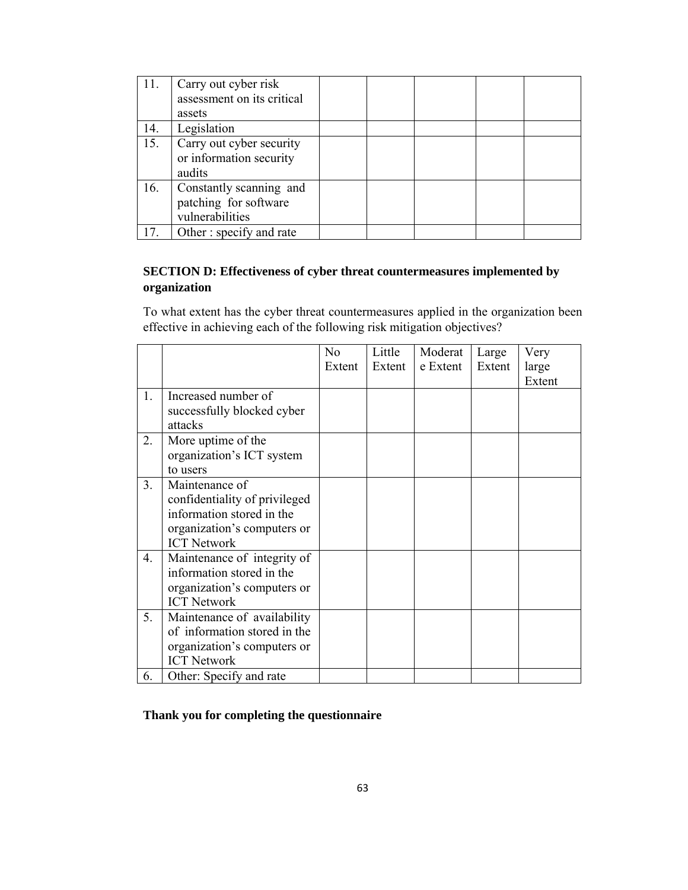| | | | | | | |
|---|---|---|---|---|---|---|
| 11. | Carry out cyber risk assessment on its critical assets | | | | | |
| 14. | Legislation | | | | | |
| 15. | Carry out cyber security or information security audits | | | | | |
| 16. | Constantly scanning and patching for software vulnerabilities | | | | | |
| 17. | Other : specify and rate | | | | | |

**SECTION D: Effectiveness of cyber threat countermeasures implemented by organization**

To what extent has the cyber threat countermeasures applied in the organization been effective in achieving each of the following risk mitigation objectives?

| | | No Extent | Little Extent | Moderate Extent | Large Extent | Very large Extent |
|---|---|---|---|---|---|---|
| 1. | Increased number of successfully blocked cyber attacks | | | | | |
| 2. | More uptime of the organization's ICT system to users | | | | | |
| 3. | Maintenance of confidentiality of privileged information stored in the organization's computers or ICT Network | | | | | |
| 4. | Maintenance of integrity of information stored in the organization's computers or ICT Network | | | | | |
| 5. | Maintenance of availability of information stored in the organization's computers or ICT Network | | | | | |
| 6. | Other: Specify and rate | | | | | |

**Thank you for completing the questionnaire**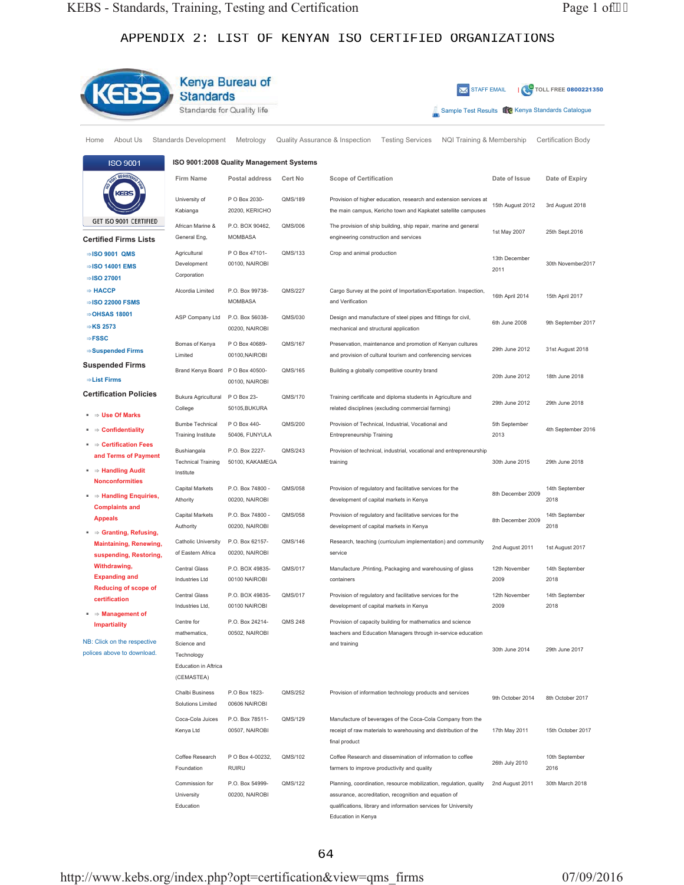# APPENDIX 2: LIST OF KENYAN ISO CERTIFIED ORGANIZATIONS

Kenya Bureau of Standards
Standards for Quality life

STAFF EMAIL | TOLL FREE 0800221350

Sample Test Results | Kenya Standards Catalogue

Home | About Us | Standards Development | Metrology | Quality Assurance & Inspection | Testing Services | NQI Training & Membership | Certification Body

ISO 9001

GET ISO 9001 CERTIFIED

### Certified Firms Lists

- ⇒ISO 9001 QMS
- ⇒ISO 14001 EMS
- ⇒ISO 27001
- ⇒ HACCP
- ⇒ISO 22000 FSMS
- ⇒OHSAS 18001
- ⇒KS 2573
- ⇒FSSC
- ⇒Suspended Firms

### Suspended Firms

- ⇒List Firms

### Certification Policies

- ⇒ Use Of Marks
- ⇒ Confidentiality
- ⇒ Certification Fees and Terms of Payment
- ⇒ Handling Audit Nonconformities
- ⇒ Handling Enquiries, Complaints and Appeals
- ⇒ Granting, Refusing, Maintaining, Renewing, suspending, Restoring, Withdrawing, Expanding and Reducing of scope of certification
- ⇒ Management of Impartiality

NB: Click on the respective polices above to download.

### ISO 9001:2008 Quality Management Systems

| Firm Name | Postal address | Cert No | Scope of Certification | Date of Issue | Date of Expiry |
|---|---|---|---|---|---|
| University of Kabianga | P O Box 2030-20200, KERICHO | QMS/189 | Provision of higher education, research and extension services at the main campus, Kericho town and Kapkatet satellite campuses | 15th August 2012 | 3rd August 2018 |
| African Marine & General Eng, | P.O. BOX 90462, MOMBASA | QMS/006 | The provision of ship building, ship repair, marine and general engineering construction and services | 1st May 2007 | 25th Sept.2016 |
| Agricultural Development Corporation | P O Box 47101-00100, NAIROBI | QMS/133 | Crop and animal production | 13th December 2011 | 30th November2017 |
| Alcordia Limited | P.O. Box 99738-MOMBASA | QMS/227 | Cargo Survey at the point of Importation/Exportation. Inspection, and Verification | 16th April 2014 | 15th April 2017 |
| ASP Company Ltd | P.O. Box 56038-00200, NAIROBI | QMS/030 | Design and manufacture of steel pipes and fittings for civil, mechanical and structural application | 6th June 2008 | 9th September 2017 |
| Bomas of Kenya Limited | P O Box 40689-00100,NAIROBI | QMS/167 | Preservation, maintenance and promotion of Kenyan cultures and provision of cultural tourism and conferencing services | 29th June 2012 | 31st August 2018 |
| Brand Kenya Board | P O Box 40500-00100, NAIROBI | QMS/165 | Building a globally competitive country brand | 20th June 2012 | 18th June 2018 |
| Bukura Agricultural College | P O Box 23-50105,BUKURA | QMS/170 | Training certificate and diploma students in Agriculture and related disciplines (excluding commercial farming) | 29th June 2012 | 29th June 2018 |
| Bumbe Technical Training Institute | P O Box 440-50406, FUNYULA | QMS/200 | Provision of Technical, Industrial, Vocational and Entrepreneurship Training | 5th September 2013 | 4th September 2016 |
| Bushiangala Technical Training Institute | P.O. Box 2227-50100, KAKAMEGA | QMS/243 | Provision of technical, industrial, vocational and entrepreneurship training | 30th June 2015 | 29th June 2018 |
| Capital Markets Athority | P.O. Box 74800 - 00200, NAIROBI | QMS/058 | Provision of regulatory and facilitative services for the development of capital markets in Kenya | 8th December 2009 | 14th September 2018 |
| Capital Markets Authority | P.O. Box 74800 - 00200, NAIROBI | QMS/058 | Provision of regulatory and facilitative services for the development of capital markets in Kenya | 8th December 2009 | 14th September 2018 |
| Catholic University of Eastern Africa | P.O. Box 62157-00200, NAIROBI | QMS/146 | Research, teaching (curriculum implementation) and community service | 2nd August 2011 | 1st August 2017 |
| Central Glass Industries Ltd | P.O. BOX 49835-00100 NAIROBI | QMS/017 | Manufacture ,Printing, Packaging and warehousing of glass containers | 12th November 2009 | 14th September 2018 |
| Central Glass Industries Ltd, | P.O. BOX 49835-00100 NAIROBI | QMS/017 | Provision of regulatory and facilitative services for the development of capital markets in Kenya | 12th November 2009 | 14th September 2018 |
| Centre for mathematics, Science and Technology Education in Africa (CEMASTEA) | P.O. Box 24214-00502, NAIROBI | QMS 248 | Provision of capacity building for mathematics and science teachers and Education Managers through in-service education and training | 30th June 2014 | 29th June 2017 |
| Chalbi Business Solutions Limited | P.O Box 1823-00606 NAIROBI | QMS/252 | Provision of information technology products and services | 9th October 2014 | 8th October 2017 |
| Coca-Cola Juices Kenya Ltd | P.O. Box 78511-00507, NAIROBI | QMS/129 | Manufacture of beverages of the Coca-Cola Company from the receipt of raw materials to warehousing and distribution of the final product | 17th May 2011 | 15th October 2017 |
| Coffee Research Foundation | P O Box 4-00232, RUIRU | QMS/102 | Coffee Research and dissemination of information to coffee farmers to improve productivity and quality | 26th July 2010 | 10th September 2016 |
| Commission for University Education | P.O. Box 54999-00200, NAIROBI | QMS/122 | Planning, coordination, resource mobilization, regulation, quality assurance, accreditation, recognition and equation of qualifications, library and information services for University Education in Kenya | 2nd August 2011 | 30th March 2018 |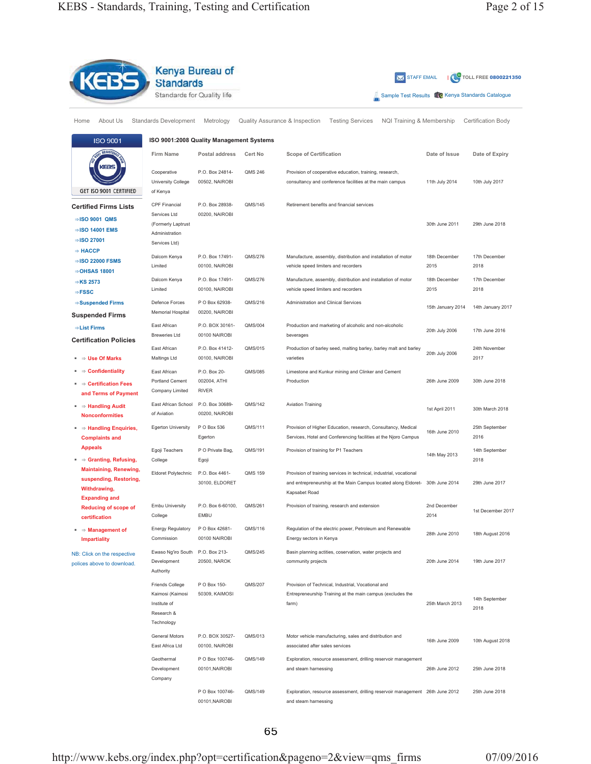Kenya Bureau of Standards

Standards for Quality life

STAFF EMAIL | TOLL FREE 0800221350

Sample Test Results | Kenya Standards Catalogue

Home | About Us | Standards Development | Metrology | Quality Assurance & Inspection | Testing Services | NQI Training & Membership | Certification Body

ISO 9001

GET ISO 9001 CERTIFIED

### Certified Firms Lists

- ⇒ISO 9001 QMS
- ⇒ISO 14001 EMS
- ⇒ISO 27001
- ⇒ HACCP
- ⇒ISO 22000 FSMS
- ⇒OHSAS 18001
- ⇒KS 2573
- ⇒FSSC
- ⇒Suspended Firms

### Suspended Firms

- ⇒List Firms

### Certification Policies

- ⇒ Use Of Marks
- ⇒ Confidentiality
- ⇒ Certification Fees and Terms of Payment
- ⇒ Handling Audit Nonconformities
- ⇒ Handling Enquiries, Complaints and Appeals
- ⇒ Granting, Refusing, Maintaining, Renewing, suspending, Restoring, Withdrawing, Expanding and Reducing of scope of certification
- ⇒ Management of Impartiality

NB: Click on the respective polices above to download.

## ISO 9001:2008 Quality Management Systems

| Firm Name | Postal address | Cert No | Scope of Certification | Date of Issue | Date of Expiry |
|---|---|---|---|---|---|
| Cooperative University College of Kenya | P.O. Box 24814-00502, NAIROBI | QMS 246 | Provision of cooperative education, training, research, consultancy and conference facilities at the main campus | 11th July 2014 | 10th July 2017 |
| CPF Financial Services Ltd (Formerly Laptrust Administration Services Ltd) | P.O. Box 28938-00200, NAIROBI | QMS/145 | Retirement benefits and financial services | 30th June 2011 | 29th June 2018 |
| Dalcom Kenya Limited | P.O. Box 17491-00100, NAIROBI | QMS/276 | Manufacture, assembly, distribution and installation of motor vehicle speed limiters and recorders | 18th December 2015 | 17th December 2018 |
| Dalcom Kenya Limited | P.O. Box 17491-00100, NAIROBI | QMS/276 | Manufacture, assembly, distribution and installation of motor vehicle speed limiters and recorders | 18th December 2015 | 17th December 2018 |
| Defence Forces Memorial Hospital | P O Box 62938-00200, NAIROBI | QMS/216 | Administration and Clinical Services | 15th January 2014 | 14th January 2017 |
| East African Breweries Ltd | P.O. BOX 30161-00100 NAIROBI | QMS/004 | Production and marketing of alcoholic and non-alcoholic beverages | 20th July 2006 | 17th June 2016 |
| East African Maltings Ltd | P.O. Box 41412-00100, NAIROBI | QMS/015 | Production of barley seed, malting barley, barley malt and barley varieties | 20th July 2006 | 24th November 2017 |
| East African Portland Cement Company Limited | P.O. Box 20-002004, ATHI RIVER | QMS/085 | Limestone and Kunkur mining and Clinker and Cement Production | 26th June 2009 | 30th June 2018 |
| East African School of Aviation | P.O. Box 30689-00200, NAIROBI | QMS/142 | Aviation Training | 1st April 2011 | 30th March 2018 |
| Egerton University | P O Box 536 Egerton | QMS/111 | Provision of Higher Education, research, Consultancy, Medical Services, Hotel and Conferencing facilities at the Njoro Campus | 16th June 2010 | 25th September 2016 |
| Egoji Teachers College | P O Private Bag, Egoji | QMS/191 | Provision of training for P1 Teachers | 14th May 2013 | 14th September 2018 |
| Eldoret Polytechnic | P.O. Box 4461-30100, ELDORET | QMS 159 | Provision of training services in technical, industrial, vocational and entrepreneurship at the Main Campus located along Eldoret-Kapsabet Road | 30th June 2014 | 29th June 2017 |
| Embu University College | P.O. Box 6-60100, EMBU | QMS/261 | Provision of training, research and extension | 2nd December 2014 | 1st December 2017 |
| Energy Regulatory Commission | P O Box 42681-00100 NAIROBI | QMS/116 | Regulation of the electric power, Petroleum and Renewable Energy sectors in Kenya | 28th June 2010 | 18th August 2016 |
| Ewaso Ng'iro South Development Authority | P.O. Box 213-20500, NAROK | QMS/245 | Basin planning actities, coservation, water projects and community projects | 20th June 2014 | 19th June 2017 |
| Friends College Kaimosi (Kaimosi Institute of Research & Technology | P O Box 150-50309, KAIMOSI | QMS/207 | Provision of Technical, Industrial, Vocational and Entrepreneurship Training at the main campus (excludes the farm) | 25th March 2013 | 14th September 2018 |
| General Motors East Africa Ltd | P.O. BOX 30527-00100, NAIROBI | QMS/013 | Motor vehicle manufacturing, sales and distribution and associated after sales services | 16th June 2009 | 10th August 2018 |
| Geothermal Development Company | P O Box 100746-00101,NAIROBI | QMS/149 | Exploration, resource assessment, drilling reservoir management and steam harnessing | 26th June 2012 | 25th June 2018 |
| | P O Box 100746-00101,NAIROBI | QMS/149 | Exploration, resource assessment, drilling reservoir management and steam harnessing | 26th June 2012 | 25th June 2018 |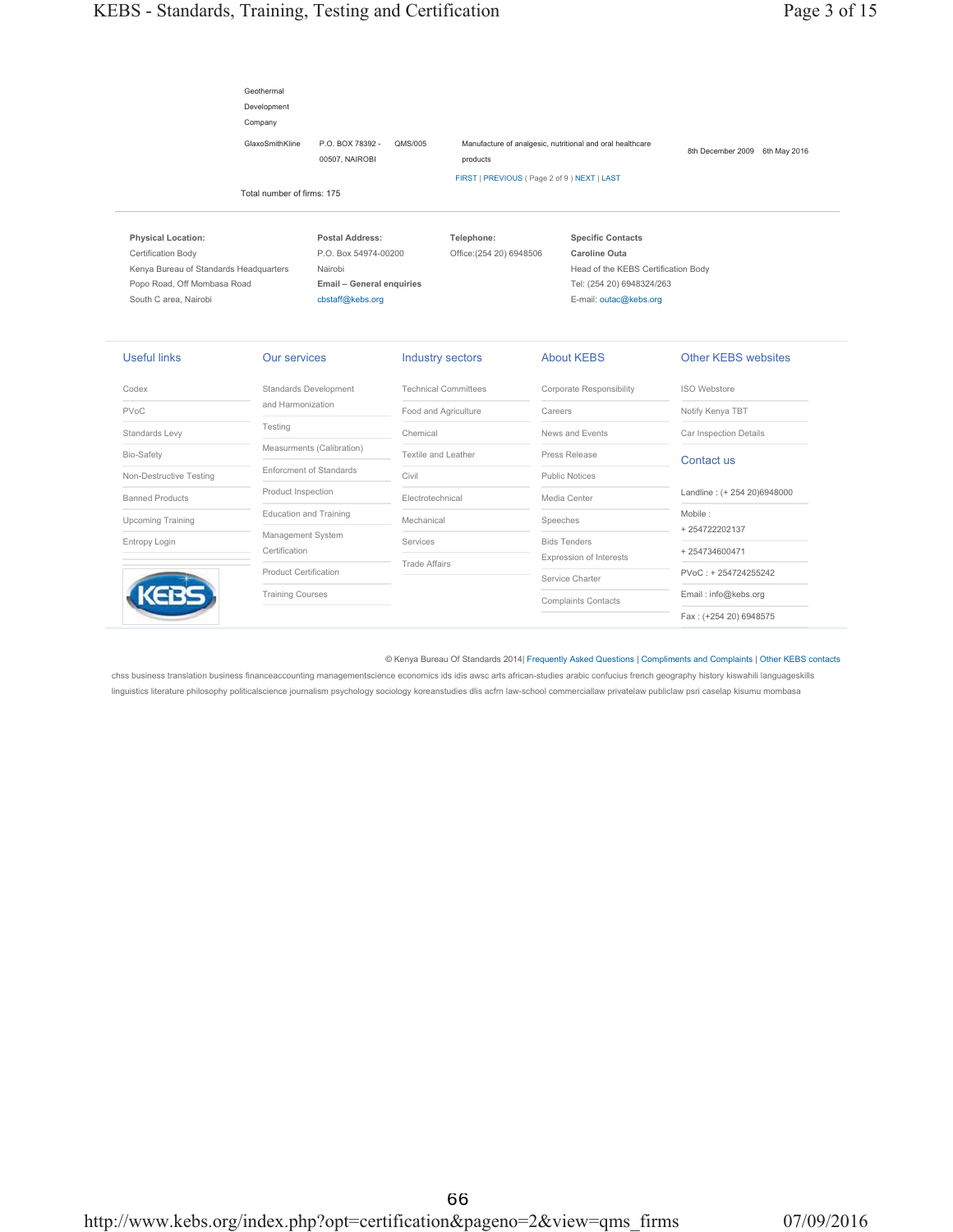| | | | | | |
|---|---|---|---|---|---|
| Geothermal Development Company | | | | | |
| GlaxoSmithKline | P.O. BOX 78392 - 00507, NAIROBI | QMS/005 | Manufacture of analgesic, nutritional and oral healthcare products | 8th December 2009 | 6th May 2016 |

FIRST | PREVIOUS ( Page 2 of 9 ) NEXT | LAST

Total number of firms: 175

**Physical Location:**
Certification Body
Kenya Bureau of Standards Headquarters
Popo Road, Off Mombasa Road
South C area, Nairobi

**Postal Address:**
P.O. Box 54974-00200
Nairobi
**Email – General enquiries**
cbstaff@kebs.org

**Telephone:**
Office:(254 20) 6948506

**Specific Contacts**
**Caroline Outa**
Head of the KEBS Certification Body
Tel: (254 20) 6948324/263
E-mail: outac@kebs.org

## Useful links

- Codex
- PVoC
- Standards Levy
- Bio-Safety
- Non-Destructive Testing
- Banned Products
- Upcoming Training
- Entropy Login

## Our services

- Standards Development and Harmonization
- Testing
- Measurments (Calibration)
- Enforcment of Standards
- Product Inspection
- Education and Training
- Management System Certification
- Product Certification
- Training Courses

## Industry sectors

- Technical Committees
- Food and Agriculture
- Chemical
- Textile and Leather
- Civil
- Electrotechnical
- Mechanical
- Services
- Trade Affairs

## About KEBS

- Corporate Responsibility
- Careers
- News and Events
- Press Release
- Public Notices
- Media Center
- Speeches
- Bids Tenders
- Expression of Interests
- Service Charter
- Complaints Contacts

## Other KEBS websites

- ISO Webstore
- Notify Kenya TBT
- Car Inspection Details

## Contact us

- Landline : (+ 254 20)6948000
- Mobile : + 254722202137
- + 254734600471
- PVoC : + 254724255242
- Email : info@kebs.org
- Fax : (+254 20) 6948575

© Kenya Bureau Of Standards 2014| Frequently Asked Questions | Compliments and Complaints | Other KEBS contacts

chss business translation business financeaccounting managementscience economics ids idis awsc arts african-studies arabic confucius french geography history kiswahili languageskills linguistics literature philosophy politicalscience journalism psychology sociology koreanstudies dlis acfm law-school commerciallaw privatelaw publiclaw psri caselap kisumu mombasa

http://www.kebs.org/index.php?opt=certification&pageno=2&view=qms_firms 07/09/2016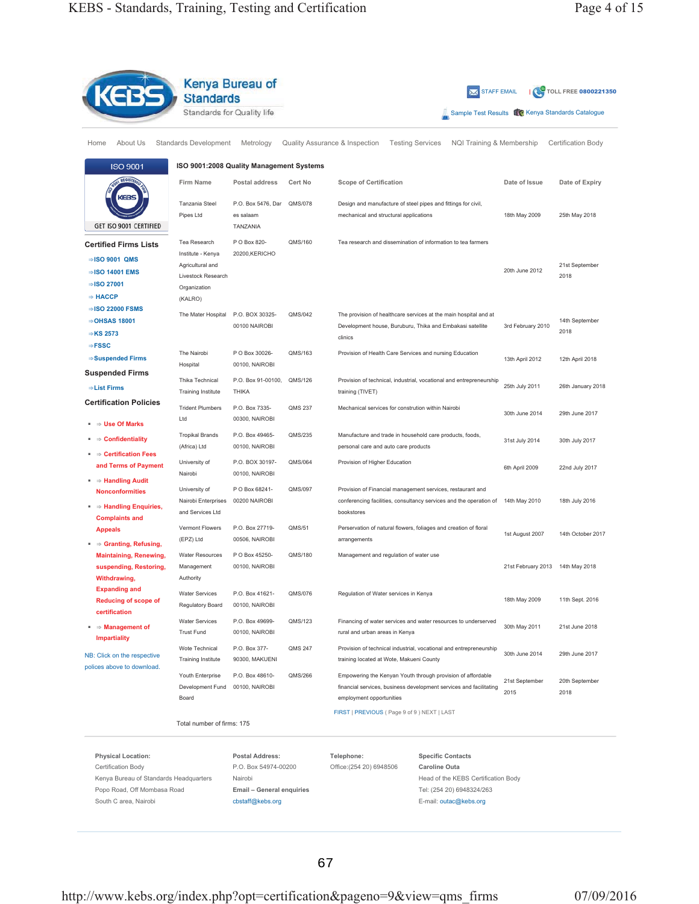Kenya Bureau of Standards

Standards for Quality life

STAFF EMAIL | TOLL FREE 0800221350

Sample Test Results | Kenya Standards Catalogue

Home | About Us | Standards Development | Metrology | Quality Assurance & Inspection | Testing Services | NQI Training & Membership | Certification Body

ISO 9001

GET ISO 9001 CERTIFIED

## Certified Firms Lists

- ⇒ISO 9001 QMS
- ⇒ISO 14001 EMS
- ⇒ISO 27001
- ⇒ HACCP
- ⇒ISO 22000 FSMS
- ⇒OHSAS 18001
- ⇒KS 2573
- ⇒FSSC
- ⇒Suspended Firms

## Suspended Firms

- ⇒List Firms

## Certification Policies

- ⇒ Use Of Marks
- ⇒ Confidentiality
- ⇒ Certification Fees and Terms of Payment
- ⇒ Handling Audit Nonconformities
- ⇒ Handling Enquiries, Complaints and Appeals
- ⇒ Granting, Refusing, Maintaining, Renewing, suspending, Restoring, Withdrawing, Expanding and Reducing of scope of certification
- ⇒ Management of Impartiality

NB: Click on the respective polices above to download.

## ISO 9001:2008 Quality Management Systems

| Firm Name | Postal address | Cert No | Scope of Certification | Date of Issue | Date of Expiry |
|---|---|---|---|---|---|
| Tanzania Steel Pipes Ltd | P.O. Box 5476, Dar es salaam TANZANIA | QMS/078 | Design and manufacture of steel pipes and fittings for civil, mechanical and structural applications | 18th May 2009 | 25th May 2018 |
| Tea Research Institute - Kenya Agricultural and Livestock Research Organization (KALRO) | P O Box 820-20200,KERICHO | QMS/160 | Tea research and dissemination of information to tea farmers | 20th June 2012 | 21st September 2018 |
| The Mater Hospital | P.O. BOX 30325-00100 NAIROBI | QMS/042 | The provision of healthcare services at the main hospital and at Development house, Buruburu, Thika and Embakasi satellite clinics | 3rd February 2010 | 14th September 2018 |
| The Nairobi Hospital | P O Box 30026-00100, NAIROBI | QMS/163 | Provision of Health Care Services and nursing Education | 13th April 2012 | 12th April 2018 |
| Thika Technical Training Institute | P.O. Box 91-00100, THIKA | QMS/126 | Provision of technical, industrial, vocational and entrepreneurship training (TIVET) | 25th July 2011 | 26th January 2018 |
| Trident Plumbers Ltd | P.O. Box 7335-00300, NAIROBI | QMS 237 | Mechanical services for constrution within Nairobi | 30th June 2014 | 29th June 2017 |
| Tropikal Brands (Africa) Ltd | P.O. Box 49465-00100, NAIROBI | QMS/235 | Manufacture and trade in household care products, foods, personal care and auto care products | 31st July 2014 | 30th July 2017 |
| University of Nairobi | P.O. BOX 30197-00100, NAIROBI | QMS/064 | Provision of Higher Education | 6th April 2009 | 22nd July 2017 |
| University of Nairobi Enterprises and Services Ltd | P O Box 68241-00200 NAIROBI | QMS/097 | Provision of Financial management services, restaurant and conferencing facilities, consultancy services and the operation of bookstores | 14th May 2010 | 18th July 2016 |
| Vermont Flowers (EPZ) Ltd | P.O. Box 27719-00506, NAIROBI | QMS/51 | Perservation of natural flowers, foliages and creation of floral arrangements | 1st August 2007 | 14th October 2017 |
| Water Resources Management Authority | P O Box 45250-00100, NAIROBI | QMS/180 | Management and regulation of water use | 21st February 2013 | 14th May 2018 |
| Water Services Regulatory Board | P.O. Box 41621-00100, NAIROBI | QMS/076 | Regulation of Water services in Kenya | 18th May 2009 | 11th Sept. 2016 |
| Water Services Trust Fund | P.O. Box 49699-00100, NAIROBI | QMS/123 | Financing of water services and water resources to underserved rural and urban areas in Kenya | 30th May 2011 | 21st June 2018 |
| Wote Technical Training Institute | P.O. Box 377-90300, MAKUENI | QMS 247 | Provision of technical industrial, vocational and entrepreneurship training located at Wote, Makueni County | 30th June 2014 | 29th June 2017 |
| Youth Enterprise Development Fund Board | P.O. Box 48610-00100, NAIROBI | QMS/266 | Empowering the Kenyan Youth through provision of affordable financial services, business development services and facilitating employment opportunities | 21st September 2015 | 20th September 2018 |

FIRST | PREVIOUS ( Page 9 of 9 ) NEXT | LAST

Total number of firms: 175

**Physical Location:**
Certification Body
Kenya Bureau of Standards Headquarters
Popo Road, Off Mombasa Road
South C area, Nairobi

**Postal Address:**
P.O. Box 54974-00200
Nairobi

**Email – General enquiries**
cbstaff@kebs.org

**Telephone:**
Office:(254 20) 6948506

**Specific Contacts**
**Caroline Outa**
Head of the KEBS Certification Body
Tel: (254 20) 6948324/263
E-mail: outac@kebs.org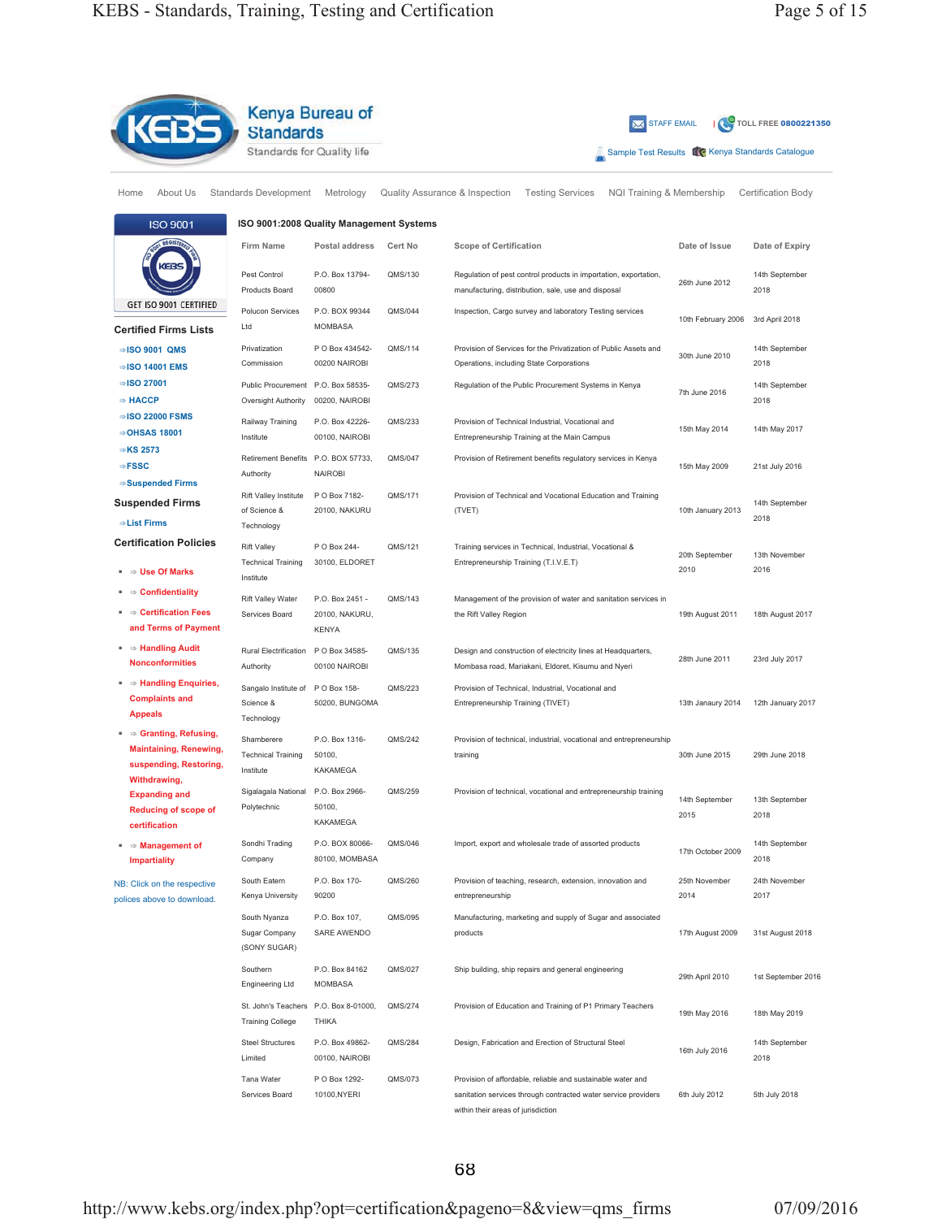Kenya Bureau of Standards

Standards for Quality life

STAFF EMAIL | TOLL FREE 0800221350

Sample Test Results | Kenya Standards Catalogue

Home | About Us | Standards Development | Metrology | Quality Assurance & Inspection | Testing Services | NQI Training & Membership | Certification Body

ISO 9001

GET ISO 9001 CERTIFIED

## Certified Firms Lists

- ISO 9001 QMS
- ISO 14001 EMS
- ISO 27001
- HACCP
- ISO 22000 FSMS
- OHSAS 18001
- KS 2573
- FSSC
- Suspended Firms

## Suspended Firms

- List Firms

## Certification Policies

- Use Of Marks
- Confidentiality
- Certification Fees and Terms of Payment
- Handling Audit Nonconformities
- Handling Enquiries, Complaints and Appeals
- Granting, Refusing, Maintaining, Renewing, suspending, Restoring, Withdrawing, Expanding and Reducing of scope of certification
- Management of Impartiality

NB: Click on the respective polices above to download.

## ISO 9001:2008 Quality Management Systems

| Firm Name | Postal address | Cert No | Scope of Certification | Date of Issue | Date of Expiry |
|---|---|---|---|---|---|
| Pest Control Products Board | P.O. Box 13794-00800 | QMS/130 | Regulation of pest control products in importation, exportation, manufacturing, distribution, sale, use and disposal | 26th June 2012 | 14th September 2018 |
| Polucon Services Ltd | P.O. BOX 99344 MOMBASA | QMS/044 | Inspection, Cargo survey and laboratory Testing services | 10th February 2006 | 3rd April 2018 |
| Privatization Commission | P O Box 434542-00200 NAIROBI | QMS/114 | Provision of Services for the Privatization of Public Assets and Operations, including State Corporations | 30th June 2010 | 14th September 2018 |
| Public Procurement Oversight Authority | P.O. Box 58535-00200, NAIROBI | QMS/273 | Regulation of the Public Procurement Systems in Kenya | 7th June 2016 | 14th September 2018 |
| Railway Training Institute | P.O. Box 42226-00100, NAIROBI | QMS/233 | Provision of Technical Industrial, Vocational and Entrepreneurship Training at the Main Campus | 15th May 2014 | 14th May 2017 |
| Retirement Benefits Authority | P.O. BOX 57733, NAIROBI | QMS/047 | Provision of Retirement benefits regulatory services in Kenya | 15th May 2009 | 21st July 2016 |
| Rift Valley Institute of Science & Technology | P O Box 7182-20100, NAKURU | QMS/171 | Provision of Technical and Vocational Education and Training (TVET) | 10th January 2013 | 14th September 2018 |
| Rift Valley Technical Training Institute | P O Box 244-30100, ELDORET | QMS/121 | Training services in Technical, Industrial, Vocational & Entrepreneurship Training (T.I.V.E.T) | 20th September 2010 | 13th November 2016 |
| Rift Valley Water Services Board | P.O. Box 2451 - 20100, NAKURU, KENYA | QMS/143 | Management of the provision of water and sanitation services in the Rift Valley Region | 19th August 2011 | 18th August 2017 |
| Rural Electrification Authority | P O Box 34585-00100 NAIROBI | QMS/135 | Design and construction of electricity lines at Headquarters, Mombasa road, Mariakani, Eldoret, Kisumu and Nyeri | 28th June 2011 | 23rd July 2017 |
| Sangalo Institute of Science & Technology | P O Box 158-50200, BUNGOMA | QMS/223 | Provision of Technical, Industrial, Vocational and Entrepreneurship Training (TIVET) | 13th Janaury 2014 | 12th January 2017 |
| Shamberere Technical Training Institute | P.O. Box 1316-50100, KAKAMEGA | QMS/242 | Provision of technical, industrial, vocational and entrepreneurship training | 30th June 2015 | 29th June 2018 |
| Sigalagala National Polytechnic | P.O. Box 2966-50100, KAKAMEGA | QMS/259 | Provision of technical, vocational and entrepreneurship training | 14th September 2015 | 13th September 2018 |
| Sondhi Trading Company | P.O. BOX 80066-80100, MOMBASA | QMS/046 | Import, export and wholesale trade of assorted products | 17th October 2009 | 14th September 2018 |
| South Eastern Kenya University | P.O. Box 170-90200 | QMS/260 | Provision of teaching, research, extension, innovation and entrepreneurship | 25th November 2014 | 24th November 2017 |
| South Nyanza Sugar Company (SONY SUGAR) | P.O. Box 107, SARE AWENDO | QMS/095 | Manufacturing, marketing and supply of Sugar and associated products | 17th August 2009 | 31st August 2018 |
| Southern Engineering Ltd | P.O. Box 84162 MOMBASA | QMS/027 | Ship building, ship repairs and general engineering | 29th April 2010 | 1st September 2016 |
| St. John's Teachers Training College | P.O. Box 8-01000, THIKA | QMS/274 | Provision of Education and Training of P1 Primary Teachers | 19th May 2016 | 18th May 2019 |
| Steel Structures Limited | P.O. Box 49862-00100, NAIROBI | QMS/284 | Design, Fabrication and Erection of Structural Steel | 16th July 2016 | 14th September 2018 |
| Tana Water Services Board | P O Box 1292-10100,NYERI | QMS/073 | Provision of affordable, reliable and sustainable water and sanitation services through contracted water service providers within their areas of jurisdiction | 6th July 2012 | 5th July 2018 |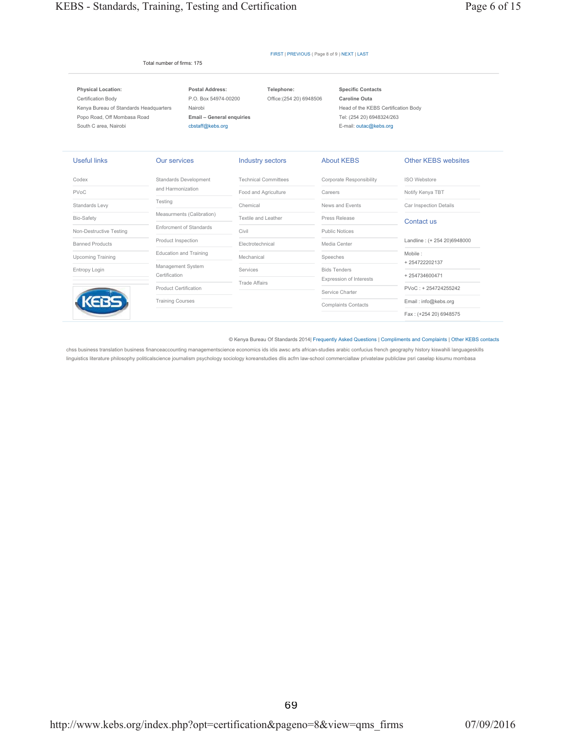FIRST | PREVIOUS ( Page 8 of 9 ) NEXT | LAST

Total number of firms: 175

| Physical Location: | Postal Address: | Telephone: | Specific Contacts |
|---|---|---|---|
| Certification Body | P.O. Box 54974-00200 | Office:(254 20) 6948506 | **Caroline Outa** |
| Kenya Bureau of Standards Headquarters | Nairobi | | Head of the KEBS Certification Body |
| Popo Road, Off Mombasa Road | **Email – General enquiries** | | Tel: (254 20) 6948324/263 |
| South C area, Nairobi | cbstaff@kebs.org | | E-mail: outac@kebs.org |

### Useful links

- Codex
- PVoC
- Standards Levy
- Bio-Safety
- Non-Destructive Testing
- Banned Products
- Upcoming Training
- Entropy Login

KEBS

### Our services

- Standards Development and Harmonization
- Testing
- Measurments (Calibration)
- Enforcment of Standards
- Product Inspection
- Education and Training
- Management System Certification
- Product Certification
- Training Courses

### Industry sectors

- Technical Committees
- Food and Agriculture
- Chemical
- Textile and Leather
- Civil
- Electrotechnical
- Mechanical
- Services
- Trade Affairs

### About KEBS

- Corporate Responsibility
- Careers
- News and Events
- Press Release
- Public Notices
- Media Center
- Speeches
- Bids Tenders Expression of Interests
- Service Charter
- Complaints Contacts

### Other KEBS websites

- ISO Webstore
- Notify Kenya TBT
- Car Inspection Details

### Contact us

- Landline : (+ 254 20)6948000
- Mobile : + 254722202137
- + 254734600471
- PVoC : + 254724255242
- Email : info@kebs.org
- Fax : (+254 20) 6948575

© Kenya Bureau Of Standards 2014| Frequently Asked Questions | Compliments and Complaints | Other KEBS contacts

chss business translation business financeaccounting managementscience economics ids idis awsc arts african-studies arabic confucius french geography history kiswahili languageskills linguistics literature philosophy politicalscience journalism psychology sociology koreanstudies dlis acfrn law-school commerciallaw privatelaw publiclaw psri caselap kisumu mombasa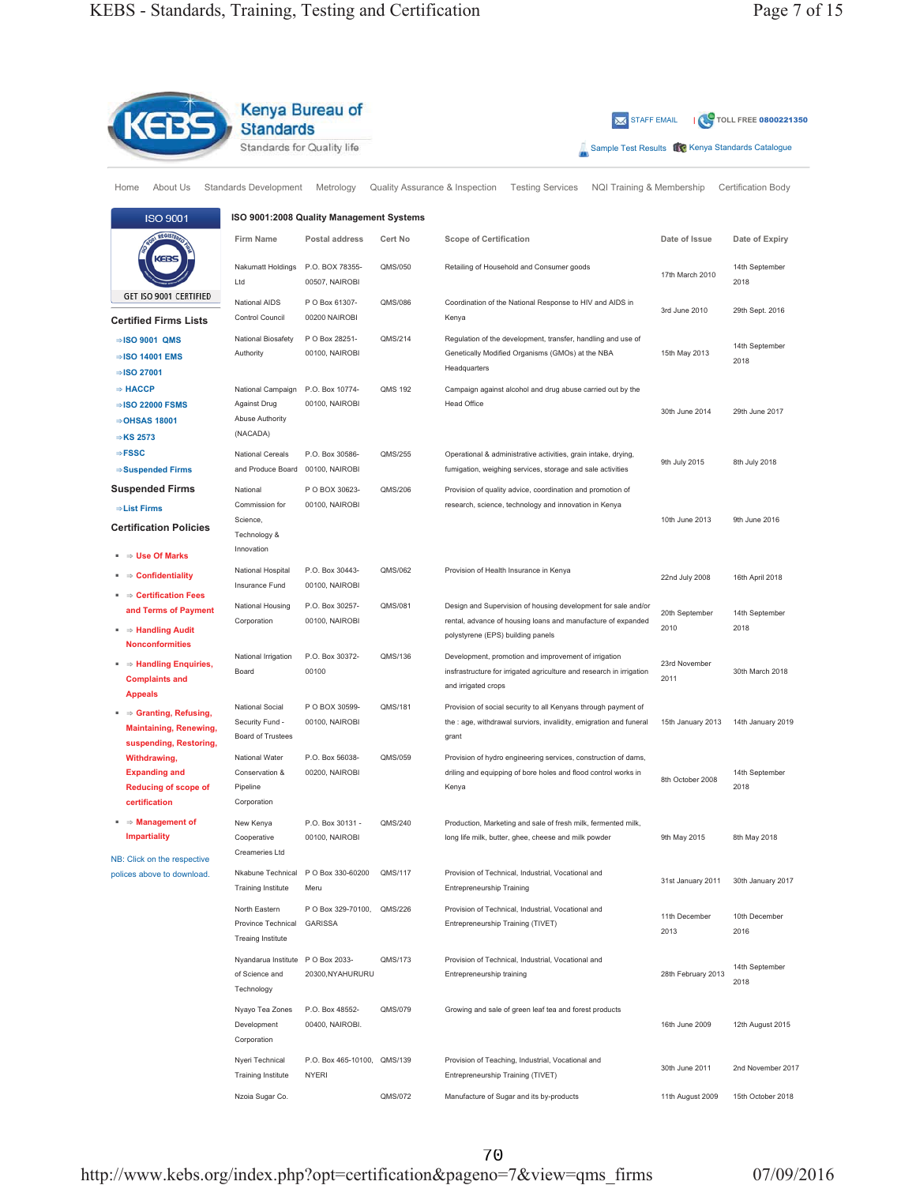Kenya Bureau of Standards
Standards for Quality life

STAFF EMAIL | TOLL FREE 0800221350

Sample Test Results | Kenya Standards Catalogue

Home | About Us | Standards Development | Metrology | Quality Assurance & Inspection | Testing Services | NQI Training & Membership | Certification Body

ISO 9001

GET ISO 9001 CERTIFIED

### Certified Firms Lists

- ⇒ISO 9001 QMS
- ⇒ISO 14001 EMS
- ⇒ISO 27001
- ⇒ HACCP
- ⇒ISO 22000 FSMS
- ⇒OHSAS 18001
- ⇒KS 2573
- ⇒FSSC
- ⇒Suspended Firms

### Suspended Firms

- ⇒List Firms

### Certification Policies

- ⇒ Use Of Marks
- ⇒ Confidentiality
- ⇒ Certification Fees and Terms of Payment
- ⇒ Handling Audit Nonconformities
- ⇒ Handling Enquiries, Complaints and Appeals
- ⇒ Granting, Refusing, Maintaining, Renewing, suspending, Restoring, Withdrawing, Expanding and Reducing of scope of certification
- ⇒ Management of Impartiality

NB: Click on the respective polices above to download.

## ISO 9001:2008 Quality Management Systems

| Firm Name | Postal address | Cert No | Scope of Certification | Date of Issue | Date of Expiry |
|---|---|---|---|---|---|
| Nakumatt Holdings Ltd | P.O. BOX 78355-00507, NAIROBI | QMS/050 | Retailing of Household and Consumer goods | 17th March 2010 | 14th September 2018 |
| National AIDS Control Council | P O Box 61307-00200 NAIROBI | QMS/086 | Coordination of the National Response to HIV and AIDS in Kenya | 3rd June 2010 | 29th Sept. 2016 |
| National Biosafety Authority | P O Box 28251-00100, NAIROBI | QMS/214 | Regulation of the development, transfer, handling and use of Genetically Modified Organisms (GMOs) at the NBA Headquarters | 15th May 2013 | 14th September 2018 |
| National Campaign Against Drug Abuse Authority (NACADA) | P.O. Box 10774-00100, NAIROBI | QMS 192 | Campaign against alcohol and drug abuse carried out by the Head Office | 30th June 2014 | 29th June 2017 |
| National Cereals and Produce Board | P.O. Box 30586-00100, NAIROBI | QMS/255 | Operational & administrative activities, grain intake, drying, fumigation, weighing services, storage and sale activities | 9th July 2015 | 8th July 2018 |
| National Commission for Science, Technology & Innovation | P O BOX 30623-00100, NAIROBI | QMS/206 | Provision of quality advice, coordination and promotion of research, science, technology and innovation in Kenya | 10th June 2013 | 9th June 2016 |
| National Hospital Insurance Fund | P.O. Box 30443-00100, NAIROBI | QMS/062 | Provision of Health Insurance in Kenya | 22nd July 2008 | 16th April 2018 |
| National Housing Corporation | P.O. Box 30257-00100, NAIROBI | QMS/081 | Design and Supervision of housing development for sale and/or rental, advance of housing loans and manufacture of expanded polystyrene (EPS) building panels | 20th September 2010 | 14th September 2018 |
| National Irrigation Board | P.O. Box 30372-00100 | QMS/136 | Development, promotion and improvement of irrigation insfrastructure for irrigated agriculture and research in irrigation and irrigated crops | 23rd November 2011 | 30th March 2018 |
| National Social Security Fund - Board of Trustees | P O BOX 30599-00100, NAIROBI | QMS/181 | Provision of social security to all Kenyans through payment of the : age, withdrawal survivors, invalidity, emigration and funeral grant | 15th January 2013 | 14th January 2019 |
| National Water Conservation & Pipeline Corporation | P.O. Box 56038-00200, NAIROBI | QMS/059 | Provision of hydro engineering services, construction of dams, driling and equipping of bore holes and flood control works in Kenya | 8th October 2008 | 14th September 2018 |
| New Kenya Cooperative Creameries Ltd | P.O. Box 30131 - 00100, NAIROBI | QMS/240 | Production, Marketing and sale of fresh milk, fermented milk, long life milk, butter, ghee, cheese and milk powder | 9th May 2015 | 8th May 2018 |
| Nkabune Technical Training Institute | P O Box 330-60200 Meru | QMS/117 | Provision of Technical, Industrial, Vocational and Entrepreneurship Training | 31st January 2011 | 30th January 2017 |
| North Eastern Province Technical Treaing Institute | P O Box 329-70100, GARISSA | QMS/226 | Provision of Technical, Industrial, Vocational and Entrepreneurship Training (TIVET) | 11th December 2013 | 10th December 2016 |
| Nyandarua Institute of Science and Technology | P O Box 2033-20300,NYAHURURU | QMS/173 | Provision of Technical, Industrial, Vocational and Entrepreneurship training | 28th February 2013 | 14th September 2018 |
| Nyayo Tea Zones Development Corporation | P.O. Box 48552-00400, NAIROBI. | QMS/079 | Growing and sale of green leaf tea and forest products | 16th June 2009 | 12th August 2015 |
| Nyeri Technical Training Institute | P.O. Box 465-10100, NYERI | QMS/139 | Provision of Teaching, Industrial, Vocational and Entrepreneurship Training (TIVET) | 30th June 2011 | 2nd November 2017 |
| Nzoia Sugar Co. | | QMS/072 | Manufacture of Sugar and its by-products | 11th August 2009 | 15th October 2018 |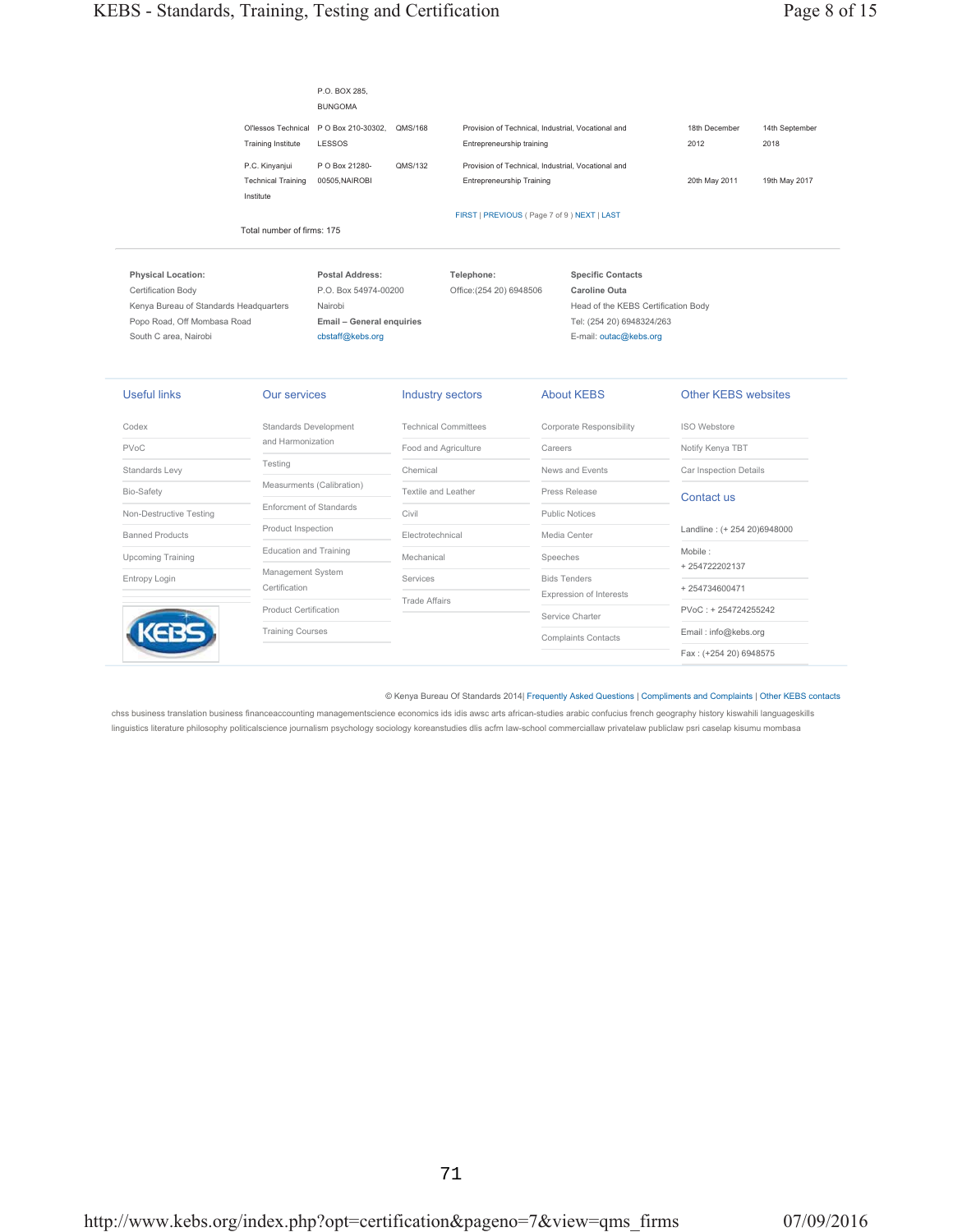| | | | | | |
|---|---|---|---|---|---|
| | P.O. BOX 285, BUNGOMA | | | | |
| Ol'lessos Technical Training Institute | P O Box 210-30302, LESSOS | QMS/168 | Provision of Technical, Industrial, Vocational and Entrepreneurship training | 18th December 2012 | 14th September 2018 |
| P.C. Kinyanjui Technical Training Institute | P O Box 21280-00505,NAIROBI | QMS/132 | Provision of Technical, Industrial, Vocational and Entrepreneurship Training | 20th May 2011 | 19th May 2017 |

FIRST | PREVIOUS ( Page 7 of 9 ) NEXT | LAST

Total number of firms: 175

**Physical Location:**
Certification Body
Kenya Bureau of Standards Headquarters
Popo Road, Off Mombasa Road
South C area, Nairobi

**Postal Address:**
P.O. Box 54974-00200
Nairobi

**Email – General enquiries**
cbstaff@kebs.org

**Telephone:**
Office:(254 20) 6948506

**Specific Contacts**
**Caroline Outa**
Head of the KEBS Certification Body
Tel: (254 20) 6948324/263
E-mail: outac@kebs.org

## Useful links

- Codex
- PVoC
- Standards Levy
- Bio-Safety
- Non-Destructive Testing
- Banned Products
- Upcoming Training
- Entropy Login

KEBS

## Our services

- Standards Development and Harmonization
- Testing
- Measurments (Calibration)
- Enforcment of Standards
- Product Inspection
- Education and Training
- Management System Certification
- Product Certification
- Training Courses

## Industry sectors

- Technical Committees
- Food and Agriculture
- Chemical
- Textile and Leather
- Civil
- Electrotechnical
- Mechanical
- Services
- Trade Affairs

## About KEBS

- Corporate Responsibility
- Careers
- News and Events
- Press Release
- Public Notices
- Media Center
- Speeches
- Bids Tenders Expression of Interests
- Service Charter
- Complaints Contacts

## Other KEBS websites

- ISO Webstore
- Notify Kenya TBT
- Car Inspection Details

## Contact us

- Landline : (+ 254 20)6948000
- Mobile : + 254722202137
- + 254734600471
- PVoC : + 254724255242
- Email : info@kebs.org
- Fax : (+254 20) 6948575

© Kenya Bureau Of Standards 2014| Frequently Asked Questions | Compliments and Complaints | Other KEBS contacts

chss business translation business financeaccounting managementscience economics ids idis awsc arts african-studies arabic confucius french geography history kiswahili languageskills linguistics literature philosophy politicalscience journalism psychology sociology koreanstudies dlis acfm law-school commerciallaw privatelaw publiclaw psri caselap kisumu mombasa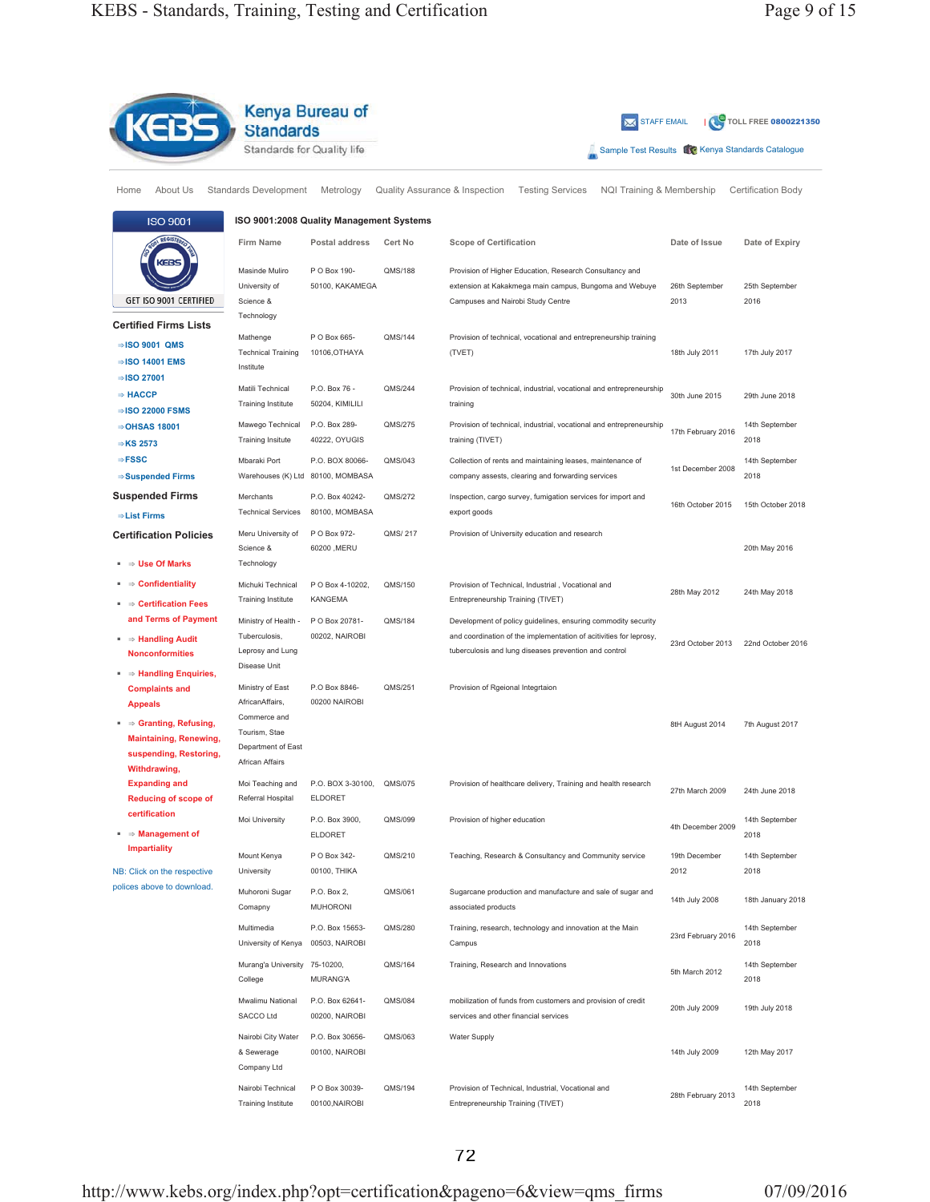Kenya Bureau of Standards
Standards for Quality life

STAFF EMAIL | TOLL FREE 0800221350

Sample Test Results | Kenya Standards Catalogue

Home | About Us | Standards Development | Metrology | Quality Assurance & Inspection | Testing Services | NQI Training & Membership | Certification Body

ISO 9001

GET ISO 9001 CERTIFIED

### Certified Firms Lists

- ⇨ISO 9001 QMS
- ⇨ISO 14001 EMS
- ⇨ISO 27001
- ⇨ HACCP
- ⇨ISO 22000 FSMS
- ⇨OHSAS 18001
- ⇨KS 2573
- ⇨FSSC
- ⇨Suspended Firms

### Suspended Firms

- ⇨List Firms

### Certification Policies

- ⇨ Use Of Marks
- ⇨ Confidentiality
- ⇨ Certification Fees and Terms of Payment
- ⇨ Handling Audit Nonconformities
- ⇨ Handling Enquiries, Complaints and Appeals
- ⇨ Granting, Refusing, Maintaining, Renewing, suspending, Restoring, Withdrawing, Expanding and Reducing of scope of certification
- ⇨ Management of Impartiality

NB: Click on the respective polices above to download.

## ISO 9001:2008 Quality Management Systems

| Firm Name | Postal address | Cert No | Scope of Certification | Date of Issue | Date of Expiry |
|---|---|---|---|---|---|
| Masinde Muliro University of Science & Technology | P O Box 190-50100, KAKAMEGA | QMS/188 | Provision of Higher Education, Research Consultancy and extension at Kakakmega main campus, Bungoma and Webuye Campuses and Nairobi Study Centre | 26th September 2013 | 25th September 2016 |
| Mathenge Technical Training Institute | P O Box 665-10106,OTHAYA | QMS/144 | Provision of technical, vocational and entrepreneurship training (TVET) | 18th July 2011 | 17th July 2017 |
| Matili Technical Training Institute | P.O. Box 76 - 50204, KIMILILI | QMS/244 | Provision of technical, industrial, vocational and entrepreneurship training | 30th June 2015 | 29th June 2018 |
| Mawego Technical Training Insitute | P.O. Box 289-40222, OYUGIS | QMS/275 | Provision of technical, industrial, vocational and entrepreneurship training (TIVET) | 17th February 2016 | 14th September 2018 |
| Mbaraki Port Warehouses (K) Ltd | P.O. BOX 80066-80100, MOMBASA | QMS/043 | Collection of rents and maintaining leases, maintenance of company assests, clearing and forwarding services | 1st December 2008 | 14th September 2018 |
| Merchants Technical Services | P.O. Box 40242-80100, MOMBASA | QMS/272 | Inspection, cargo survey, fumigation services for import and export goods | 16th October 2015 | 15th October 2018 |
| Meru University of Science & Technology | P O Box 972-60200 ,MERU | QMS/ 217 | Provision of University education and research | | 20th May 2016 |
| Michuki Technical Training Institute | P O Box 4-10202, KANGEMA | QMS/150 | Provision of Technical, Industrial , Vocational and Entrepreneurship Training (TIVET) | 28th May 2012 | 24th May 2018 |
| Ministry of Health - Tuberculosis, Leprosy and Lung Disease Unit | P O Box 20781-00202, NAIROBI | QMS/184 | Development of policy guidelines, ensuring commodity security and coordination of the implementation of acitivities for leprosy, tuberculosis and lung diseases prevention and control | 23rd October 2013 | 22nd October 2016 |
| Ministry of East AfricanAffairs, Commerce and Tourism, Stae Department of East African Affairs | P O Box 8846-00200 NAIROBI | QMS/251 | Provision of Rgeional Integrtaion | 8tH August 2014 | 7th August 2017 |
| Moi Teaching and Referral Hospital | P.O. BOX 3-30100, ELDORET | QMS/075 | Provision of healthcare delivery, Training and health research | 27th March 2009 | 24th June 2018 |
| Moi University | P.O. Box 3900, ELDORET | QMS/099 | Provision of higher education | 4th December 2009 | 14th September 2018 |
| Mount Kenya University | P O Box 342-00100, THIKA | QMS/210 | Teaching, Research & Consultancy and Community service | 19th December 2012 | 14th September 2018 |
| Muhoroni Sugar Comapny | P.O. Box 2, MUHORONI | QMS/061 | Sugarcane production and manufacture and sale of sugar and associated products | 14th July 2008 | 18th January 2018 |
| Multimedia University of Kenya | P.O. Box 15653-00503, NAIROBI | QMS/280 | Training, research, technology and innovation at the Main Campus | 23rd February 2016 | 14th September 2018 |
| Murang'a University College | 75-10200, MURANG'A | QMS/164 | Training, Research and Innovations | 5th March 2012 | 14th September 2018 |
| Mwalimu National SACCO Ltd | P.O. Box 62641-00200, NAIROBI | QMS/084 | mobilization of funds from customers and provision of credit services and other financial services | 20th July 2009 | 19th July 2018 |
| Nairobi City Water & Sewerage Company Ltd | P.O. Box 30656-00100, NAIROBI | QMS/063 | Water Supply | 14th July 2009 | 12th May 2017 |
| Nairobi Technical Training Institute | P O Box 30039-00100,NAIROBI | QMS/194 | Provision of Technical, Industrial, Vocational and Entrepreneurship Training (TIVET) | 28th February 2013 | 14th September 2018 |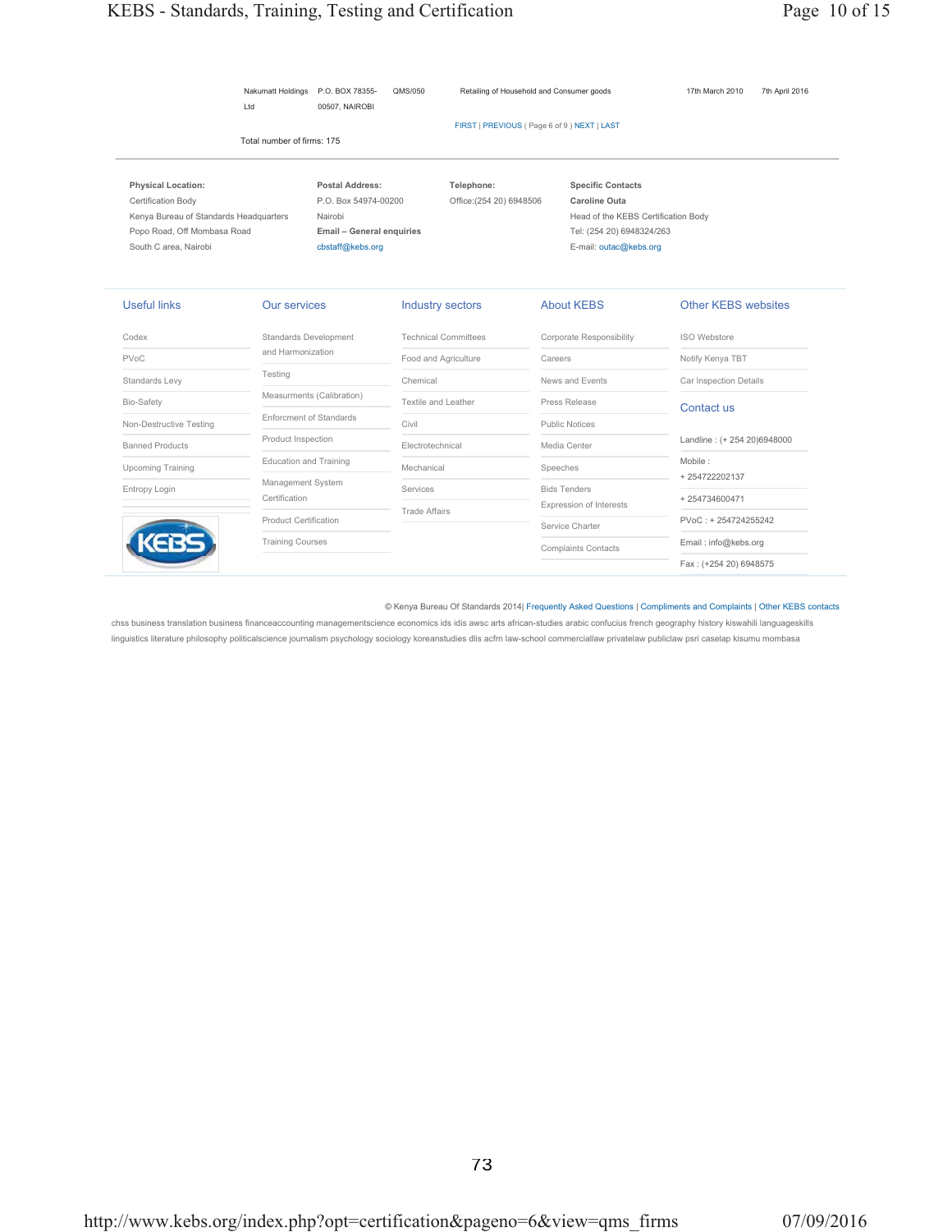| | | | | | |
|---|---|---|---|---|---|
| Nakumatt Holdings Ltd | P.O. BOX 78355-00507, NAIROBI | QMS/050 | Retailing of Household and Consumer goods | 17th March 2010 | 7th April 2016 |

FIRST | PREVIOUS ( Page 6 of 9 ) NEXT | LAST

Total number of firms: 175

**Physical Location:**
Certification Body
Kenya Bureau of Standards Headquarters
Popo Road, Off Mombasa Road
South C area, Nairobi

**Postal Address:**
P.O. Box 54974-00200
Nairobi
**Email – General enquiries**
cbstaff@kebs.org

**Telephone:**
Office:(254 20) 6948506

**Specific Contacts**
**Caroline Outa**
Head of the KEBS Certification Body
Tel: (254 20) 6948324/263
E-mail: outac@kebs.org

## Useful links

- Codex
- PVoC
- Standards Levy
- Bio-Safety
- Non-Destructive Testing
- Banned Products
- Upcoming Training
- Entropy Login

## Our services

- Standards Development and Harmonization
- Testing
- Measurments (Calibration)
- Enforcment of Standards
- Product Inspection
- Education and Training
- Management System Certification
- Product Certification
- Training Courses

## Industry sectors

- Technical Committees
- Food and Agriculture
- Chemical
- Textile and Leather
- Civil
- Electrotechnical
- Mechanical
- Services
- Trade Affairs

## About KEBS

- Corporate Responsibility
- Careers
- News and Events
- Press Release
- Public Notices
- Media Center
- Speeches
- Bids Tenders Expression of Interests
- Service Charter
- Complaints Contacts

## Other KEBS websites

- ISO Webstore
- Notify Kenya TBT
- Car Inspection Details

## Contact us

- Landline : (+ 254 20)6948000
- Mobile : + 254722202137
- + 254734600471
- PVoC : + 254724255242
- Email : info@kebs.org
- Fax : (+254 20) 6948575

© Kenya Bureau Of Standards 2014| Frequently Asked Questions | Compliments and Complaints | Other KEBS contacts

chss business translation business financeaccounting managementscience economics ids idis awsc arts african-studies arabic confucius french geography history kiswahili languageskills linguistics literature philosophy politicalscience journalism psychology sociology koreanstudies dlis acfrn law-school commerciallaw privatelaw publiclaw psri caselap kisumu mombasa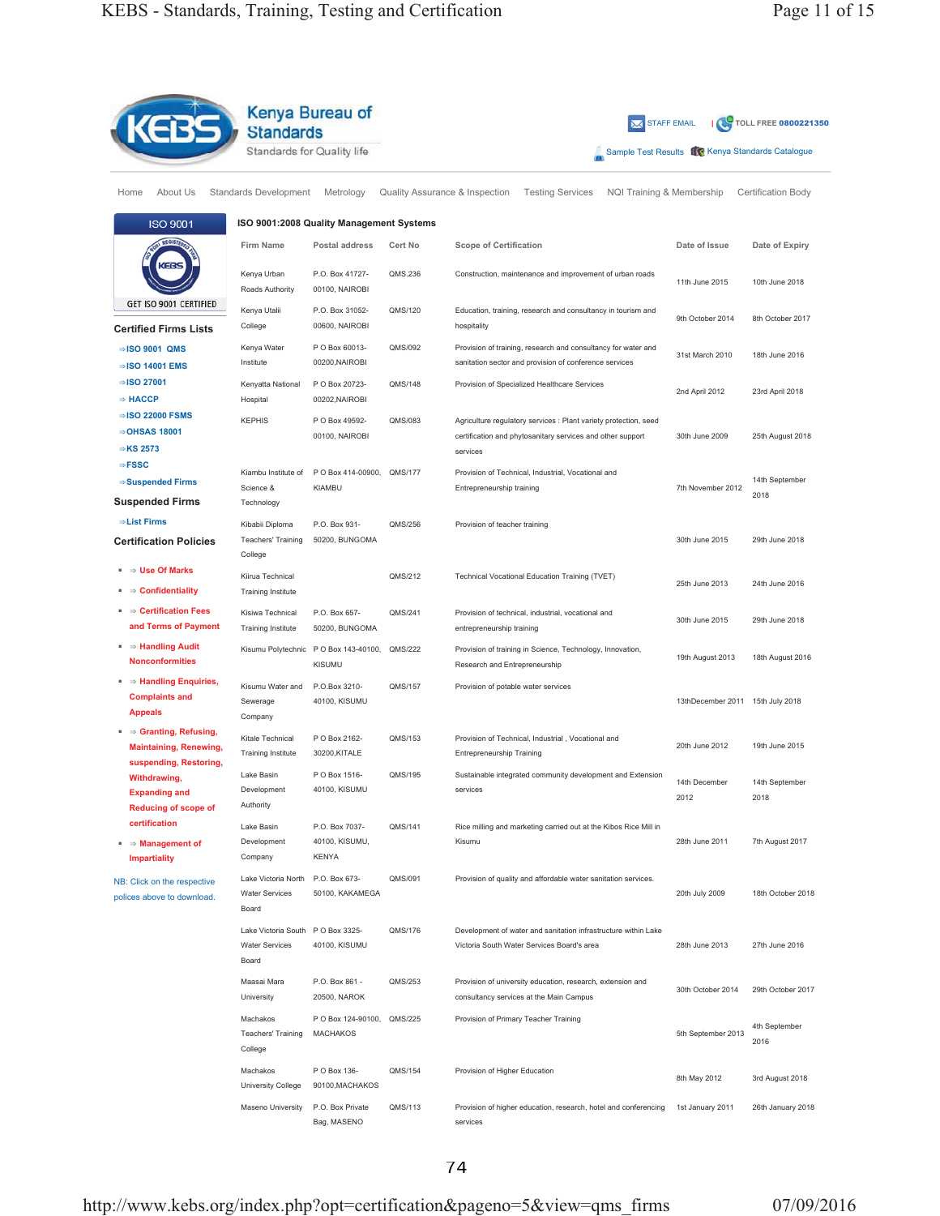Kenya Bureau of Standards

Standards for Quality life

STAFF EMAIL | TOLL FREE 0800221350

Sample Test Results | Kenya Standards Catalogue

Home | About Us | Standards Development | Metrology | Quality Assurance & Inspection | Testing Services | NQI Training & Membership | Certification Body

ISO 9001

GET ISO 9001 CERTIFIED

### Certified Firms Lists

- ⇒ISO 9001 QMS
- ⇒ISO 14001 EMS
- ⇒ISO 27001
- ⇒ HACCP
- ⇒ISO 22000 FSMS
- ⇒OHSAS 18001
- ⇒KS 2573
- ⇒FSSC
- ⇒Suspended Firms

### Suspended Firms

- ⇒List Firms

### Certification Policies

- ⇒ Use Of Marks
- ⇒ Confidentiality
- ⇒ Certification Fees and Terms of Payment
- ⇒ Handling Audit Nonconformities
- ⇒ Handling Enquiries, Complaints and Appeals
- ⇒ Granting, Refusing, Maintaining, Renewing, suspending, Restoring, Withdrawing, Expanding and Reducing of scope of certification
- ⇒ Management of Impartiality

NB: Click on the respective polices above to download.

## ISO 9001:2008 Quality Management Systems

| Firm Name | Postal address | Cert No | Scope of Certification | Date of Issue | Date of Expiry |
|---|---|---|---|---|---|
| Kenya Urban Roads Authority | P.O. Box 41727-00100, NAIROBI | QMS.236 | Construction, maintenance and improvement of urban roads | 11th June 2015 | 10th June 2018 |
| Kenya Utalii College | P.O. Box 31052-00600, NAIROBI | QMS/120 | Education, training, research and consultancy in tourism and hospitality | 9th October 2014 | 8th October 2017 |
| Kenya Water Institute | P O Box 60013-00200,NAIROBI | QMS/092 | Provision of training, research and consultancy for water and sanitation sector and provision of conference services | 31st March 2010 | 18th June 2016 |
| Kenyatta National Hospital | P O Box 20723-00202,NAIROBI | QMS/148 | Provision of Specialized Healthcare Services | 2nd April 2012 | 23rd April 2018 |
| KEPHIS | P O Box 49592-00100, NAIROBI | QMS/083 | Agriculture regulatory services : Plant variety protection, seed certification and phytosanitary services and other support services | 30th June 2009 | 25th August 2018 |
| Kiambu Institute of Science & Technology | P O Box 414-00900, KIAMBU | QMS/177 | Provision of Technical, Industrial, Vocational and Entrepreneurship training | 7th November 2012 | 14th September 2018 |
| Kibabii Diploma Teachers' Training College | P.O. Box 931-50200, BUNGOMA | QMS/256 | Provision of teacher training | 30th June 2015 | 29th June 2018 |
| Kiirua Technical Training Institute | | QMS/212 | Technical Vocational Education Training (TVET) | 25th June 2013 | 24th June 2016 |
| Kisiwa Technical Training Institute | P.O. Box 657-50200, BUNGOMA | QMS/241 | Provision of technical, industrial, vocational and entrepreneurship training | 30th June 2015 | 29th June 2018 |
| Kisumu Polytechnic | P O Box 143-40100, KISUMU | QMS/222 | Provision of training in Science, Technology, Innovation, Research and Entrepreneurship | 19th August 2013 | 18th August 2016 |
| Kisumu Water and Sewerage Company | P.O.Box 3210-40100, KISUMU | QMS/157 | Provision of potable water services | 13thDecember 2011 | 15th July 2018 |
| Kitale Technical Training Institute | P O Box 2162-30200,KITALE | QMS/153 | Provision of Technical, Industrial , Vocational and Entrepreneurship Training | 20th June 2012 | 19th June 2015 |
| Lake Basin Development Authority | P O Box 1516-40100, KISUMU | QMS/195 | Sustainable integrated community development and Extension services | 14th December 2012 | 14th September 2018 |
| Lake Basin Development Company | P.O. Box 7037-40100, KISUMU, KENYA | QMS/141 | Rice milling and marketing carried out at the Kibos Rice Mill in Kisumu | 28th June 2011 | 7th August 2017 |
| Lake Victoria North Water Services Board | P.O. Box 673-50100, KAKAMEGA | QMS/091 | Provision of quality and affordable water sanitation services. | 20th July 2009 | 18th October 2018 |
| Lake Victoria South Water Services Board | P O Box 3325-40100, KISUMU | QMS/176 | Development of water and sanitation infrastructure within Lake Victoria South Water Services Board's area | 28th June 2013 | 27th June 2016 |
| Maasai Mara University | P.O. Box 861 - 20500, NAROK | QMS/253 | Provision of university education, research, extension and consultancy services at the Main Campus | 30th October 2014 | 29th October 2017 |
| Machakos Teachers' Training College | P O Box 124-90100, MACHAKOS | QMS/225 | Provision of Primary Teacher Training | 5th September 2013 | 4th September 2016 |
| Machakos University College | P O Box 136-90100,MACHAKOS | QMS/154 | Provision of Higher Education | 8th May 2012 | 3rd August 2018 |
| Maseno University | P.O. Box Private Bag, MASENO | QMS/113 | Provision of higher education, research, hotel and conferencing services | 1st January 2011 | 26th January 2018 |

74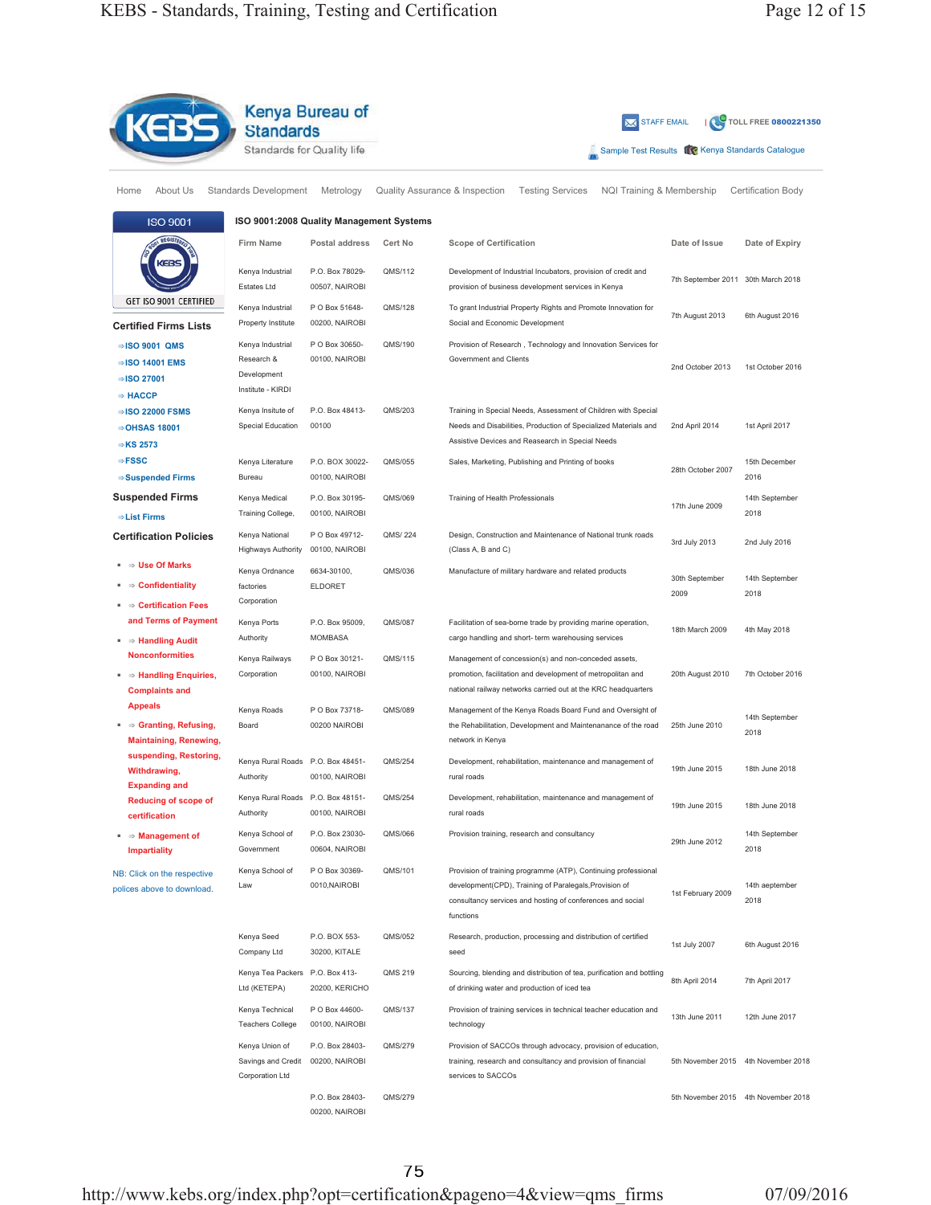Kenya Bureau of Standards
Standards for Quality life

STAFF EMAIL | TOLL FREE 0800221350

Sample Test Results | Kenya Standards Catalogue

Home | About Us | Standards Development | Metrology | Quality Assurance & Inspection | Testing Services | NQI Training & Membership | Certification Body

ISO 9001

GET ISO 9001 CERTIFIED

### Certified Firms Lists

- ⇒ISO 9001 QMS
- ⇒ISO 14001 EMS
- ⇒ISO 27001
- ⇒ HACCP
- ⇒ISO 22000 FSMS
- ⇒OHSAS 18001
- ⇒KS 2573
- ⇒FSSC
- ⇒Suspended Firms

### Suspended Firms

- ⇒List Firms

### Certification Policies

- ⇒ Use Of Marks
- ⇒ Confidentiality
- ⇒ Certification Fees and Terms of Payment
- ⇒ Handling Audit Nonconformities
- ⇒ Handling Enquiries, Complaints and Appeals
- ⇒ Granting, Refusing, Maintaining, Renewing, suspending, Restoring, Withdrawing, Expanding and Reducing of scope of certification
- ⇒ Management of Impartiality

NB: Click on the respective polices above to download.

## ISO 9001:2008 Quality Management Systems

| Firm Name | Postal address | Cert No | Scope of Certification | Date of Issue | Date of Expiry |
|---|---|---|---|---|---|
| Kenya Industrial Estates Ltd | P.O. Box 78029-00507, NAIROBI | QMS/112 | Development of Industrial Incubators, provision of credit and provision of business development services in Kenya | 7th September 2011 | 30th March 2018 |
| Kenya Industrial Property Institute | P O Box 51648-00200, NAIROBI | QMS/128 | To grant Industrial Property Rights and Promote Innovation for Social and Economic Development | 7th August 2013 | 6th August 2016 |
| Kenya Industrial Research & Development Institute - KIRDI | P O Box 30650-00100, NAIROBI | QMS/190 | Provision of Research , Technology and Innovation Services for Government and Clients | 2nd October 2013 | 1st October 2016 |
| Kenya Insitute of Special Education | P.O. Box 48413-00100 | QMS/203 | Training in Special Needs, Assessment of Children with Special Needs and Disabilities, Production of Specialized Materials and Assistive Devices and Reasearch in Special Needs | 2nd April 2014 | 1st April 2017 |
| Kenya Literature Bureau | P.O. BOX 30022-00100, NAIROBI | QMS/055 | Sales, Marketing, Publishing and Printing of books | 28th October 2007 | 15th December 2016 |
| Kenya Medical Training College, | P.O. Box 30195-00100, NAIROBI | QMS/069 | Training of Health Professionals | 17th June 2009 | 14th September 2018 |
| Kenya National Highways Authority | P O Box 49712-00100, NAIROBI | QMS/ 224 | Design, Construction and Maintenance of National trunk roads (Class A, B and C) | 3rd July 2013 | 2nd July 2016 |
| Kenya Ordnance factories Corporation | 6634-30100, ELDORET | QMS/036 | Manufacture of military hardware and related products | 30th September 2009 | 14th September 2018 |
| Kenya Ports Authority | P.O. Box 95009, MOMBASA | QMS/087 | Facilitation of sea-borne trade by providing marine operation, cargo handling and short- term warehousing services | 18th March 2009 | 4th May 2018 |
| Kenya Railways Corporation | P O Box 30121-00100, NAIROBI | QMS/115 | Management of concession(s) and non-conceded assets, promotion, facilitation and development of metropolitan and national railway networks carried out at the KRC headquarters | 20th August 2010 | 7th October 2016 |
| Kenya Roads Board | P O Box 73718-00200 NAIROBI | QMS/089 | Management of the Kenya Roads Board Fund and Oversight of the Rehabilitation, Development and Maintenaance of the road network in Kenya | 25th June 2010 | 14th September 2018 |
| Kenya Rural Roads Authority | P.O. Box 48451-00100, NAIROBI | QMS/254 | Development, rehabilitation, maintenance and management of rural roads | 19th June 2015 | 18th June 2018 |
| Kenya Rural Roads Authority | P.O. Box 48151-00100, NAIROBI | QMS/254 | Development, rehabilitation, maintenance and management of rural roads | 19th June 2015 | 18th June 2018 |
| Kenya School of Government | P.O. Box 23030-00604, NAIROBI | QMS/066 | Provision training, research and consultancy | 29th June 2012 | 14th September 2018 |
| Kenya School of Law | P O Box 30369-0010,NAIROBI | QMS/101 | Provision of training programme (ATP), Continuing professional development(CPD), Training of Paralegals,Provision of consultancy services and hosting of conferences and social functions | 1st February 2009 | 14th aeptember 2018 |
| Kenya Seed Company Ltd | P.O. BOX 553-30200, KITALE | QMS/052 | Research, production, processing and distribution of certified seed | 1st July 2007 | 6th August 2016 |
| Kenya Tea Packers Ltd (KETEPA) | P.O. Box 413-20200, KERICHO | QMS 219 | Sourcing, blending and distribution of tea, purification and bottling of drinking water and production of iced tea | 8th April 2014 | 7th April 2017 |
| Kenya Technical Teachers College | P O Box 44600-00100, NAIROBI | QMS/137 | Provision of training services in technical teacher education and technology | 13th June 2011 | 12th June 2017 |
| Kenya Union of Savings and Credit Corporation Ltd | P.O. Box 28403-00200, NAIROBI | QMS/279 | Provision of SACCOs through advocacy, provision of education, training, research and consultancy and provision of financial services to SACCOs | 5th November 2015 | 4th November 2018 |
| | P.O. Box 28403-00200, NAIROBI | QMS/279 | | 5th November 2015 | 4th November 2018 |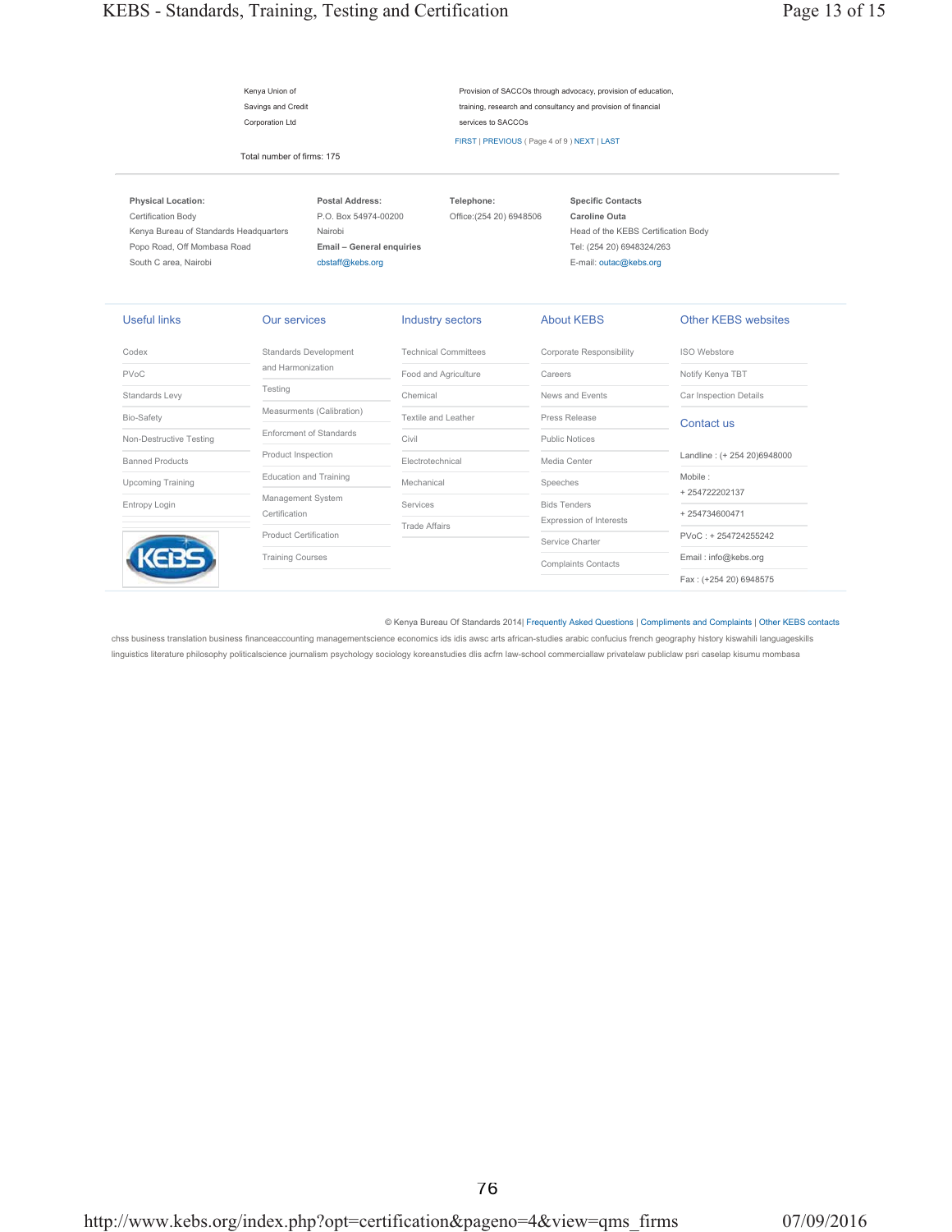| | |
|---|---|
| Kenya Union of Savings and Credit Corporation Ltd | Provision of SACCOs through advocacy, provision of education, training, research and consultancy and provision of financial services to SACCOs |

FIRST | PREVIOUS ( Page 4 of 9 ) NEXT | LAST

Total number of firms: 175

**Physical Location:**
Certification Body
Kenya Bureau of Standards Headquarters
Popo Road, Off Mombasa Road
South C area, Nairobi

**Postal Address:**
P.O. Box 54974-00200
Nairobi
**Email – General enquiries**
cbstaff@kebs.org

**Telephone:**
Office:(254 20) 6948506

**Specific Contacts**
**Caroline Outa**
Head of the KEBS Certification Body
Tel: (254 20) 6948324/263
E-mail: outac@kebs.org

## Useful links

- Codex
- PVoC
- Standards Levy
- Bio-Safety
- Non-Destructive Testing
- Banned Products
- Upcoming Training
- Entropy Login

## Our services

- Standards Development and Harmonization
- Testing
- Measurments (Calibration)
- Enforcment of Standards
- Product Inspection
- Education and Training
- Management System Certification
- Product Certification
- Training Courses

## Industry sectors

- Technical Committees
- Food and Agriculture
- Chemical
- Textile and Leather
- Civil
- Electrotechnical
- Mechanical
- Services
- Trade Affairs

## About KEBS

- Corporate Responsibility
- Careers
- News and Events
- Press Release
- Public Notices
- Media Center
- Speeches
- Bids Tenders Expression of Interests
- Service Charter
- Complaints Contacts

## Other KEBS websites

- ISO Webstore
- Notify Kenya TBT
- Car Inspection Details

## Contact us

- Landline : (+ 254 20)6948000
- Mobile : + 254722202137
- + 254734600471
- PVoC : + 254724255242
- Email : info@kebs.org
- Fax : (+254 20) 6948575

© Kenya Bureau Of Standards 2014| Frequently Asked Questions | Compliments and Complaints | Other KEBS contacts

chss business translation business financeaccounting managementscience economics ids idis awsc arts african-studies arabic confucius french geography history kiswahili languageskills linguistics literature philosophy politicalscience journalism psychology sociology koreanstudies dlis acfm law-school commerciallaw privatelaw publiclaw psri caselap kisumu mombasa

http://www.kebs.org/index.php?opt=certification&pageno=4&view=qms_firms 07/09/2016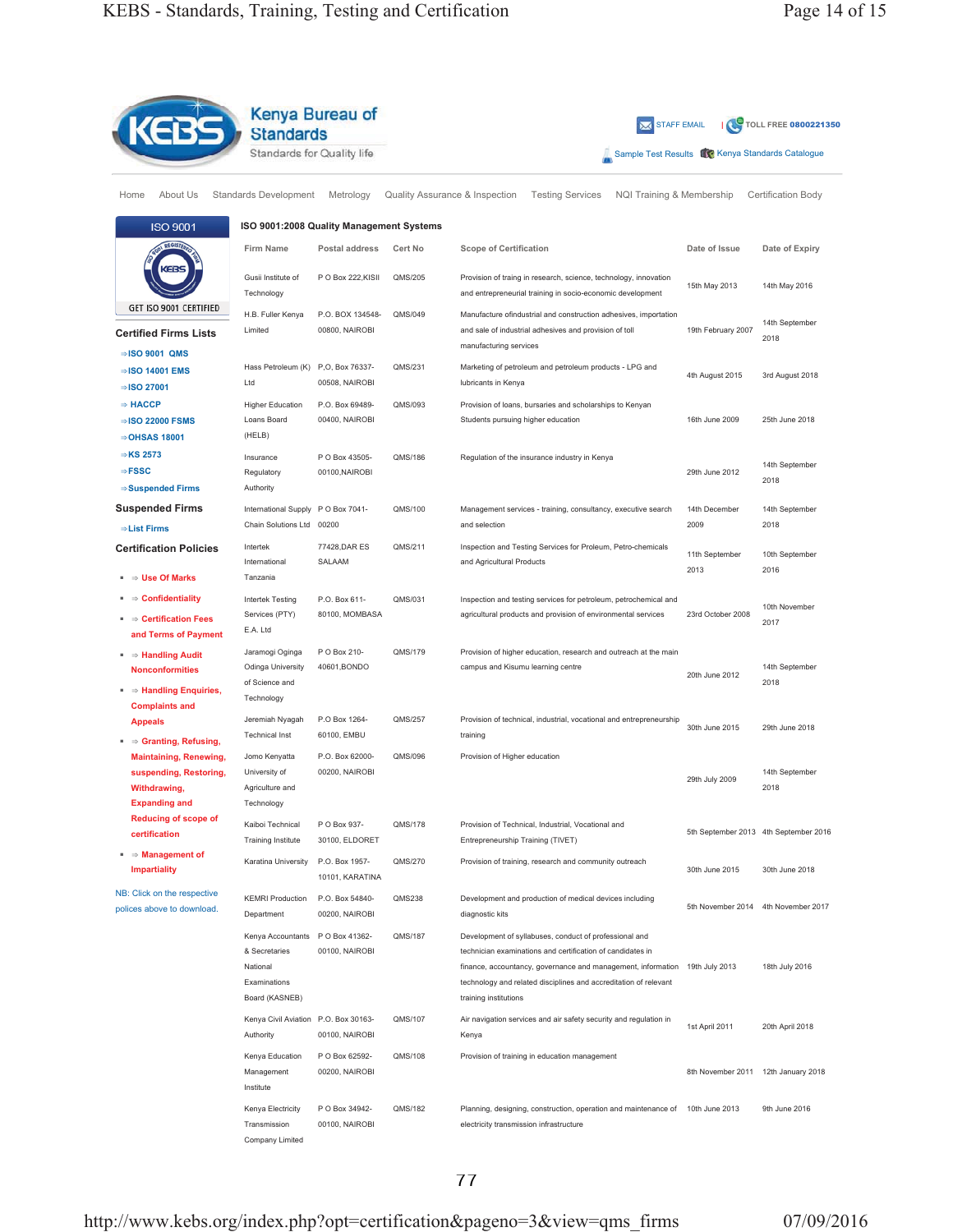Kenya Bureau of Standards
Standards for Quality life

STAFF EMAIL | TOLL FREE 0800221350

Sample Test Results   Kenya Standards Catalogue

Home   About Us   Standards Development   Metrology   Quality Assurance & Inspection   Testing Services   NQI Training & Membership   Certification Body

ISO 9001

GET ISO 9001 CERTIFIED

## Certified Firms Lists

- ⇒ISO 9001 QMS
- ⇒ISO 14001 EMS
- ⇒ISO 27001
- ⇒ HACCP
- ⇒ISO 22000 FSMS
- ⇒OHSAS 18001
- ⇒KS 2573
- ⇒FSSC
- ⇒Suspended Firms

## Suspended Firms

- ⇒List Firms

## Certification Policies

- ⇒ Use Of Marks
- ⇒ Confidentiality
- ⇒ Certification Fees and Terms of Payment
- ⇒ Handling Audit Nonconformities
- ⇒ Handling Enquiries, Complaints and Appeals
- ⇒ Granting, Refusing, Maintaining, Renewing, suspending, Restoring, Withdrawing, Expanding and Reducing of scope of certification
- ⇒ Management of Impartiality

NB: Click on the respective polices above to download.

## ISO 9001:2008 Quality Management Systems

| Firm Name | Postal address | Cert No | Scope of Certification | Date of Issue | Date of Expiry |
|---|---|---|---|---|---|
| Gusii Institute of Technology | P O Box 222,KISII | QMS/205 | Provision of traing in research, science, technology, innovation and entrepreneurial training in socio-economic development | 15th May 2013 | 14th May 2016 |
| H.B. Fuller Kenya Limited | P.O. BOX 134548-00800, NAIROBI | QMS/049 | Manufacture ofindustrial and construction adhesives, importation and sale of industrial adhesives and provision of toll manufacturing services | 19th February 2007 | 14th September 2018 |
| Hass Petroleum (K) Ltd | P,O, Box 76337-00508, NAIROBI | QMS/231 | Marketing of petroleum and petroleum products - LPG and lubricants in Kenya | 4th August 2015 | 3rd August 2018 |
| Higher Education Loans Board (HELB) | P.O. Box 69489-00400, NAIROBI | QMS/093 | Provision of loans, bursaries and scholarships to Kenyan Students pursuing higher education | 16th June 2009 | 25th June 2018 |
| Insurance Regulatory Authority | P O Box 43505-00100,NAIROBI | QMS/186 | Regulation of the insurance industry in Kenya | 29th June 2012 | 14th September 2018 |
| International Supply Chain Solutions Ltd | P O Box 7041-00200 | QMS/100 | Management services - training, consultancy, executive search and selection | 14th December 2009 | 14th September 2018 |
| Intertek International Tanzania | 77428,DAR ES SALAAM | QMS/211 | Inspection and Testing Services for Proleum, Petro-chemicals and Agricultural Products | 11th September 2013 | 10th September 2016 |
| Intertek Testing Services (PTY) E.A. Ltd | P.O. Box 611-80100, MOMBASA | QMS/031 | Inspection and testing services for petroleum, petrochemical and agricultural products and provision of environmental services | 23rd October 2008 | 10th November 2017 |
| Jaramogi Oginga Odinga University of Science and Technology | P O Box 210-40601,BONDO | QMS/179 | Provision of higher education, research and outreach at the main campus and Kisumu learning centre | 20th June 2012 | 14th September 2018 |
| Jeremiah Nyagah Technical Inst | P.O Box 1264-60100, EMBU | QMS/257 | Provision of technical, industrial, vocational and entrepreneurship training | 30th June 2015 | 29th June 2018 |
| Jomo Kenyatta University of Agriculture and Technology | P.O. Box 62000-00200, NAIROBI | QMS/096 | Provision of Higher education | 29th July 2009 | 14th September 2018 |
| Kaiboi Technical Training Institute | P O Box 937-30100, ELDORET | QMS/178 | Provision of Technical, Industrial, Vocational and Entrepreneurship Training (TIVET) | 5th September 2013 | 4th September 2016 |
| Karatina University | P.O. Box 1957-10101, KARATINA | QMS/270 | Provision of training, research and community outreach | 30th June 2015 | 30th June 2018 |
| KEMRI Production Department | P.O. Box 54840-00200, NAIROBI | QMS238 | Development and production of medical devices including diagnostic kits | 5th November 2014 | 4th November 2017 |
| Kenya Accountants & Secretaries National Examinations Board (KASNEB) | P O Box 41362-00100, NAIROBI | QMS/187 | Development of syllabuses, conduct of professional and technician examinations and certification of candidates in finance, accountancy, governance and management, information technology and related disciplines and accreditation of relevant training institutions | 19th July 2013 | 18th July 2016 |
| Kenya Civil Aviation Authority | P.O. Box 30163-00100, NAIROBI | QMS/107 | Air navigation services and air safety security and regulation in Kenya | 1st April 2011 | 20th April 2018 |
| Kenya Education Management Institute | P O Box 62592-00200, NAIROBI | QMS/108 | Provision of training in education management | 8th November 2011 | 12th January 2018 |
| Kenya Electricity Transmission Company Limited | P O Box 34942-00100, NAIROBI | QMS/182 | Planning, designing, construction, operation and maintenance of electricity transmission infrastructure | 10th June 2013 | 9th June 2016 |

77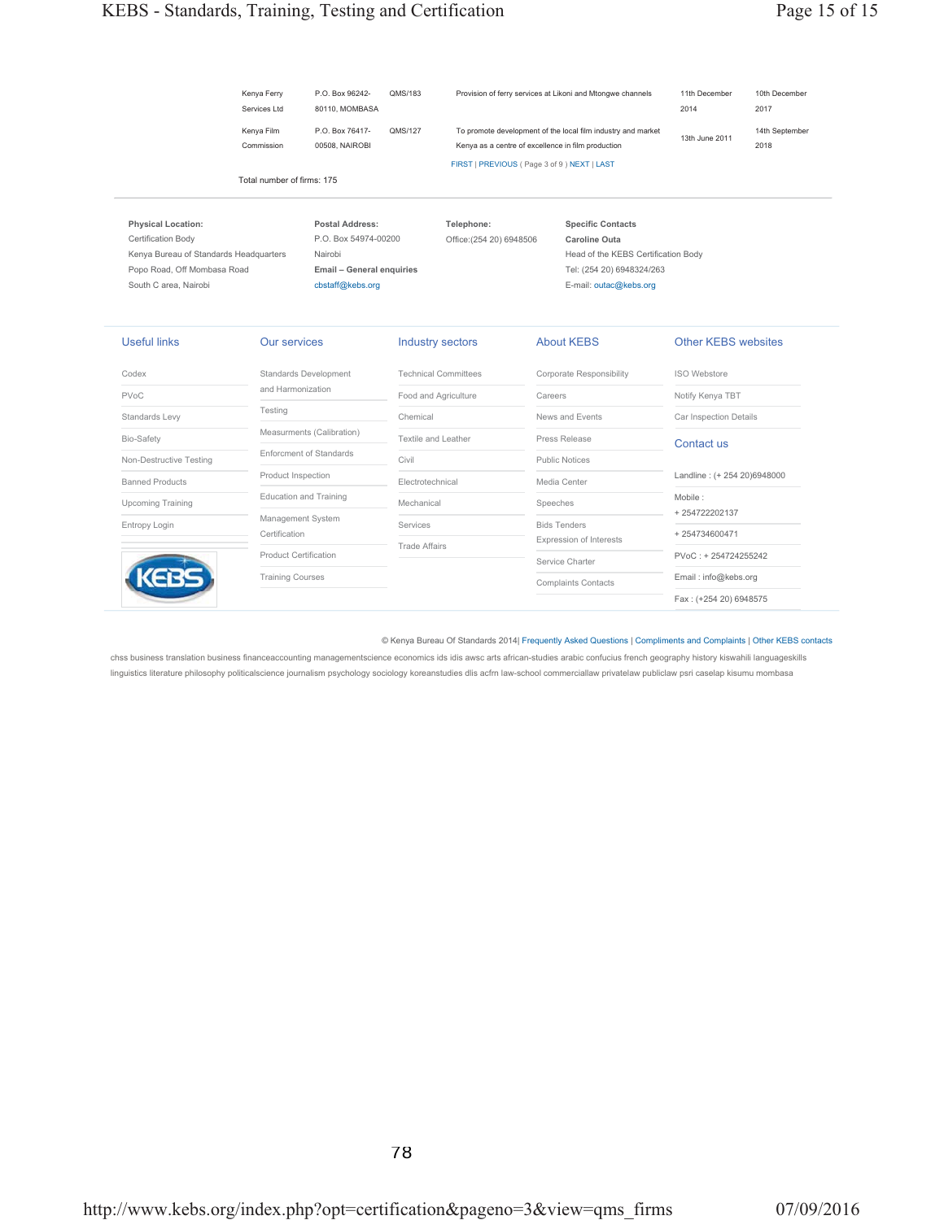| | | | | | |
|---|---|---|---|---|---|
| Kenya Ferry Services Ltd | P.O. Box 96242-80110, MOMBASA | QMS/183 | Provision of ferry services at Likoni and Mtongwe channels | 11th December 2014 | 10th December 2017 |
| Kenya Film Commission | P.O. Box 76417-00508, NAIROBI | QMS/127 | To promote development of the local film industry and market Kenya as a centre of excellence in film production | 13th June 2011 | 14th September 2018 |

FIRST | PREVIOUS ( Page 3 of 9 ) NEXT | LAST

Total number of firms: 175

**Physical Location:**
Certification Body
Kenya Bureau of Standards Headquarters
Popo Road, Off Mombasa Road
South C area, Nairobi

**Postal Address:**
P.O. Box 54974-00200
Nairobi

**Email – General enquiries**
cbstaff@kebs.org

**Telephone:**
Office:(254 20) 6948506

**Specific Contacts**
**Caroline Outa**
Head of the KEBS Certification Body
Tel: (254 20) 6948324/263
E-mail: outac@kebs.org

## Useful links

- Codex
- PVoC
- Standards Levy
- Bio-Safety
- Non-Destructive Testing
- Banned Products
- Upcoming Training
- Entropy Login

## Our services

- Standards Development and Harmonization
- Testing
- Measurments (Calibration)
- Enforcment of Standards
- Product Inspection
- Education and Training
- Management System Certification
- Product Certification
- Training Courses

## Industry sectors

- Technical Committees
- Food and Agriculture
- Chemical
- Textile and Leather
- Civil
- Electrotechnical
- Mechanical
- Services
- Trade Affairs

## About KEBS

- Corporate Responsibility
- Careers
- News and Events
- Press Release
- Public Notices
- Media Center
- Speeches
- Bids Tenders Expression of Interests
- Service Charter
- Complaints Contacts

## Other KEBS websites

- ISO Webstore
- Notify Kenya TBT
- Car Inspection Details

## Contact us

- Landline : (+ 254 20)6948000
- Mobile : + 254722202137
- + 254734600471
- PVoC : + 254724255242
- Email : info@kebs.org
- Fax : (+254 20) 6948575

© Kenya Bureau Of Standards 2014| Frequently Asked Questions | Compliments and Complaints | Other KEBS contacts

chss business translation business financeaccounting managementscience economics ids idis awsc arts african-studies arabic confucius french geography history kiswahili languageskills linguistics literature philosophy politicalscience journalism psychology sociology koreanstudies dlis acfn law-school commerciallaw privatelaw publiclaw psri caselap kisumu mombasa